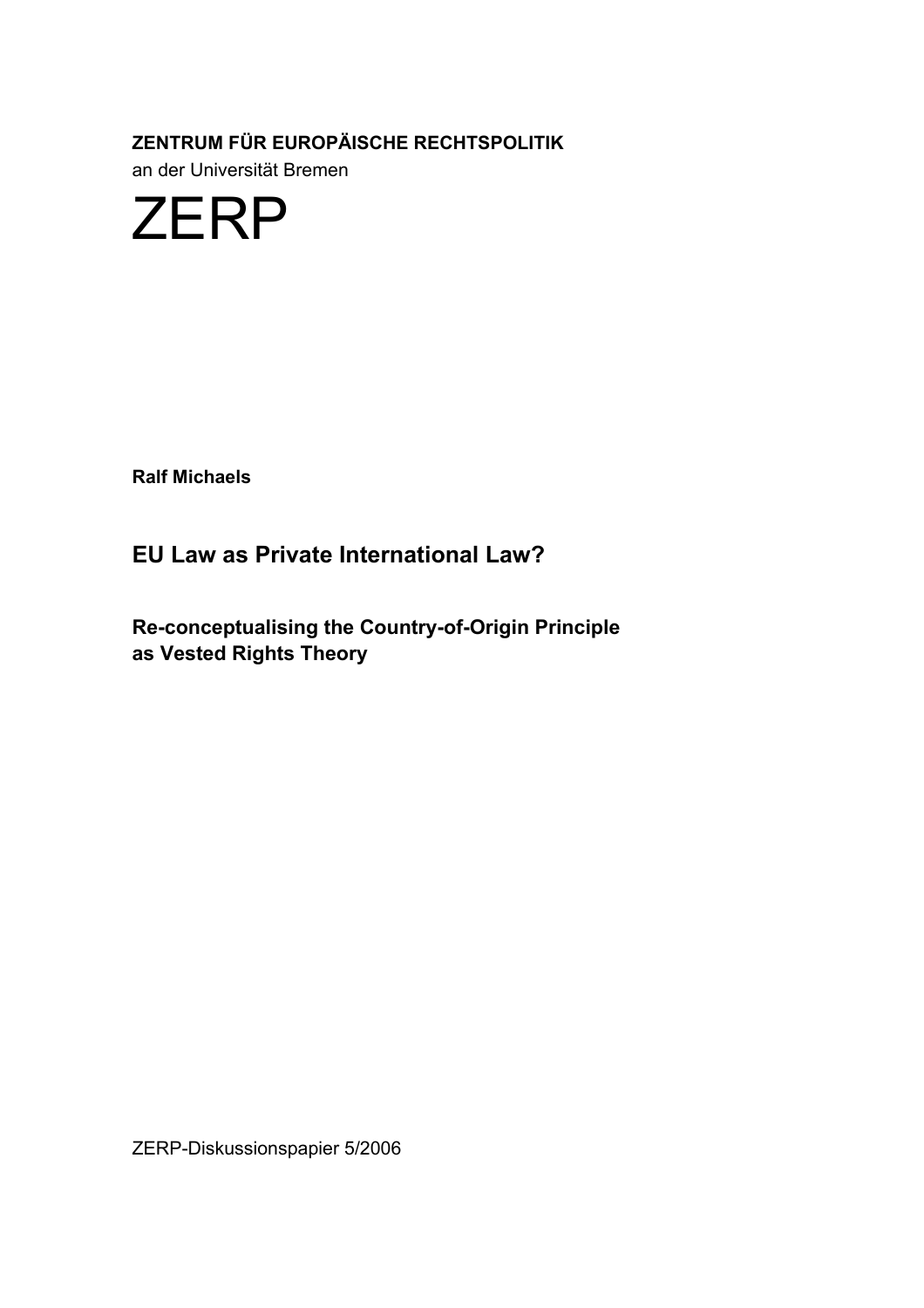**ZENTRUM FÜR EUROPÄISCHE RECHTSPOLITIK**

an der Universität Bremen

# ZERP

**Ralf Michaels**

## EU Law as Private International Law?

### Re-conceptualising the Country-of-Origin Principle as Vested Rights Theory

ZERP-Diskussionspapier 5/2006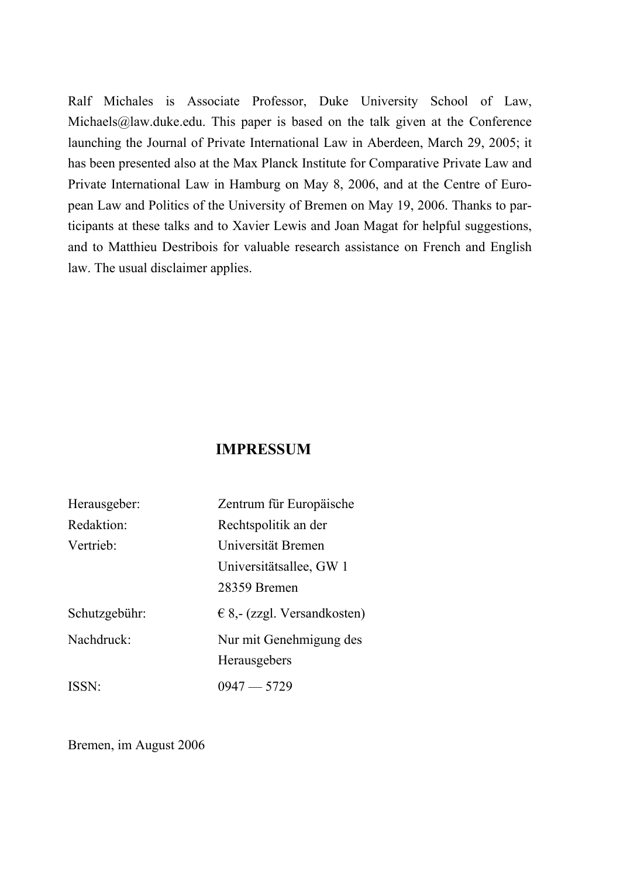Ralf Michales is Associate Professor, Duke University School of Law, Michaels@law.duke.edu. This paper is based on the talk given at the Conference launching the Journal of Private International Law in Aberdeen, March 29, 2005; it has been presented also at the Max Planck Institute for Comparative Private Law and Private International Law in Hamburg on May 8, 2006, and at the Centre of European Law and Politics of the University of Bremen on May 19, 2006. Thanks to participants at these talks and to Xavier Lewis and Joan Magat for helpful suggestions, and to Matthieu Destribois for valuable research assistance on French and English law. The usual disclaimer applies.

## IMPRESSUM

| | |
|---|---|
| Herausgeber: | Zentrum für Europäische |
| Redaktion: | Rechtspolitik an der |
| Vertrieb: | Universität Bremen |
| | Universitätsallee, GW 1 |
| | 28359 Bremen |
| Schutzgebühr: | € 8,- (zzgl. Versandkosten) |
| Nachdruck: | Nur mit Genehmigung des Herausgebers |
| ISSN: | 0947 — 5729 |

Bremen, im August 2006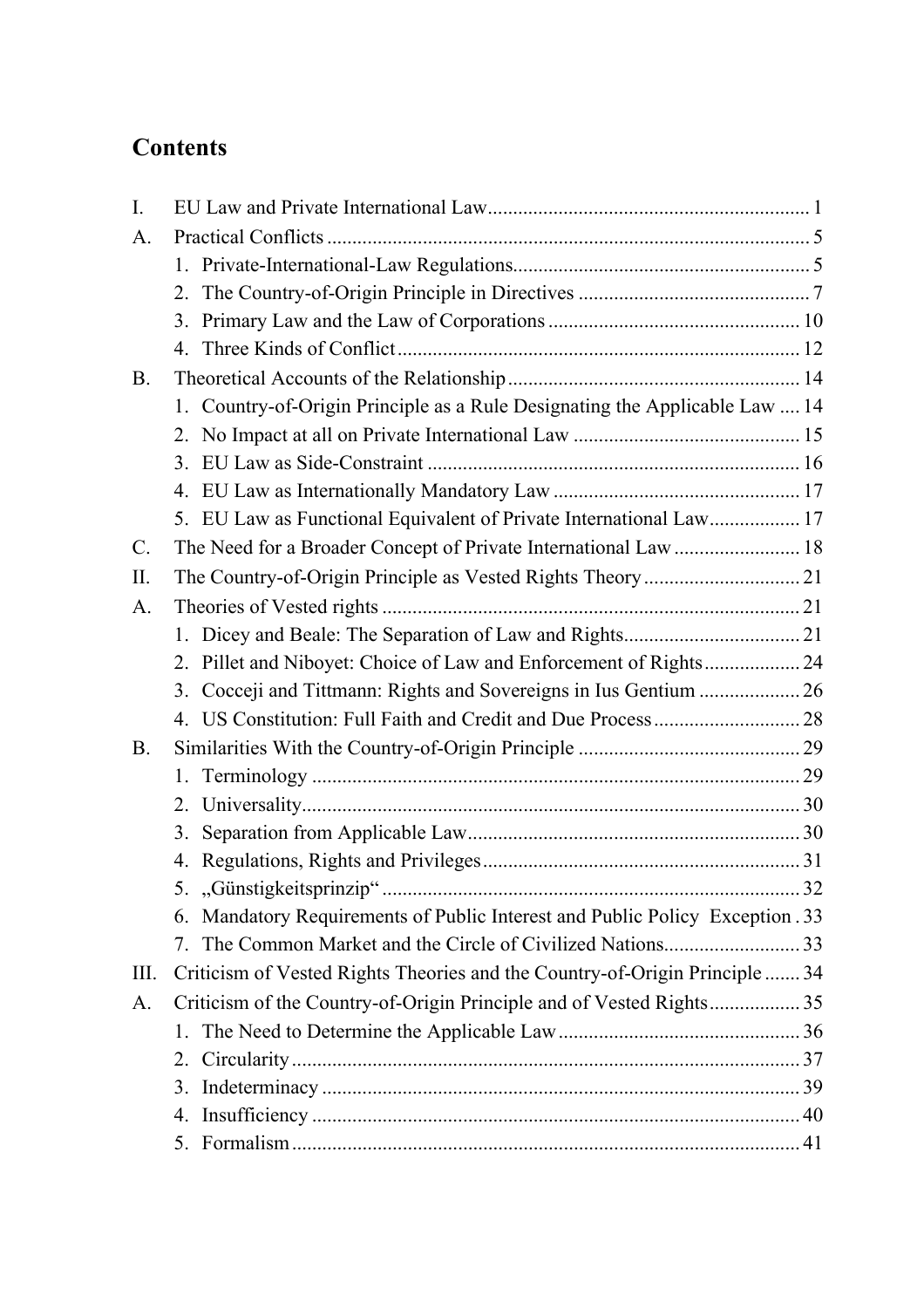# Contents

I. EU Law and Private International Law ... 1

A. Practical Conflicts ... 5

1. Private-International-Law Regulations ... 5
2. The Country-of-Origin Principle in Directives ... 7
3. Primary Law and the Law of Corporations ... 10
4. Three Kinds of Conflict ... 12

B. Theoretical Accounts of the Relationship ... 14

1. Country-of-Origin Principle as a Rule Designating the Applicable Law ... 14
2. No Impact at all on Private International Law ... 15
3. EU Law as Side-Constraint ... 16
4. EU Law as Internationally Mandatory Law ... 17
5. EU Law as Functional Equivalent of Private International Law ... 17

C. The Need for a Broader Concept of Private International Law ... 18

II. The Country-of-Origin Principle as Vested Rights Theory ... 21

A. Theories of Vested rights ... 21

1. Dicey and Beale: The Separation of Law and Rights ... 21
2. Pillet and Niboyet: Choice of Law and Enforcement of Rights ... 24
3. Cocceji and Tittmann: Rights and Sovereigns in Ius Gentium ... 26
4. US Constitution: Full Faith and Credit and Due Process ... 28

B. Similarities With the Country-of-Origin Principle ... 29

1. Terminology ... 29
2. Universality ... 30
3. Separation from Applicable Law ... 30
4. Regulations, Rights and Privileges ... 31
5. „Günstigkeitsprinzip“ ... 32
6. Mandatory Requirements of Public Interest and Public Policy Exception ... 33
7. The Common Market and the Circle of Civilized Nations ... 33

III. Criticism of Vested Rights Theories and the Country-of-Origin Principle ... 34

A. Criticism of the Country-of-Origin Principle and of Vested Rights ... 35

1. The Need to Determine the Applicable Law ... 36
2. Circularity ... 37
3. Indeterminacy ... 39
4. Insufficiency ... 40
5. Formalism ... 41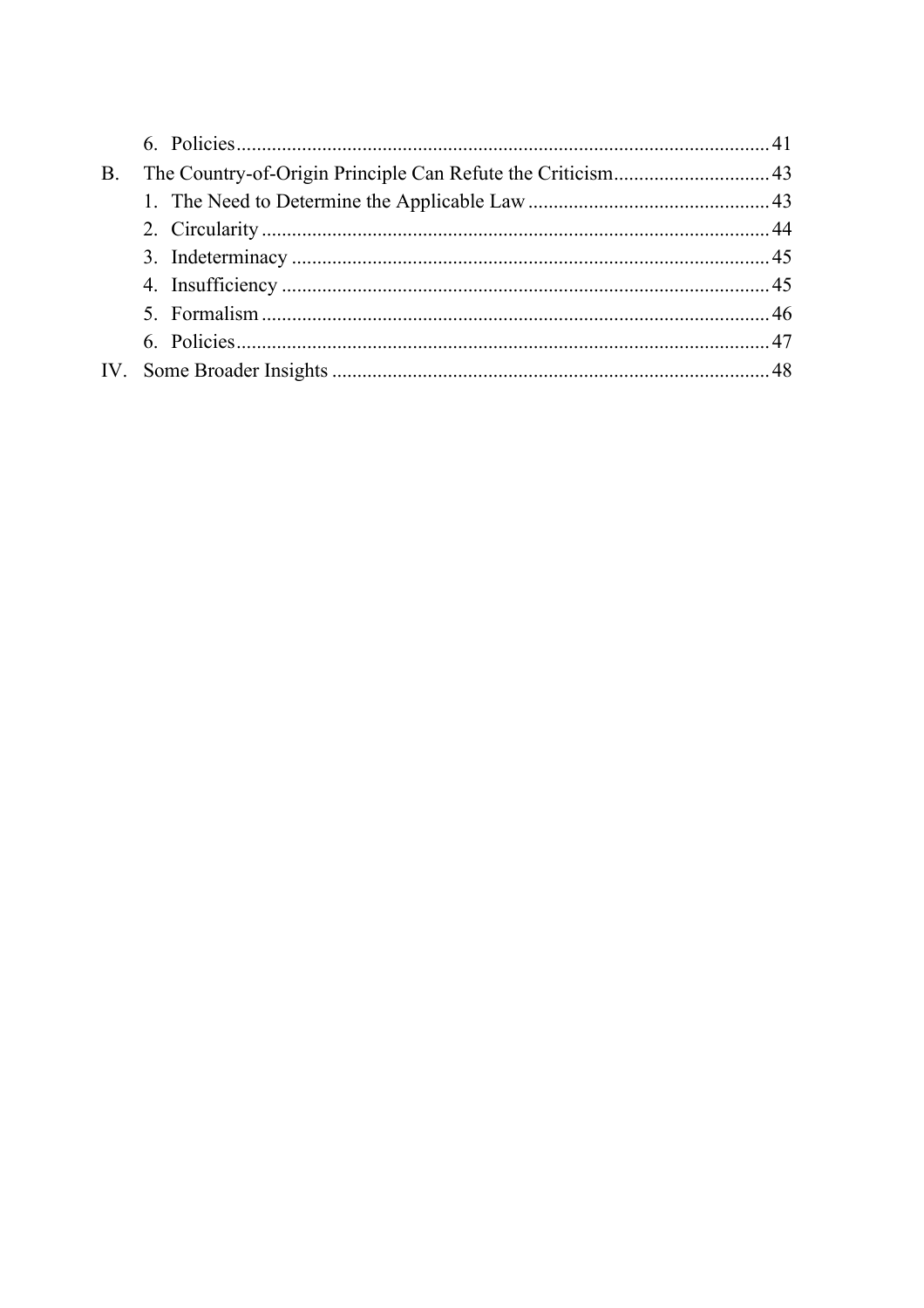6. Policies ........................................................................................................ 41

B. The Country-of-Origin Principle Can Refute the Criticism ............................... 43

1. The Need to Determine the Applicable Law ................................................ 43
2. Circularity .................................................................................................... 44
3. Indeterminacy .............................................................................................. 45
4. Insufficiency ................................................................................................ 45
5. Formalism .................................................................................................... 46
6. Policies ......................................................................................................... 47

IV. Some Broader Insights ....................................................................................... 48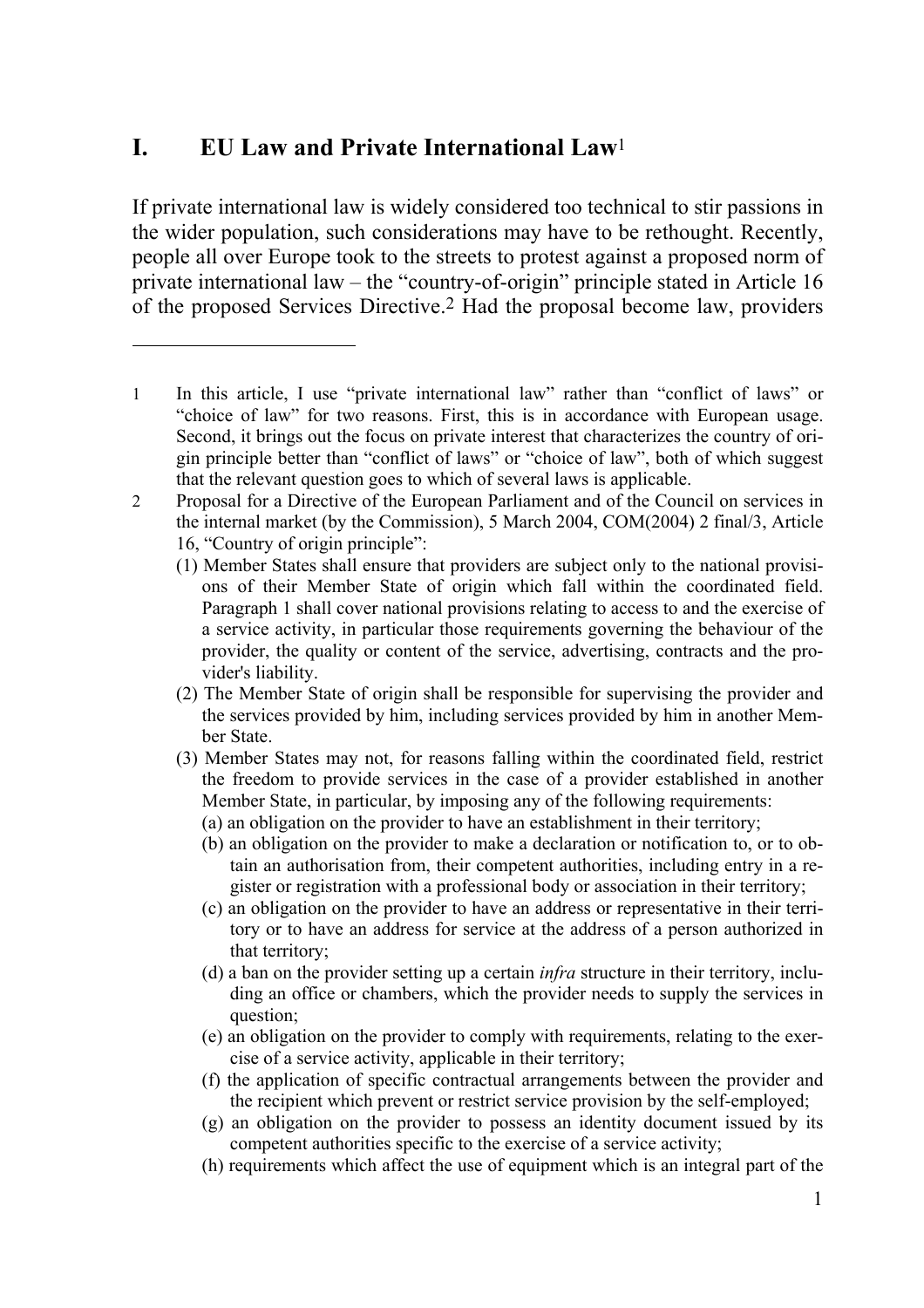# I. EU Law and Private International Law[1]

If private international law is widely considered too technical to stir passions in the wider population, such considerations may have to be rethought. Recently, people all over Europe took to the streets to protest against a proposed norm of private international law – the "country-of-origin" principle stated in Article 16 of the proposed Services Directive.[2] Had the proposal become law, providers

---

1 In this article, I use "private international law" rather than "conflict of laws" or "choice of law" for two reasons. First, this is in accordance with European usage. Second, it brings out the focus on private interest that characterizes the country of origin principle better than "conflict of laws" or "choice of law", both of which suggest that the relevant question goes to which of several laws is applicable.

2 Proposal for a Directive of the European Parliament and of the Council on services in the internal market (by the Commission), 5 March 2004, COM(2004) 2 final/3, Article 16, "Country of origin principle":

(1) Member States shall ensure that providers are subject only to the national provisions of their Member State of origin which fall within the coordinated field. Paragraph 1 shall cover national provisions relating to access to and the exercise of a service activity, in particular those requirements governing the behaviour of the provider, the quality or content of the service, advertising, contracts and the provider's liability.

(2) The Member State of origin shall be responsible for supervising the provider and the services provided by him, including services provided by him in another Member State.

(3) Member States may not, for reasons falling within the coordinated field, restrict the freedom to provide services in the case of a provider established in another Member State, in particular, by imposing any of the following requirements:

(a) an obligation on the provider to have an establishment in their territory;

(b) an obligation on the provider to make a declaration or notification to, or to obtain an authorisation from, their competent authorities, including entry in a register or registration with a professional body or association in their territory;

(c) an obligation on the provider to have an address or representative in their territory or to have an address for service at the address of a person authorized in that territory;

(d) a ban on the provider setting up a certain *infra* structure in their territory, including an office or chambers, which the provider needs to supply the services in question;

(e) an obligation on the provider to comply with requirements, relating to the exercise of a service activity, applicable in their territory;

(f) the application of specific contractual arrangements between the provider and the recipient which prevent or restrict service provision by the self-employed;

(g) an obligation on the provider to possess an identity document issued by its competent authorities specific to the exercise of a service activity;

(h) requirements which affect the use of equipment which is an integral part of the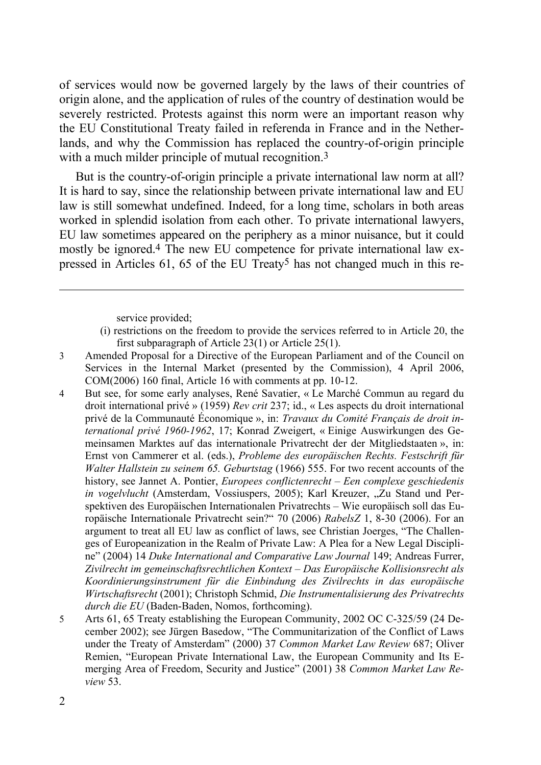of services would now be governed largely by the laws of their countries of origin alone, and the application of rules of the country of destination would be severely restricted. Protests against this norm were an important reason why the EU Constitutional Treaty failed in referenda in France and in the Netherlands, and why the Commission has replaced the country-of-origin principle with a much milder principle of mutual recognition.[3]

But is the country-of-origin principle a private international law norm at all? It is hard to say, since the relationship between private international law and EU law is still somewhat undefined. Indeed, for a long time, scholars in both areas worked in splendid isolation from each other. To private international lawyers, EU law sometimes appeared on the periphery as a minor nuisance, but it could mostly be ignored.[4] The new EU competence for private international law expressed in Articles 61, 65 of the EU Treaty[5] has not changed much in this re-

---

service provided;

(i) restrictions on the freedom to provide the services referred to in Article 20, the first subparagraph of Article 23(1) or Article 25(1).

3 Amended Proposal for a Directive of the European Parliament and of the Council on Services in the Internal Market (presented by the Commission), 4 April 2006, COM(2006) 160 final, Article 16 with comments at pp. 10-12.

4 But see, for some early analyses, René Savatier, « Le Marché Commun au regard du droit international privé » (1959) *Rev crit* 237; id., « Les aspects du droit international privé de la Communauté Économique », in: *Travaux du Comité Français de droit international privé 1960-1962*, 17; Konrad Zweigert, « Einige Auswirkungen des Gemeinsamen Marktes auf das internationale Privatrecht der der Mitgliedstaaten », in: Ernst von Cammerer et al. (eds.), *Probleme des europäischen Rechts. Festschrift für Walter Hallstein zu seinem 65. Geburtstag* (1966) 555. For two recent accounts of the history, see Jannet A. Pontier, *Europees conflictenrecht – Een complexe geschiedenis in vogelvlucht* (Amsterdam, Vossiuspers, 2005); Karl Kreuzer, „Zu Stand und Perspektiven des Europäischen Internationalen Privatrechts – Wie europäisch soll das Europäische Internationale Privatrecht sein?" 70 (2006) *RabelsZ* 1, 8-30 (2006). For an argument to treat all EU law as conflict of laws, see Christian Joerges, "The Challenges of Europeanization in the Realm of Private Law: A Plea for a New Legal Discipline" (2004) 14 *Duke International and Comparative Law Journal* 149; Andreas Furrer, *Zivilrecht im gemeinschaftsrechtlichen Kontext – Das Europäische Kollisionsrecht als Koordinierungsinstrument für die Einbindung des Zivilrechts in das europäische Wirtschaftsrecht* (2001); Christoph Schmid, *Die Instrumentalisierung des Privatrechts durch die EU* (Baden-Baden, Nomos, forthcoming).

5 Arts 61, 65 Treaty establishing the European Community, 2002 OC C-325/59 (24 December 2002); see Jürgen Basedow, "The Communitarization of the Conflict of Laws under the Treaty of Amsterdam" (2000) 37 *Common Market Law Review* 687; Oliver Remien, "European Private International Law, the European Community and Its Emerging Area of Freedom, Security and Justice" (2001) 38 *Common Market Law Review* 53.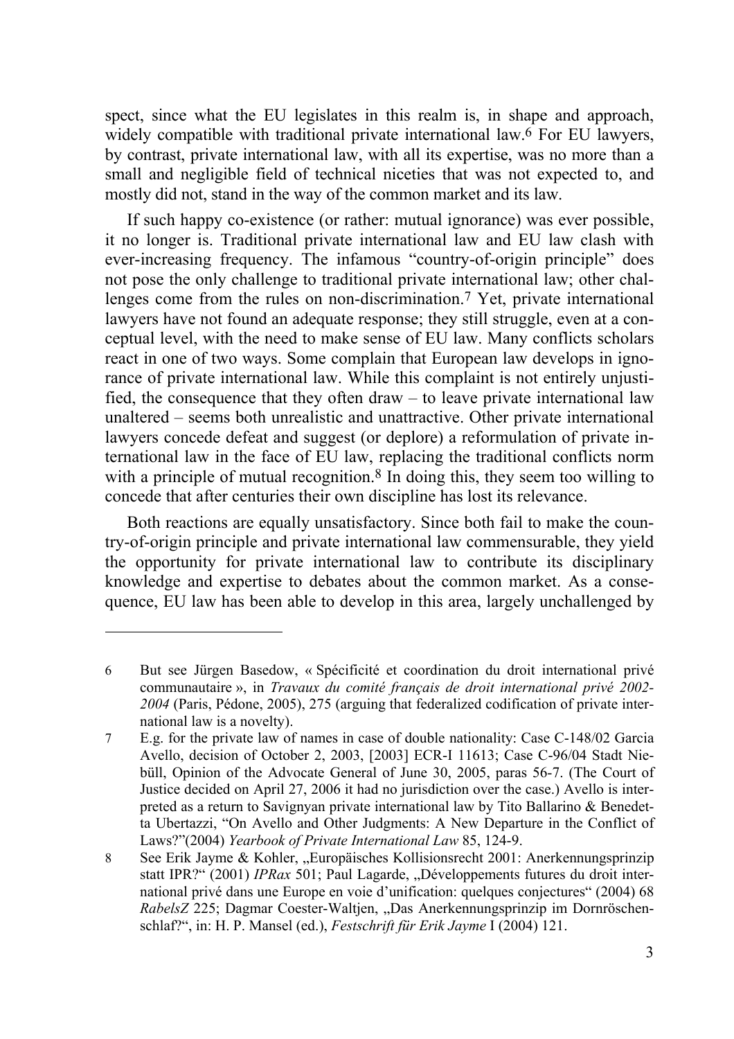spect, since what the EU legislates in this realm is, in shape and approach, widely compatible with traditional private international law.[6] For EU lawyers, by contrast, private international law, with all its expertise, was no more than a small and negligible field of technical niceties that was not expected to, and mostly did not, stand in the way of the common market and its law.

If such happy co-existence (or rather: mutual ignorance) was ever possible, it no longer is. Traditional private international law and EU law clash with ever-increasing frequency. The infamous "country-of-origin principle" does not pose the only challenge to traditional private international law; other challenges come from the rules on non-discrimination.[7] Yet, private international lawyers have not found an adequate response; they still struggle, even at a conceptual level, with the need to make sense of EU law. Many conflicts scholars react in one of two ways. Some complain that European law develops in ignorance of private international law. While this complaint is not entirely unjustified, the consequence that they often draw – to leave private international law unaltered – seems both unrealistic and unattractive. Other private international lawyers concede defeat and suggest (or deplore) a reformulation of private international law in the face of EU law, replacing the traditional conflicts norm with a principle of mutual recognition.[8] In doing this, they seem too willing to concede that after centuries their own discipline has lost its relevance.

Both reactions are equally unsatisfactory. Since both fail to make the country-of-origin principle and private international law commensurable, they yield the opportunity for private international law to contribute its disciplinary knowledge and expertise to debates about the common market. As a consequence, EU law has been able to develop in this area, largely unchallenged by

---

6 But see Jürgen Basedow, « Spécificité et coordination du droit international privé communautaire », in *Travaux du comité français de droit international privé 2002-2004* (Paris, Pédone, 2005), 275 (arguing that federalized codification of private international law is a novelty).

7 E.g. for the private law of names in case of double nationality: Case C-148/02 Garcia Avello, decision of October 2, 2003, [2003] ECR-I 11613; Case C-96/04 Stadt Niebüll, Opinion of the Advocate General of June 30, 2005, paras 56-7. (The Court of Justice decided on April 27, 2006 it had no jurisdiction over the case.) Avello is interpreted as a return to Savignyan private international law by Tito Ballarino & Benedetta Ubertazzi, "On Avello and Other Judgments: A New Departure in the Conflict of Laws?"(2004) *Yearbook of Private International Law* 85, 124-9.

8 See Erik Jayme & Kohler, „Europäisches Kollisionsrecht 2001: Anerkennungsprinzip statt IPR?" (2001) *IPRax* 501; Paul Lagarde, „Développements futures du droit international privé dans une Europe en voie d'unification: quelques conjectures" (2004) 68 *RabelsZ* 225; Dagmar Coester-Waltjen, „Das Anerkennungsprinzip im Dornröschenschlaf?", in: H. P. Mansel (ed.), *Festschrift für Erik Jayme* I (2004) 121.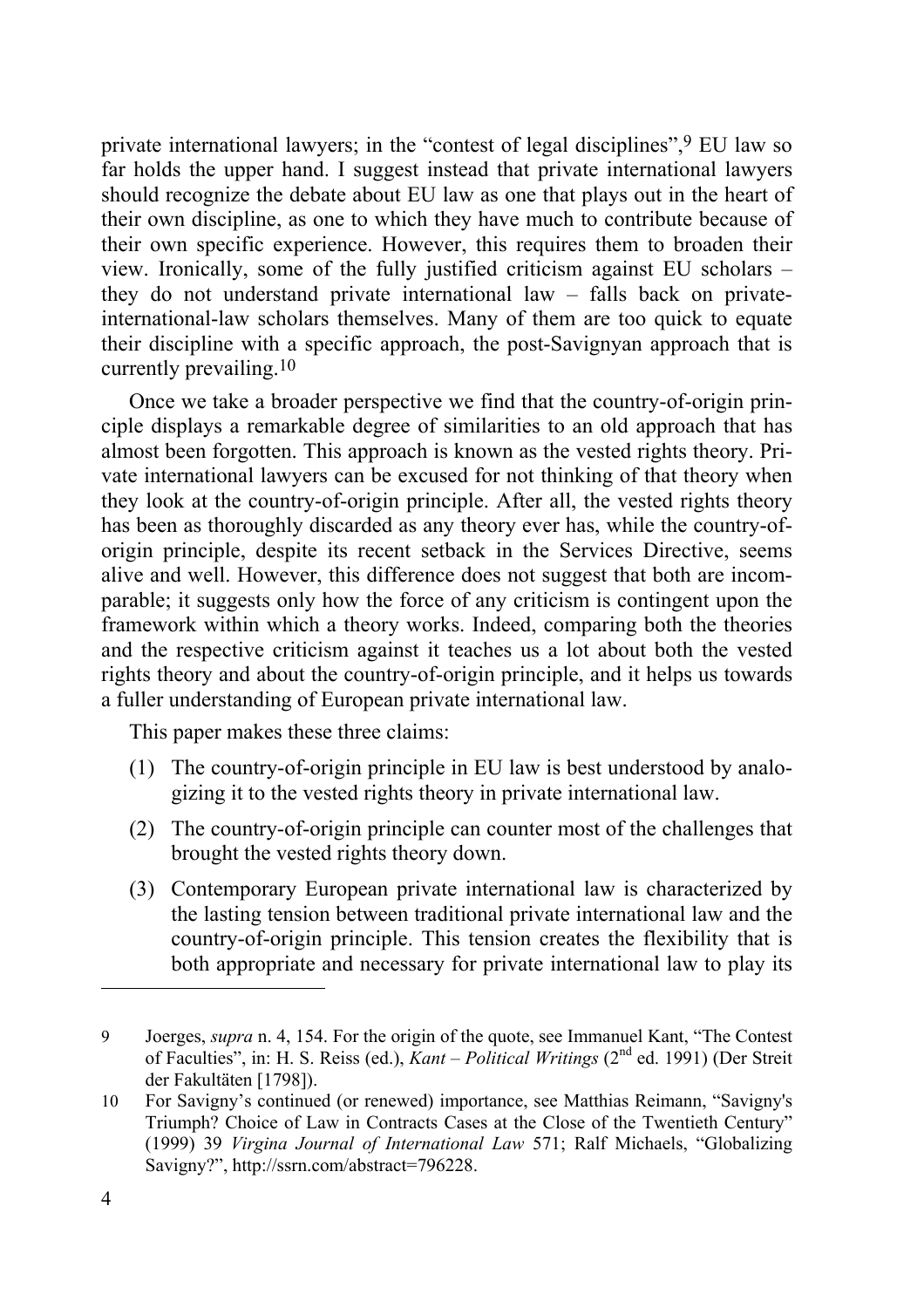private international lawyers; in the "contest of legal disciplines",[9] EU law so far holds the upper hand. I suggest instead that private international lawyers should recognize the debate about EU law as one that plays out in the heart of their own discipline, as one to which they have much to contribute because of their own specific experience. However, this requires them to broaden their view. Ironically, some of the fully justified criticism against EU scholars – they do not understand private international law – falls back on private-international-law scholars themselves. Many of them are too quick to equate their discipline with a specific approach, the post-Savignyan approach that is currently prevailing.[10]

Once we take a broader perspective we find that the country-of-origin principle displays a remarkable degree of similarities to an old approach that has almost been forgotten. This approach is known as the vested rights theory. Private international lawyers can be excused for not thinking of that theory when they look at the country-of-origin principle. After all, the vested rights theory has been as thoroughly discarded as any theory ever has, while the country-of-origin principle, despite its recent setback in the Services Directive, seems alive and well. However, this difference does not suggest that both are incomparable; it suggests only how the force of any criticism is contingent upon the framework within which a theory works. Indeed, comparing both the theories and the respective criticism against it teaches us a lot about both the vested rights theory and about the country-of-origin principle, and it helps us towards a fuller understanding of European private international law.

This paper makes these three claims:

(1) The country-of-origin principle in EU law is best understood by analogizing it to the vested rights theory in private international law.

(2) The country-of-origin principle can counter most of the challenges that brought the vested rights theory down.

(3) Contemporary European private international law is characterized by the lasting tension between traditional private international law and the country-of-origin principle. This tension creates the flexibility that is both appropriate and necessary for private international law to play its

---

9 Joerges, *supra* n. 4, 154. For the origin of the quote, see Immanuel Kant, "The Contest of Faculties", in: H. S. Reiss (ed.), *Kant – Political Writings* (2nd ed. 1991) (Der Streit der Fakultäten [1798]).

10 For Savigny's continued (or renewed) importance, see Matthias Reimann, "Savigny's Triumph? Choice of Law in Contracts Cases at the Close of the Twentieth Century" (1999) 39 *Virgina Journal of International Law* 571; Ralf Michaels, "Globalizing Savigny?", http://ssrn.com/abstract=796228.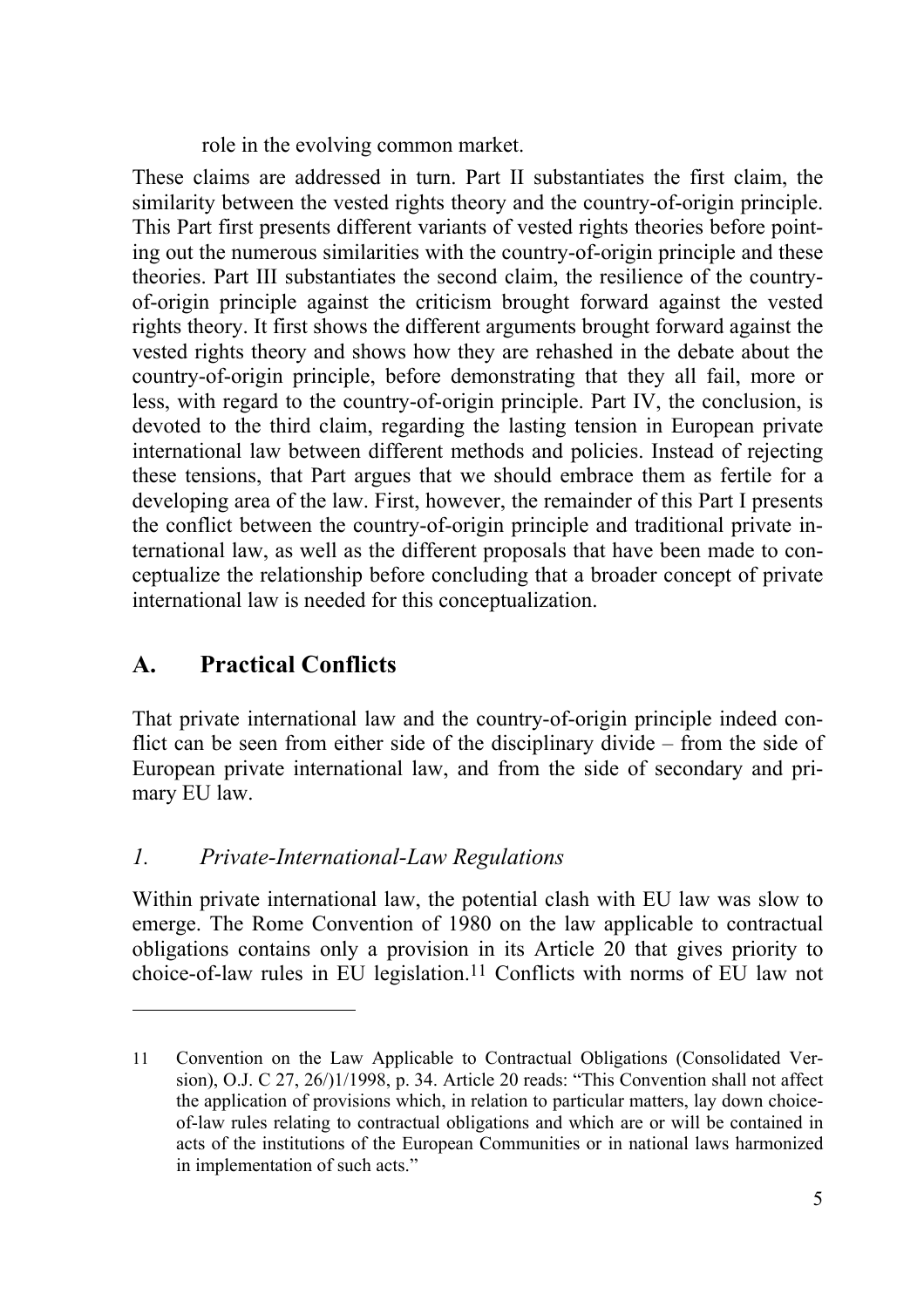role in the evolving common market.

These claims are addressed in turn. Part II substantiates the first claim, the similarity between the vested rights theory and the country-of-origin principle. This Part first presents different variants of vested rights theories before pointing out the numerous similarities with the country-of-origin principle and these theories. Part III substantiates the second claim, the resilience of the country-of-origin principle against the criticism brought forward against the vested rights theory. It first shows the different arguments brought forward against the vested rights theory and shows how they are rehashed in the debate about the country-of-origin principle, before demonstrating that they all fail, more or less, with regard to the country-of-origin principle. Part IV, the conclusion, is devoted to the third claim, regarding the lasting tension in European private international law between different methods and policies. Instead of rejecting these tensions, that Part argues that we should embrace them as fertile for a developing area of the law. First, however, the remainder of this Part I presents the conflict between the country-of-origin principle and traditional private international law, as well as the different proposals that have been made to conceptualize the relationship before concluding that a broader concept of private international law is needed for this conceptualization.

## A. Practical Conflicts

That private international law and the country-of-origin principle indeed conflict can be seen from either side of the disciplinary divide – from the side of European private international law, and from the side of secondary and primary EU law.

### *1. Private-International-Law Regulations*

Within private international law, the potential clash with EU law was slow to emerge. The Rome Convention of 1980 on the law applicable to contractual obligations contains only a provision in its Article 20 that gives priority to choice-of-law rules in EU legislation.[11] Conflicts with norms of EU law not

---

11 Convention on the Law Applicable to Contractual Obligations (Consolidated Version), O.J. C 27, 26/)1/1998, p. 34. Article 20 reads: "This Convention shall not affect the application of provisions which, in relation to particular matters, lay down choice-of-law rules relating to contractual obligations and which are or will be contained in acts of the institutions of the European Communities or in national laws harmonized in implementation of such acts."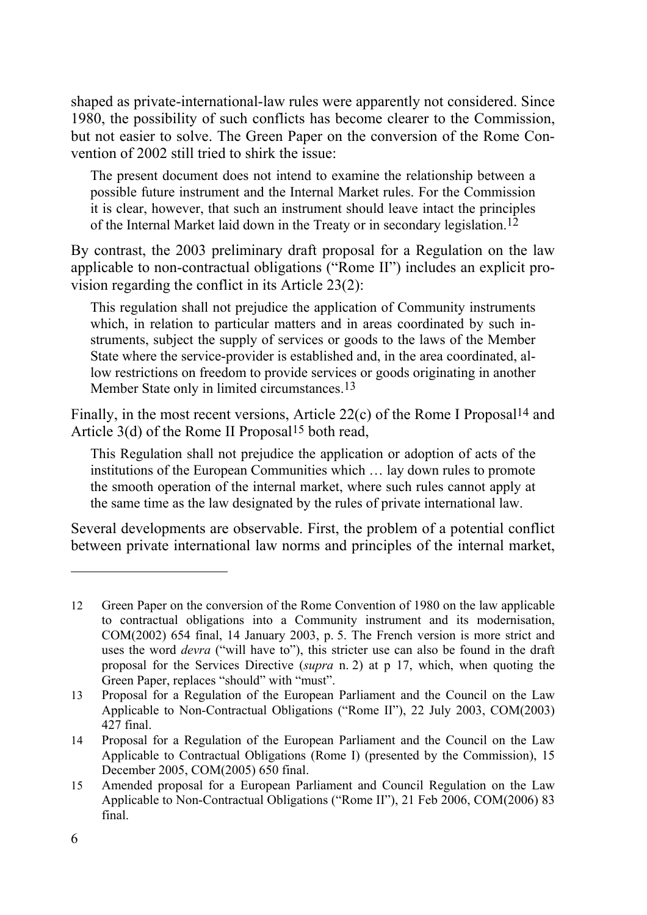shaped as private-international-law rules were apparently not considered. Since 1980, the possibility of such conflicts has become clearer to the Commission, but not easier to solve. The Green Paper on the conversion of the Rome Convention of 2002 still tried to shirk the issue:

> The present document does not intend to examine the relationship between a possible future instrument and the Internal Market rules. For the Commission it is clear, however, that such an instrument should leave intact the principles of the Internal Market laid down in the Treaty or in secondary legislation.[12]

By contrast, the 2003 preliminary draft proposal for a Regulation on the law applicable to non-contractual obligations ("Rome II") includes an explicit provision regarding the conflict in its Article 23(2):

> This regulation shall not prejudice the application of Community instruments which, in relation to particular matters and in areas coordinated by such instruments, subject the supply of services or goods to the laws of the Member State where the service-provider is established and, in the area coordinated, allow restrictions on freedom to provide services or goods originating in another Member State only in limited circumstances.[13]

Finally, in the most recent versions, Article 22(c) of the Rome I Proposal[14] and Article 3(d) of the Rome II Proposal[15] both read,

> This Regulation shall not prejudice the application or adoption of acts of the institutions of the European Communities which … lay down rules to promote the smooth operation of the internal market, where such rules cannot apply at the same time as the law designated by the rules of private international law.

Several developments are observable. First, the problem of a potential conflict between private international law norms and principles of the internal market,

---

12 Green Paper on the conversion of the Rome Convention of 1980 on the law applicable to contractual obligations into a Community instrument and its modernisation, COM(2002) 654 final, 14 January 2003, p. 5. The French version is more strict and uses the word *devra* ("will have to"), this stricter use can also be found in the draft proposal for the Services Directive (*supra* n. 2) at p 17, which, when quoting the Green Paper, replaces "should" with "must".

13 Proposal for a Regulation of the European Parliament and the Council on the Law Applicable to Non-Contractual Obligations ("Rome II"), 22 July 2003, COM(2003) 427 final.

14 Proposal for a Regulation of the European Parliament and the Council on the Law Applicable to Contractual Obligations (Rome I) (presented by the Commission), 15 December 2005, COM(2005) 650 final.

15 Amended proposal for a European Parliament and Council Regulation on the Law Applicable to Non-Contractual Obligations ("Rome II"), 21 Feb 2006, COM(2006) 83 final.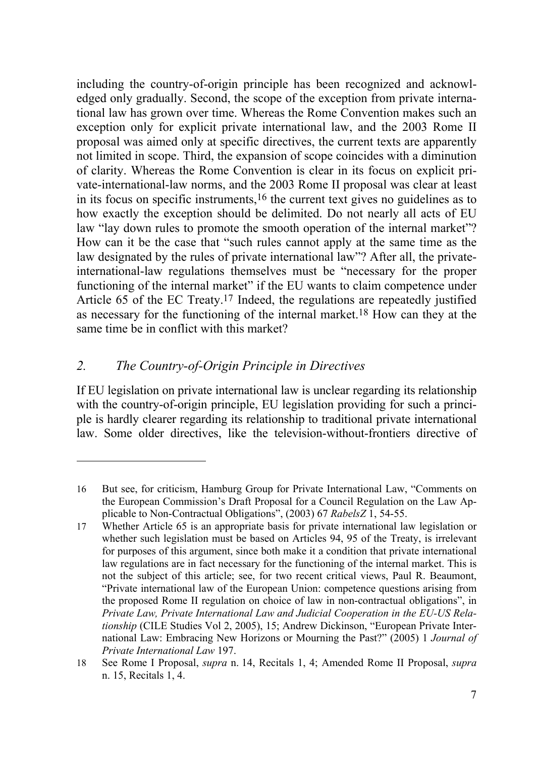including the country-of-origin principle has been recognized and acknowledged only gradually. Second, the scope of the exception from private international law has grown over time. Whereas the Rome Convention makes such an exception only for explicit private international law, and the 2003 Rome II proposal was aimed only at specific directives, the current texts are apparently not limited in scope. Third, the expansion of scope coincides with a diminution of clarity. Whereas the Rome Convention is clear in its focus on explicit private-international-law norms, and the 2003 Rome II proposal was clear at least in its focus on specific instruments,[16] the current text gives no guidelines as to how exactly the exception should be delimited. Do not nearly all acts of EU law "lay down rules to promote the smooth operation of the internal market"? How can it be the case that "such rules cannot apply at the same time as the law designated by the rules of private international law"? After all, the private-international-law regulations themselves must be "necessary for the proper functioning of the internal market" if the EU wants to claim competence under Article 65 of the EC Treaty.[17] Indeed, the regulations are repeatedly justified as necessary for the functioning of the internal market.[18] How can they at the same time be in conflict with this market?

## 2. *The Country-of-Origin Principle in Directives*

If EU legislation on private international law is unclear regarding its relationship with the country-of-origin principle, EU legislation providing for such a principle is hardly clearer regarding its relationship to traditional private international law. Some older directives, like the television-without-frontiers directive of

---

16 But see, for criticism, Hamburg Group for Private International Law, "Comments on the European Commission's Draft Proposal for a Council Regulation on the Law Applicable to Non-Contractual Obligations", (2003) 67 *RabelsZ* 1, 54-55.

17 Whether Article 65 is an appropriate basis for private international law legislation or whether such legislation must be based on Articles 94, 95 of the Treaty, is irrelevant for purposes of this argument, since both make it a condition that private international law regulations are in fact necessary for the functioning of the internal market. This is not the subject of this article; see, for two recent critical views, Paul R. Beaumont, "Private international law of the European Union: competence questions arising from the proposed Rome II regulation on choice of law in non-contractual obligations", in *Private Law, Private International Law and Judicial Cooperation in the EU-US Relationship* (CILE Studies Vol 2, 2005), 15; Andrew Dickinson, "European Private International Law: Embracing New Horizons or Mourning the Past?" (2005) 1 *Journal of Private International Law* 197.

18 See Rome I Proposal, *supra* n. 14, Recitals 1, 4; Amended Rome II Proposal, *supra* n. 15, Recitals 1, 4.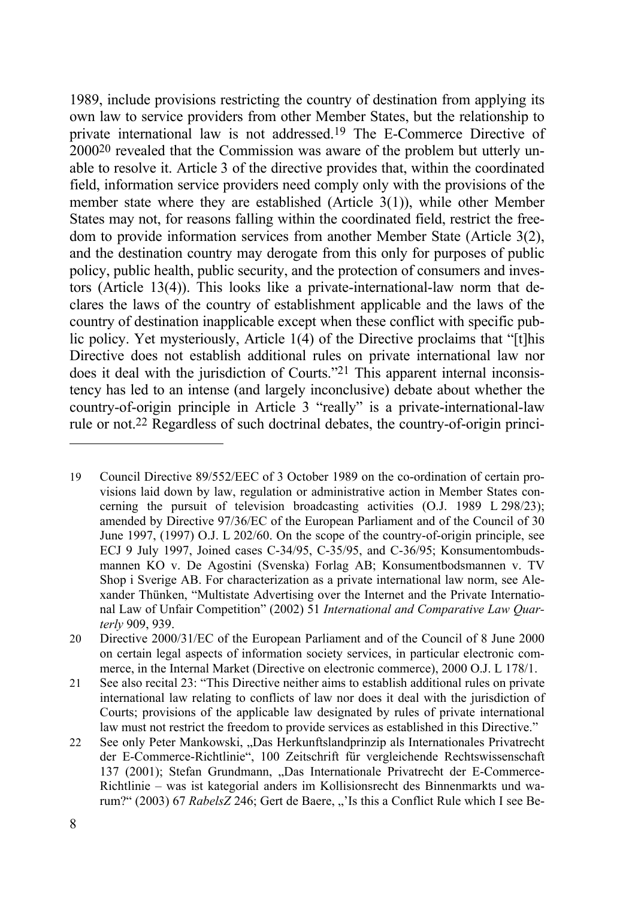1989, include provisions restricting the country of destination from applying its own law to service providers from other Member States, but the relationship to private international law is not addressed.[19] The E-Commerce Directive of 2000[20] revealed that the Commission was aware of the problem but utterly unable to resolve it. Article 3 of the directive provides that, within the coordinated field, information service providers need comply only with the provisions of the member state where they are established (Article 3(1)), while other Member States may not, for reasons falling within the coordinated field, restrict the freedom to provide information services from another Member State (Article 3(2), and the destination country may derogate from this only for purposes of public policy, public health, public security, and the protection of consumers and investors (Article 13(4)). This looks like a private-international-law norm that declares the laws of the country of establishment applicable and the laws of the country of destination inapplicable except when these conflict with specific public policy. Yet mysteriously, Article 1(4) of the Directive proclaims that "[t]his Directive does not establish additional rules on private international law nor does it deal with the jurisdiction of Courts."[21] This apparent internal inconsistency has led to an intense (and largely inconclusive) debate about whether the country-of-origin principle in Article 3 "really" is a private-international-law rule or not.[22] Regardless of such doctrinal debates, the country-of-origin princi-

---

19 Council Directive 89/552/EEC of 3 October 1989 on the co-ordination of certain provisions laid down by law, regulation or administrative action in Member States concerning the pursuit of television broadcasting activities (O.J. 1989 L 298/23); amended by Directive 97/36/EC of the European Parliament and of the Council of 30 June 1997, (1997) O.J. L 202/60. On the scope of the country-of-origin principle, see ECJ 9 July 1997, Joined cases C-34/95, C-35/95, and C-36/95; Konsumentombudsmannen KO v. De Agostini (Svenska) Forlag AB; Konsumentbodsmannen v. TV Shop i Sverige AB. For characterization as a private international law norm, see Alexander Thünken, "Multistate Advertising over the Internet and the Private International Law of Unfair Competition" (2002) 51 *International and Comparative Law Quarterly* 909, 939.

20 Directive 2000/31/EC of the European Parliament and of the Council of 8 June 2000 on certain legal aspects of information society services, in particular electronic commerce, in the Internal Market (Directive on electronic commerce), 2000 O.J. L 178/1.

21 See also recital 23: "This Directive neither aims to establish additional rules on private international law relating to conflicts of law nor does it deal with the jurisdiction of Courts; provisions of the applicable law designated by rules of private international law must not restrict the freedom to provide services as established in this Directive."

22 See only Peter Mankowski, „Das Herkunftslandprinzip als Internationales Privatrecht der E-Commerce-Richtlinie", 100 Zeitschrift für vergleichende Rechtswissenschaft 137 (2001); Stefan Grundmann, „Das Internationale Privatrecht der E-Commerce-Richtlinie – was ist kategorial anders im Kollisionsrecht des Binnenmarkts und warum?" (2003) 67 *RabelsZ* 246; Gert de Baere, „'Is this a Conflict Rule which I see Be-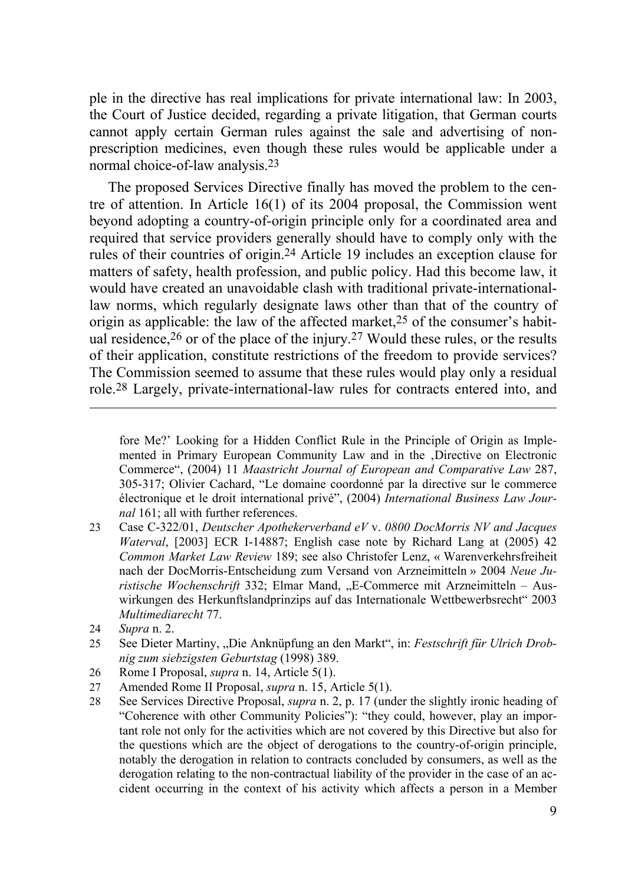ple in the directive has real implications for private international law: In 2003, the Court of Justice decided, regarding a private litigation, that German courts cannot apply certain German rules against the sale and advertising of non-prescription medicines, even though these rules would be applicable under a normal choice-of-law analysis.[23]

The proposed Services Directive finally has moved the problem to the centre of attention. In Article 16(1) of its 2004 proposal, the Commission went beyond adopting a country-of-origin principle only for a coordinated area and required that service providers generally should have to comply only with the rules of their countries of origin.[24] Article 19 includes an exception clause for matters of safety, health profession, and public policy. Had this become law, it would have created an unavoidable clash with traditional private-international-law norms, which regularly designate laws other than that of the country of origin as applicable: the law of the affected market,[25] of the consumer's habitual residence,[26] or of the place of the injury.[27] Would these rules, or the results of their application, constitute restrictions of the freedom to provide services? The Commission seemed to assume that these rules would play only a residual role.[28] Largely, private-international-law rules for contracts entered into, and

---

fore Me?' Looking for a Hidden Conflict Rule in the Principle of Origin as Implemented in Primary European Community Law and in the ‚Directive on Electronic Commerce", (2004) 11 *Maastricht Journal of European and Comparative Law* 287, 305-317; Olivier Cachard, "Le domaine coordonné par la directive sur le commerce électronique et le droit international privé", (2004) *International Business Law Journal* 161; all with further references.

23 Case C-322/01, *Deutscher Apothekerverband eV* v. *0800 DocMorris NV and Jacques Waterval*, [2003] ECR I-14887; English case note by Richard Lang at (2005) 42 *Common Market Law Review* 189; see also Christofer Lenz, « Warenverkehrsfreiheit nach der DocMorris-Entscheidung zum Versand von Arzneimitteln » 2004 *Neue Juristische Wochenschrift* 332; Elmar Mand, „E-Commerce mit Arzneimitteln – Auswirkungen des Herkunftslandprinzips auf das Internationale Wettbewerbsrecht" 2003 *Multimediarecht* 77.

24 *Supra* n. 2.

25 See Dieter Martiny, „Die Anknüpfung an den Markt", in: *Festschrift für Ulrich Drobnig zum siebzigsten Geburtstag* (1998) 389.

26 Rome I Proposal, *supra* n. 14, Article 5(1).

27 Amended Rome II Proposal, *supra* n. 15, Article 5(1).

28 See Services Directive Proposal, *supra* n. 2, p. 17 (under the slightly ironic heading of "Coherence with other Community Policies"): "they could, however, play an important role not only for the activities which are not covered by this Directive but also for the questions which are the object of derogations to the country-of-origin principle, notably the derogation in relation to contracts concluded by consumers, as well as the derogation relating to the non-contractual liability of the provider in the case of an accident occurring in the context of his activity which affects a person in a Member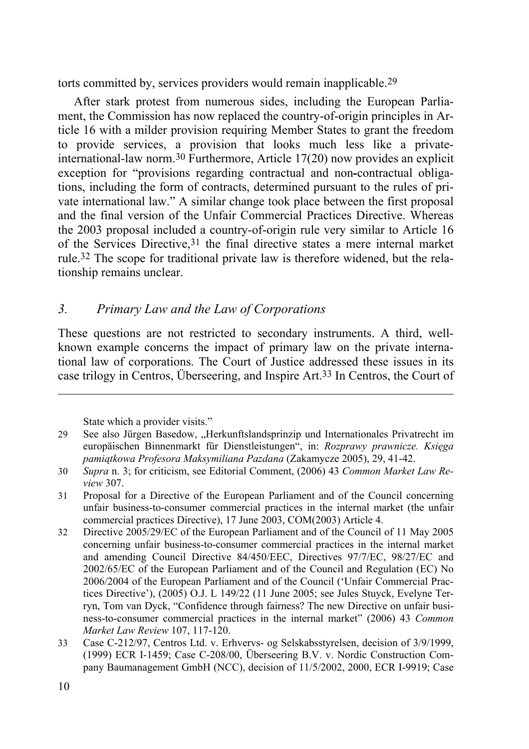torts committed by, services providers would remain inapplicable.[29]

After stark protest from numerous sides, including the European Parliament, the Commission has now replaced the country-of-origin principles in Article 16 with a milder provision requiring Member States to grant the freedom to provide services, a provision that looks much less like a private-international-law norm.[30] Furthermore, Article 17(20) now provides an explicit exception for "provisions regarding contractual and non-contractual obligations, including the form of contracts, determined pursuant to the rules of private international law." A similar change took place between the first proposal and the final version of the Unfair Commercial Practices Directive. Whereas the 2003 proposal included a country-of-origin rule very similar to Article 16 of the Services Directive,[31] the final directive states a mere internal market rule.[32] The scope for traditional private law is therefore widened, but the relationship remains unclear.

## 3. *Primary Law and the Law of Corporations*

These questions are not restricted to secondary instruments. A third, well-known example concerns the impact of primary law on the private international law of corporations. The Court of Justice addressed these issues in its case trilogy in Centros, Überseering, and Inspire Art.[33] In Centros, the Court of

---

State which a provider visits."

29 See also Jürgen Basedow, „Herkunftslandsprinzip und Internationales Privatrecht im europäischen Binnenmarkt für Dienstleistungen", in: *Rozprawy prawnicze. Księga pamiątkowa Profesora Maksymiliana Pazdana* (Zakamycze 2005), 29, 41-42.

30 *Supra* n. 3; for criticism, see Editorial Comment, (2006) 43 *Common Market Law Review* 307.

31 Proposal for a Directive of the European Parliament and of the Council concerning unfair business-to-consumer commercial practices in the internal market (the unfair commercial practices Directive), 17 June 2003, COM(2003) Article 4.

32 Directive 2005/29/EC of the European Parliament and of the Council of 11 May 2005 concerning unfair business-to-consumer commercial practices in the internal market and amending Council Directive 84/450/EEC, Directives 97/7/EC, 98/27/EC and 2002/65/EC of the European Parliament and of the Council and Regulation (EC) No 2006/2004 of the European Parliament and of the Council ('Unfair Commercial Practices Directive'), (2005) O.J. L 149/22 (11 June 2005; see Jules Stuyck, Evelyne Terryn, Tom van Dyck, "Confidence through fairness? The new Directive on unfair business-to-consumer commercial practices in the internal market" (2006) 43 *Common Market Law Review* 107, 117-120.

33 Case C-212/97, Centros Ltd. v. Erhvervs- og Selskabsstyrelsen, decision of 3/9/1999, (1999) ECR I-1459; Case C-208/00, Überseering B.V. v. Nordic Construction Company Baumanagement GmbH (NCC), decision of 11/5/2002, 2000, ECR I-9919; Case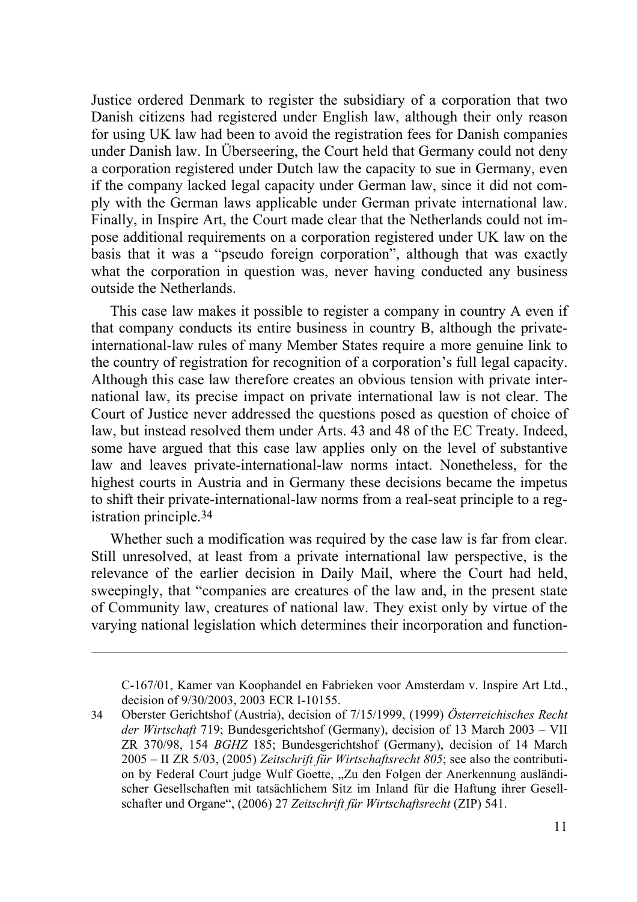Justice ordered Denmark to register the subsidiary of a corporation that two Danish citizens had registered under English law, although their only reason for using UK law had been to avoid the registration fees for Danish companies under Danish law. In Überseering, the Court held that Germany could not deny a corporation registered under Dutch law the capacity to sue in Germany, even if the company lacked legal capacity under German law, since it did not comply with the German laws applicable under German private international law. Finally, in Inspire Art, the Court made clear that the Netherlands could not impose additional requirements on a corporation registered under UK law on the basis that it was a "pseudo foreign corporation", although that was exactly what the corporation in question was, never having conducted any business outside the Netherlands.

This case law makes it possible to register a company in country A even if that company conducts its entire business in country B, although the private-international-law rules of many Member States require a more genuine link to the country of registration for recognition of a corporation's full legal capacity. Although this case law therefore creates an obvious tension with private international law, its precise impact on private international law is not clear. The Court of Justice never addressed the questions posed as question of choice of law, but instead resolved them under Arts. 43 and 48 of the EC Treaty. Indeed, some have argued that this case law applies only on the level of substantive law and leaves private-international-law norms intact. Nonetheless, for the highest courts in Austria and in Germany these decisions became the impetus to shift their private-international-law norms from a real-seat principle to a registration principle.[34]

Whether such a modification was required by the case law is far from clear. Still unresolved, at least from a private international law perspective, is the relevance of the earlier decision in Daily Mail, where the Court had held, sweepingly, that "companies are creatures of the law and, in the present state of Community law, creatures of national law. They exist only by virtue of the varying national legislation which determines their incorporation and function-

---

C-167/01, Kamer van Koophandel en Fabrieken voor Amsterdam v. Inspire Art Ltd., decision of 9/30/2003, 2003 ECR I-10155.

34 Oberster Gerichtshof (Austria), decision of 7/15/1999, (1999) *Österreichisches Recht der Wirtschaft* 719; Bundesgerichtshof (Germany), decision of 13 March 2003 – VII ZR 370/98, 154 *BGHZ* 185; Bundesgerichtshof (Germany), decision of 14 March 2005 – II ZR 5/03, (2005) *Zeitschrift für Wirtschaftsrecht 805*; see also the contribution by Federal Court judge Wulf Goette, „Zu den Folgen der Anerkennung ausländischer Gesellschaften mit tatsächlichem Sitz im Inland für die Haftung ihrer Gesellschafter und Organe", (2006) 27 *Zeitschrift für Wirtschaftsrecht* (ZIP) 541.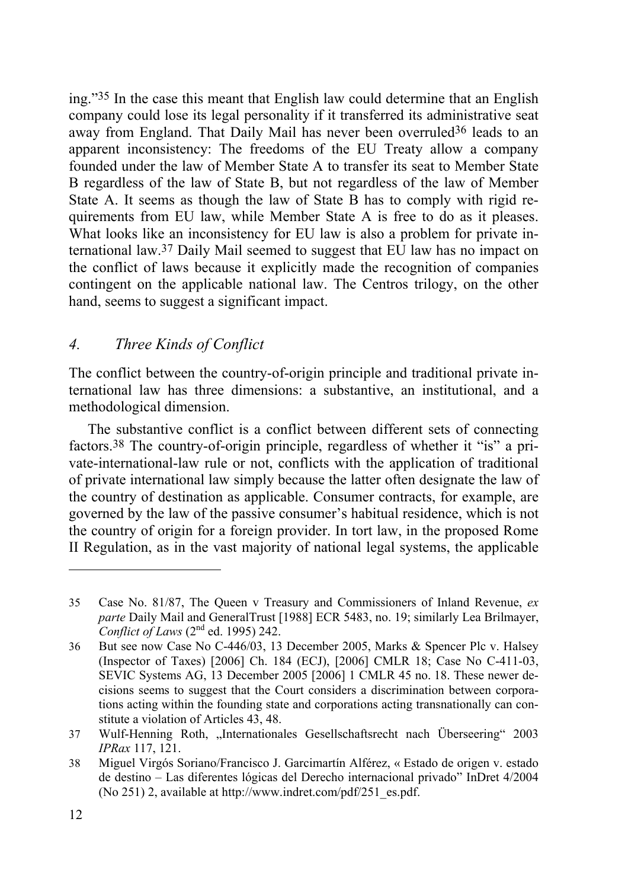ing."[35] In the case this meant that English law could determine that an English company could lose its legal personality if it transferred its administrative seat away from England. That Daily Mail has never been overruled[36] leads to an apparent inconsistency: The freedoms of the EU Treaty allow a company founded under the law of Member State A to transfer its seat to Member State B regardless of the law of State B, but not regardless of the law of Member State A. It seems as though the law of State B has to comply with rigid requirements from EU law, while Member State A is free to do as it pleases. What looks like an inconsistency for EU law is also a problem for private international law.[37] Daily Mail seemed to suggest that EU law has no impact on the conflict of laws because it explicitly made the recognition of companies contingent on the applicable national law. The Centros trilogy, on the other hand, seems to suggest a significant impact.

## *4. Three Kinds of Conflict*

The conflict between the country-of-origin principle and traditional private international law has three dimensions: a substantive, an institutional, and a methodological dimension.

The substantive conflict is a conflict between different sets of connecting factors.[38] The country-of-origin principle, regardless of whether it "is" a private-international-law rule or not, conflicts with the application of traditional of private international law simply because the latter often designate the law of the country of destination as applicable. Consumer contracts, for example, are governed by the law of the passive consumer's habitual residence, which is not the country of origin for a foreign provider. In tort law, in the proposed Rome II Regulation, as in the vast majority of national legal systems, the applicable

---

35 Case No. 81/87, The Queen v Treasury and Commissioners of Inland Revenue, *ex parte* Daily Mail and GeneralTrust [1988] ECR 5483, no. 19; similarly Lea Brilmayer, *Conflict of Laws* (2nd ed. 1995) 242.

36 But see now Case No C-446/03, 13 December 2005, Marks & Spencer Plc v. Halsey (Inspector of Taxes) [2006] Ch. 184 (ECJ), [2006] CMLR 18; Case No C-411-03, SEVIC Systems AG, 13 December 2005 [2006] 1 CMLR 45 no. 18. These newer decisions seems to suggest that the Court considers a discrimination between corporations acting within the founding state and corporations acting transnationally can constitute a violation of Articles 43, 48.

37 Wulf-Henning Roth, „Internationales Gesellschaftsrecht nach Überseering" 2003 *IPRax* 117, 121.

38 Miguel Virgós Soriano/Francisco J. Garcimartín Alférez, « Estado de origen v. estado de destino – Las diferentes lógicas del Derecho internacional privado" InDret 4/2004 (No 251) 2, available at http://www.indret.com/pdf/251_es.pdf.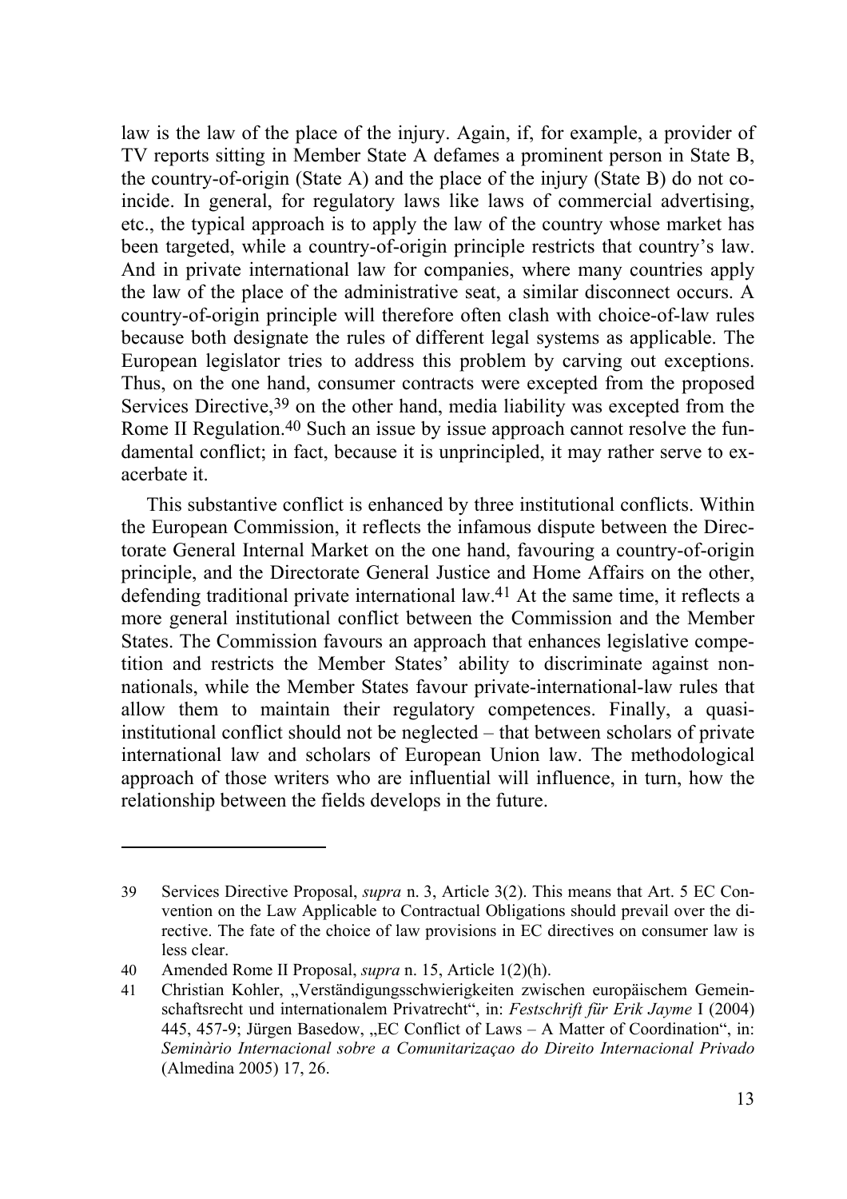law is the law of the place of the injury. Again, if, for example, a provider of TV reports sitting in Member State A defames a prominent person in State B, the country-of-origin (State A) and the place of the injury (State B) do not coincide. In general, for regulatory laws like laws of commercial advertising, etc., the typical approach is to apply the law of the country whose market has been targeted, while a country-of-origin principle restricts that country's law. And in private international law for companies, where many countries apply the law of the place of the administrative seat, a similar disconnect occurs. A country-of-origin principle will therefore often clash with choice-of-law rules because both designate the rules of different legal systems as applicable. The European legislator tries to address this problem by carving out exceptions. Thus, on the one hand, consumer contracts were excepted from the proposed Services Directive,[39] on the other hand, media liability was excepted from the Rome II Regulation.[40] Such an issue by issue approach cannot resolve the fundamental conflict; in fact, because it is unprincipled, it may rather serve to exacerbate it.

This substantive conflict is enhanced by three institutional conflicts. Within the European Commission, it reflects the infamous dispute between the Directorate General Internal Market on the one hand, favouring a country-of-origin principle, and the Directorate General Justice and Home Affairs on the other, defending traditional private international law.[41] At the same time, it reflects a more general institutional conflict between the Commission and the Member States. The Commission favours an approach that enhances legislative competition and restricts the Member States' ability to discriminate against non-nationals, while the Member States favour private-international-law rules that allow them to maintain their regulatory competences. Finally, a quasi-institutional conflict should not be neglected – that between scholars of private international law and scholars of European Union law. The methodological approach of those writers who are influential will influence, in turn, how the relationship between the fields develops in the future.

---

39 Services Directive Proposal, *supra* n. 3, Article 3(2). This means that Art. 5 EC Convention on the Law Applicable to Contractual Obligations should prevail over the directive. The fate of the choice of law provisions in EC directives on consumer law is less clear.

40 Amended Rome II Proposal, *supra* n. 15, Article 1(2)(h).

41 Christian Kohler, „Verständigungsschwierigkeiten zwischen europäischem Gemeinschaftsrecht und internationalem Privatrecht", in: *Festschrift für Erik Jayme* I (2004) 445, 457-9; Jürgen Basedow, „EC Conflict of Laws – A Matter of Coordination", in: *Seminàrio Internacional sobre a Comunitarizaçao do Direito Internacional Privado* (Almedina 2005) 17, 26.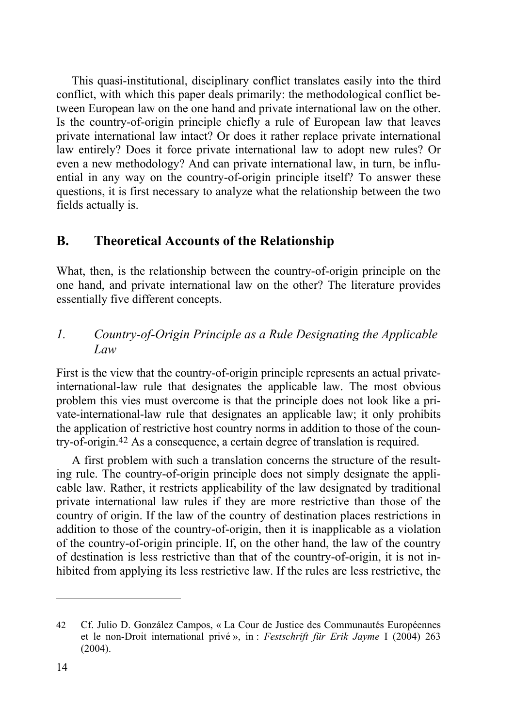This quasi-institutional, disciplinary conflict translates easily into the third conflict, with which this paper deals primarily: the methodological conflict between European law on the one hand and private international law on the other. Is the country-of-origin principle chiefly a rule of European law that leaves private international law intact? Or does it rather replace private international law entirely? Does it force private international law to adopt new rules? Or even a new methodology? And can private international law, in turn, be influential in any way on the country-of-origin principle itself? To answer these questions, it is first necessary to analyze what the relationship between the two fields actually is.

## B. Theoretical Accounts of the Relationship

What, then, is the relationship between the country-of-origin principle on the one hand, and private international law on the other? The literature provides essentially five different concepts.

### *1. Country-of-Origin Principle as a Rule Designating the Applicable Law*

First is the view that the country-of-origin principle represents an actual private-international-law rule that designates the applicable law. The most obvious problem this vies must overcome is that the principle does not look like a private-international-law rule that designates an applicable law; it only prohibits the application of restrictive host country norms in addition to those of the country-of-origin.[42] As a consequence, a certain degree of translation is required.

A first problem with such a translation concerns the structure of the resulting rule. The country-of-origin principle does not simply designate the applicable law. Rather, it restricts applicability of the law designated by traditional private international law rules if they are more restrictive than those of the country of origin. If the law of the country of destination places restrictions in addition to those of the country-of-origin, then it is inapplicable as a violation of the country-of-origin principle. If, on the other hand, the law of the country of destination is less restrictive than that of the country-of-origin, it is not inhibited from applying its less restrictive law. If the rules are less restrictive, the

---

42 Cf. Julio D. González Campos, « La Cour de Justice des Communautés Européennes et le non-Droit international privé », in : *Festschrift für Erik Jayme* I (2004) 263 (2004).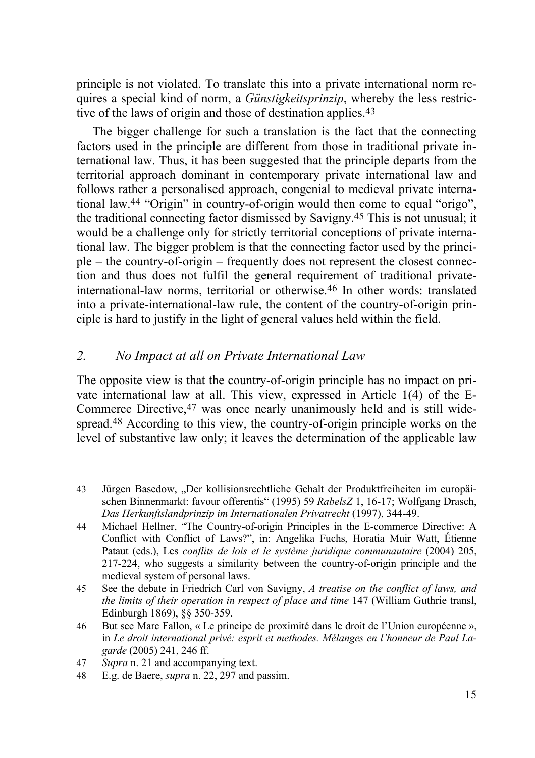principle is not violated. To translate this into a private international norm requires a special kind of norm, a *Günstigkeitsprinzip*, whereby the less restrictive of the laws of origin and those of destination applies.[43]

The bigger challenge for such a translation is the fact that the connecting factors used in the principle are different from those in traditional private international law. Thus, it has been suggested that the principle departs from the territorial approach dominant in contemporary private international law and follows rather a personalised approach, congenial to medieval private international law.[44] "Origin" in country-of-origin would then come to equal "origo", the traditional connecting factor dismissed by Savigny.[45] This is not unusual; it would be a challenge only for strictly territorial conceptions of private international law. The bigger problem is that the connecting factor used by the principle – the country-of-origin – frequently does not represent the closest connection and thus does not fulfil the general requirement of traditional private-international-law norms, territorial or otherwise.[46] In other words: translated into a private-international-law rule, the content of the country-of-origin principle is hard to justify in the light of general values held within the field.

## *2. No Impact at all on Private International Law*

The opposite view is that the country-of-origin principle has no impact on private international law at all. This view, expressed in Article 1(4) of the E-Commerce Directive,[47] was once nearly unanimously held and is still widespread.[48] According to this view, the country-of-origin principle works on the level of substantive law only; it leaves the determination of the applicable law

---

43 Jürgen Basedow, „Der kollisionsrechtliche Gehalt der Produktfreiheiten im europäischen Binnenmarkt: favour offerentis" (1995) 59 *RabelsZ* 1, 16-17; Wolfgang Drasch, *Das Herkunftslandprinzip im Internationalen Privatrecht* (1997), 344-49.

44 Michael Hellner, "The Country-of-origin Principles in the E-commerce Directive: A Conflict with Conflict of Laws?", in: Angelika Fuchs, Horatia Muir Watt, Étienne Pataut (eds.), Les *conflits de lois et le système juridique communautaire* (2004) 205, 217-224, who suggests a similarity between the country-of-origin principle and the medieval system of personal laws.

45 See the debate in Friedrich Carl von Savigny, *A treatise on the conflict of laws, and the limits of their operation in respect of place and time* 147 (William Guthrie transl, Edinburgh 1869), §§ 350-359.

46 But see Marc Fallon, « Le principe de proximité dans le droit de l'Union européenne », in *Le droit international privé: esprit et methodes. Mélanges en l'honneur de Paul Lagarde* (2005) 241, 246 ff.

47 *Supra* n. 21 and accompanying text.

48 E.g. de Baere, *supra* n. 22, 297 and passim.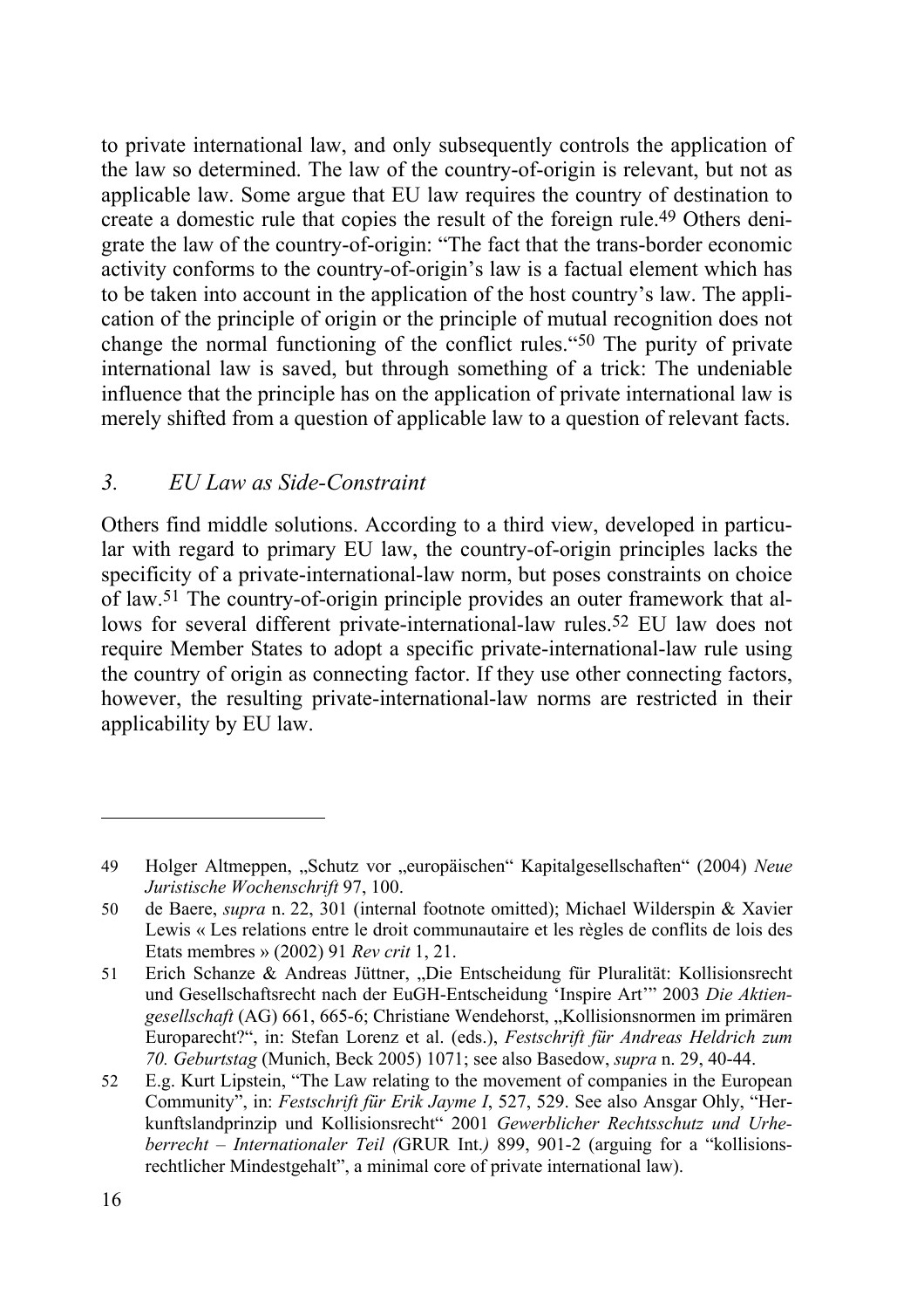to private international law, and only subsequently controls the application of the law so determined. The law of the country-of-origin is relevant, but not as applicable law. Some argue that EU law requires the country of destination to create a domestic rule that copies the result of the foreign rule.[49] Others denigrate the law of the country-of-origin: "The fact that the trans-border economic activity conforms to the country-of-origin's law is a factual element which has to be taken into account in the application of the host country's law. The application of the principle of origin or the principle of mutual recognition does not change the normal functioning of the conflict rules."[50] The purity of private international law is saved, but through something of a trick: The undeniable influence that the principle has on the application of private international law is merely shifted from a question of applicable law to a question of relevant facts.

### *3. EU Law as Side-Constraint*

Others find middle solutions. According to a third view, developed in particular with regard to primary EU law, the country-of-origin principles lacks the specificity of a private-international-law norm, but poses constraints on choice of law.[51] The country-of-origin principle provides an outer framework that allows for several different private-international-law rules.[52] EU law does not require Member States to adopt a specific private-international-law rule using the country of origin as connecting factor. If they use other connecting factors, however, the resulting private-international-law norms are restricted in their applicability by EU law.

---

49 Holger Altmeppen, „Schutz vor „europäischen" Kapitalgesellschaften" (2004) *Neue Juristische Wochenschrift* 97, 100.

50 de Baere, *supra* n. 22, 301 (internal footnote omitted); Michael Wilderspin & Xavier Lewis « Les relations entre le droit communautaire et les règles de conflits de lois des Etats membres » (2002) 91 *Rev crit* 1, 21.

51 Erich Schanze & Andreas Jüttner, „Die Entscheidung für Pluralität: Kollisionsrecht und Gesellschaftsrecht nach der EuGH-Entscheidung 'Inspire Art'" 2003 *Die Aktiengesellschaft* (AG) 661, 665-6; Christiane Wendehorst, „Kollisionsnormen im primären Europarecht?", in: Stefan Lorenz et al. (eds.), *Festschrift für Andreas Heldrich zum 70. Geburtstag* (Munich, Beck 2005) 1071; see also Basedow, *supra* n. 29, 40-44.

52 E.g. Kurt Lipstein, "The Law relating to the movement of companies in the European Community", in: *Festschrift für Erik Jayme I*, 527, 529. See also Ansgar Ohly, "Herkunftslandprinzip und Kollisionsrecht" 2001 *Gewerblicher Rechtsschutz und Urheberrecht – Internationaler Teil (*GRUR Int.*)* 899, 901-2 (arguing for a "kollisionsrechtlicher Mindestgehalt", a minimal core of private international law).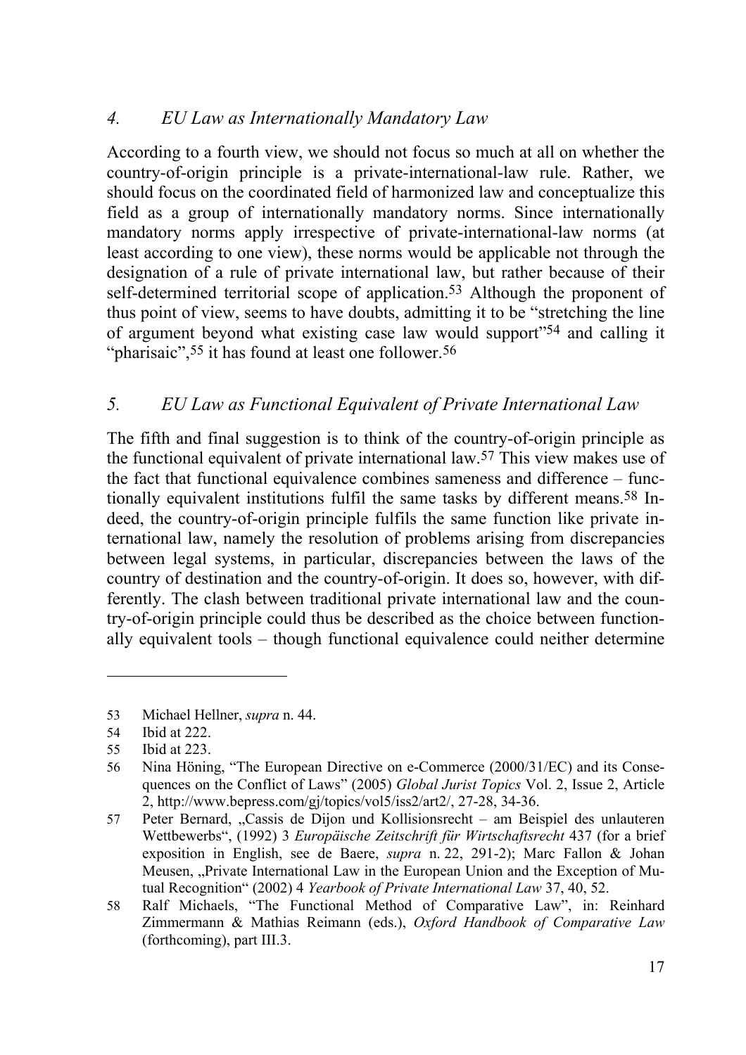### *4. EU Law as Internationally Mandatory Law*

According to a fourth view, we should not focus so much at all on whether the country-of-origin principle is a private-international-law rule. Rather, we should focus on the coordinated field of harmonized law and conceptualize this field as a group of internationally mandatory norms. Since internationally mandatory norms apply irrespective of private-international-law norms (at least according to one view), these norms would be applicable not through the designation of a rule of private international law, but rather because of their self-determined territorial scope of application.[53] Although the proponent of thus point of view, seems to have doubts, admitting it to be "stretching the line of argument beyond what existing case law would support"[54] and calling it "pharisaic",[55] it has found at least one follower.[56]

### *5. EU Law as Functional Equivalent of Private International Law*

The fifth and final suggestion is to think of the country-of-origin principle as the functional equivalent of private international law.[57] This view makes use of the fact that functional equivalence combines sameness and difference – functionally equivalent institutions fulfil the same tasks by different means.[58] Indeed, the country-of-origin principle fulfils the same function like private international law, namely the resolution of problems arising from discrepancies between legal systems, in particular, discrepancies between the laws of the country of destination and the country-of-origin. It does so, however, with differently. The clash between traditional private international law and the country-of-origin principle could thus be described as the choice between functionally equivalent tools – though functional equivalence could neither determine

---

53 Michael Hellner, *supra* n. 44.

54 Ibid at 222.

55 Ibid at 223.

56 Nina Höning, "The European Directive on e-Commerce (2000/31/EC) and its Consequences on the Conflict of Laws" (2005) *Global Jurist Topics* Vol. 2, Issue 2, Article 2, http://www.bepress.com/gj/topics/vol5/iss2/art2/, 27-28, 34-36.

57 Peter Bernard, „Cassis de Dijon und Kollisionsrecht – am Beispiel des unlauteren Wettbewerbs", (1992) 3 *Europäische Zeitschrift für Wirtschaftsrecht* 437 (for a brief exposition in English, see de Baere, *supra* n. 22, 291-2); Marc Fallon & Johan Meusen, „Private International Law in the European Union and the Exception of Mutual Recognition" (2002) 4 *Yearbook of Private International Law* 37, 40, 52.

58 Ralf Michaels, "The Functional Method of Comparative Law", in: Reinhard Zimmermann & Mathias Reimann (eds.), *Oxford Handbook of Comparative Law* (forthcoming), part III.3.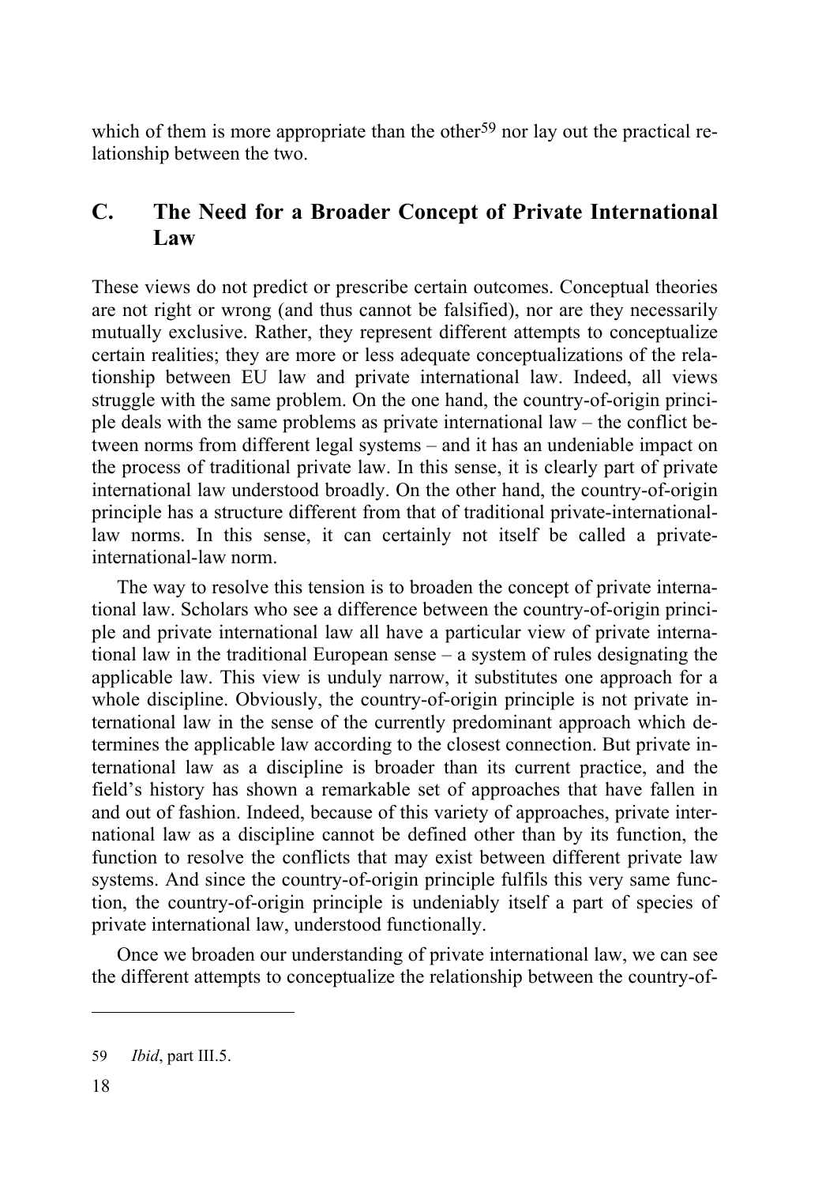which of them is more appropriate than the other[59] nor lay out the practical relationship between the two.

## C. The Need for a Broader Concept of Private International Law

These views do not predict or prescribe certain outcomes. Conceptual theories are not right or wrong (and thus cannot be falsified), nor are they necessarily mutually exclusive. Rather, they represent different attempts to conceptualize certain realities; they are more or less adequate conceptualizations of the relationship between EU law and private international law. Indeed, all views struggle with the same problem. On the one hand, the country-of-origin principle deals with the same problems as private international law – the conflict between norms from different legal systems – and it has an undeniable impact on the process of traditional private law. In this sense, it is clearly part of private international law understood broadly. On the other hand, the country-of-origin principle has a structure different from that of traditional private-international-law norms. In this sense, it can certainly not itself be called a private-international-law norm.

The way to resolve this tension is to broaden the concept of private international law. Scholars who see a difference between the country-of-origin principle and private international law all have a particular view of private international law in the traditional European sense – a system of rules designating the applicable law. This view is unduly narrow, it substitutes one approach for a whole discipline. Obviously, the country-of-origin principle is not private international law in the sense of the currently predominant approach which determines the applicable law according to the closest connection. But private international law as a discipline is broader than its current practice, and the field's history has shown a remarkable set of approaches that have fallen in and out of fashion. Indeed, because of this variety of approaches, private international law as a discipline cannot be defined other than by its function, the function to resolve the conflicts that may exist between different private law systems. And since the country-of-origin principle fulfils this very same function, the country-of-origin principle is undeniably itself a part of species of private international law, understood functionally.

Once we broaden our understanding of private international law, we can see the different attempts to conceptualize the relationship between the country-of-

---

59 *Ibid*, part III.5.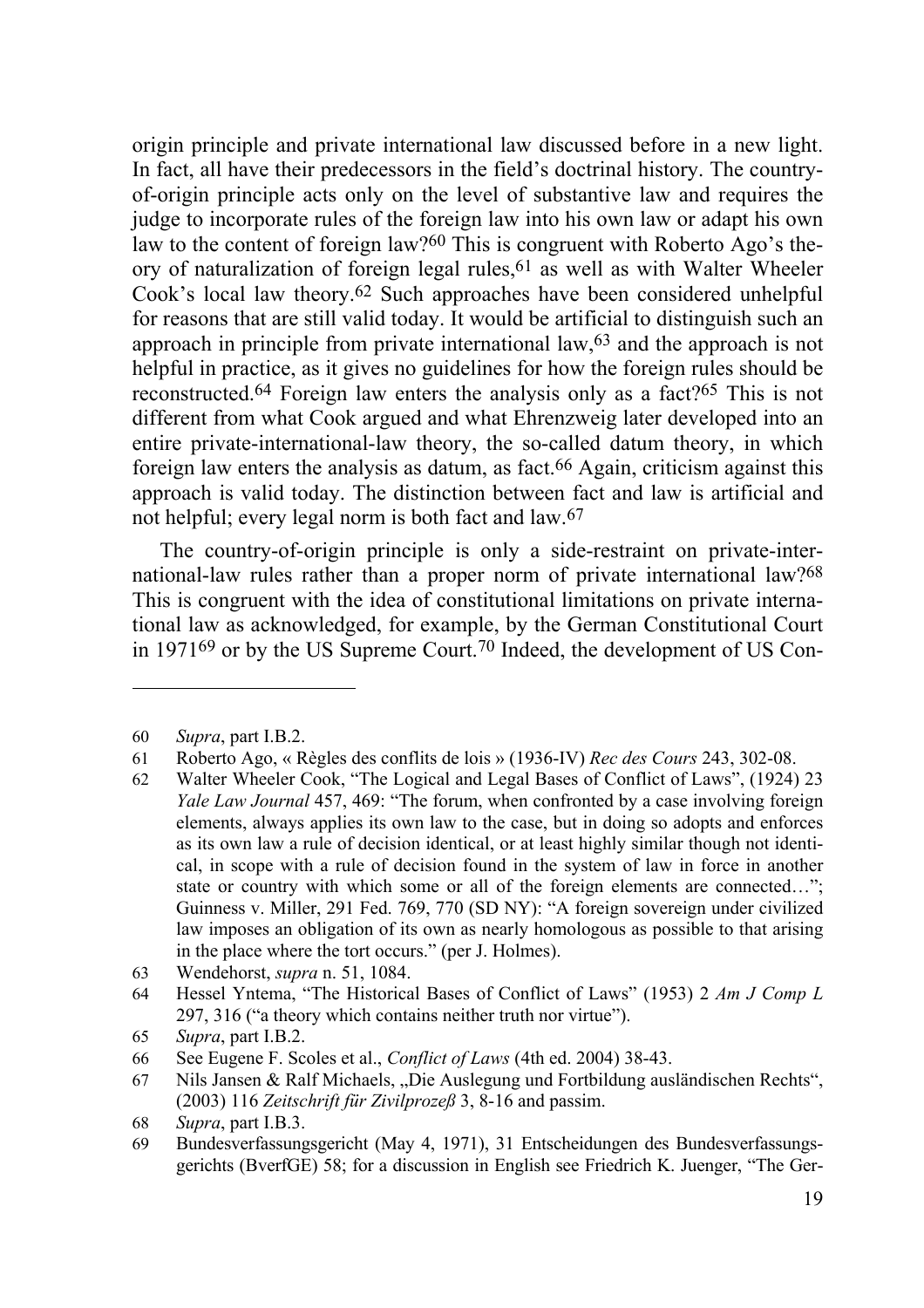origin principle and private international law discussed before in a new light. In fact, all have their predecessors in the field's doctrinal history. The country-of-origin principle acts only on the level of substantive law and requires the judge to incorporate rules of the foreign law into his own law or adapt his own law to the content of foreign law?[60] This is congruent with Roberto Ago's theory of naturalization of foreign legal rules,[61] as well as with Walter Wheeler Cook's local law theory.[62] Such approaches have been considered unhelpful for reasons that are still valid today. It would be artificial to distinguish such an approach in principle from private international law,[63] and the approach is not helpful in practice, as it gives no guidelines for how the foreign rules should be reconstructed.[64] Foreign law enters the analysis only as a fact?[65] This is not different from what Cook argued and what Ehrenzweig later developed into an entire private-international-law theory, the so-called datum theory, in which foreign law enters the analysis as datum, as fact.[66] Again, criticism against this approach is valid today. The distinction between fact and law is artificial and not helpful; every legal norm is both fact and law.[67]

The country-of-origin principle is only a side-restraint on private-international-law rules rather than a proper norm of private international law?[68] This is congruent with the idea of constitutional limitations on private international law as acknowledged, for example, by the German Constitutional Court in 1971[69] or by the US Supreme Court.[70] Indeed, the development of US Con-

---

60 *Supra*, part I.B.2.

61 Roberto Ago, « Règles des conflits de lois » (1936-IV) *Rec des Cours* 243, 302-08.

62 Walter Wheeler Cook, "The Logical and Legal Bases of Conflict of Laws", (1924) 23 *Yale Law Journal* 457, 469: "The forum, when confronted by a case involving foreign elements, always applies its own law to the case, but in doing so adopts and enforces as its own law a rule of decision identical, or at least highly similar though not identical, in scope with a rule of decision found in the system of law in force in another state or country with which some or all of the foreign elements are connected…"; Guinness v. Miller, 291 Fed. 769, 770 (SD NY): "A foreign sovereign under civilized law imposes an obligation of its own as nearly homologous as possible to that arising in the place where the tort occurs." (per J. Holmes).

63 Wendehorst, *supra* n. 51, 1084.

64 Hessel Yntema, "The Historical Bases of Conflict of Laws" (1953) 2 *Am J Comp L* 297, 316 ("a theory which contains neither truth nor virtue").

65 *Supra*, part I.B.2.

66 See Eugene F. Scoles et al., *Conflict of Laws* (4th ed. 2004) 38-43.

67 Nils Jansen & Ralf Michaels, „Die Auslegung und Fortbildung ausländischen Rechts", (2003) 116 *Zeitschrift für Zivilprozeß* 3, 8-16 and passim.

68 *Supra*, part I.B.3.

69 Bundesverfassungsgericht (May 4, 1971), 31 Entscheidungen des Bundesverfassungsgerichts (BverfGE) 58; for a discussion in English see Friedrich K. Juenger, "The Ger-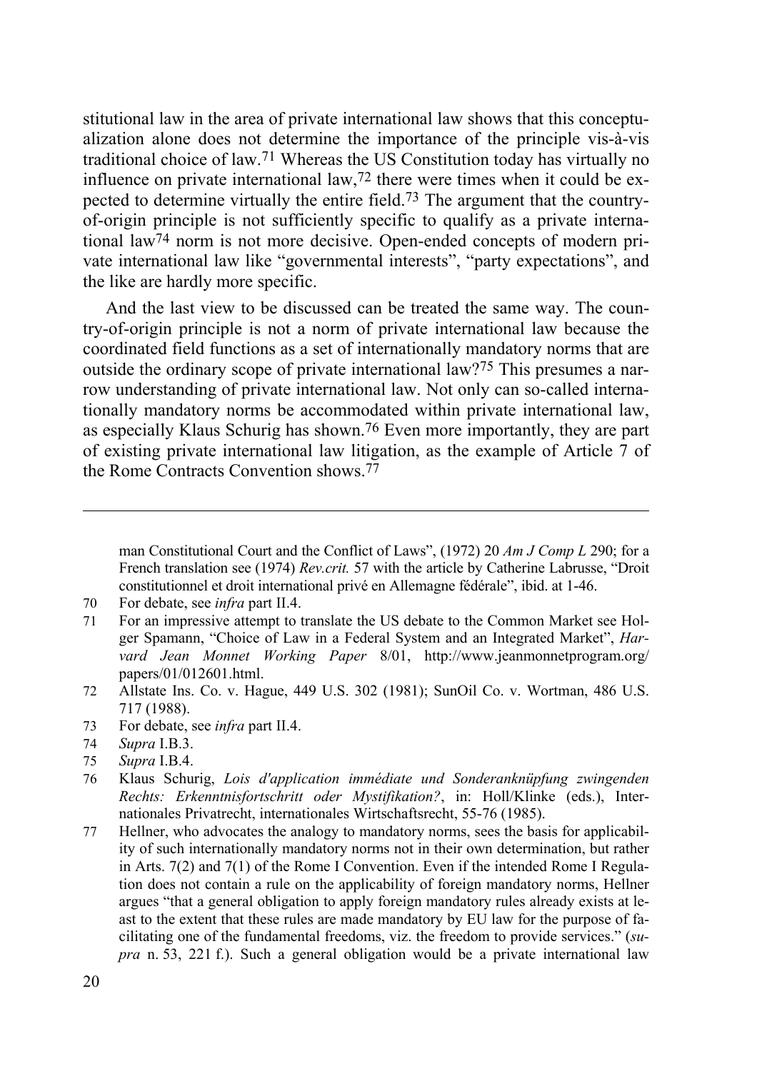stitutional law in the area of private international law shows that this conceptualization alone does not determine the importance of the principle vis-à-vis traditional choice of law.[71] Whereas the US Constitution today has virtually no influence on private international law,[72] there were times when it could be expected to determine virtually the entire field.[73] The argument that the country-of-origin principle is not sufficiently specific to qualify as a private international law[74] norm is not more decisive. Open-ended concepts of modern private international law like "governmental interests", "party expectations", and the like are hardly more specific.

And the last view to be discussed can be treated the same way. The country-of-origin principle is not a norm of private international law because the coordinated field functions as a set of internationally mandatory norms that are outside the ordinary scope of private international law?[75] This presumes a narrow understanding of private international law. Not only can so-called internationally mandatory norms be accommodated within private international law, as especially Klaus Schurig has shown.[76] Even more importantly, they are part of existing private international law litigation, as the example of Article 7 of the Rome Contracts Convention shows.[77]

---

man Constitutional Court and the Conflict of Laws", (1972) 20 *Am J Comp L* 290; for a French translation see (1974) *Rev.crit.* 57 with the article by Catherine Labrusse, "Droit constitutionnel et droit international privé en Allemagne fédérale", ibid. at 1-46.

70 For debate, see *infra* part II.4.

71 For an impressive attempt to translate the US debate to the Common Market see Holger Spamann, "Choice of Law in a Federal System and an Integrated Market", *Harvard Jean Monnet Working Paper* 8/01, http://www.jeanmonnetprogram.org/papers/01/012601.html.

72 Allstate Ins. Co. v. Hague, 449 U.S. 302 (1981); SunOil Co. v. Wortman, 486 U.S. 717 (1988).

73 For debate, see *infra* part II.4.

74 *Supra* I.B.3.

75 *Supra* I.B.4.

76 Klaus Schurig, *Lois d'application immédiate und Sonderanknüpfung zwingenden Rechts: Erkenntnisfortschritt oder Mystifikation?*, in: Holl/Klinke (eds.), Internationales Privatrecht, internationales Wirtschaftsrecht, 55-76 (1985).

77 Hellner, who advocates the analogy to mandatory norms, sees the basis for applicability of such internationally mandatory norms not in their own determination, but rather in Arts. 7(2) and 7(1) of the Rome I Convention. Even if the intended Rome I Regulation does not contain a rule on the applicability of foreign mandatory norms, Hellner argues "that a general obligation to apply foreign mandatory rules already exists at least to the extent that these rules are made mandatory by EU law for the purpose of facilitating one of the fundamental freedoms, viz. the freedom to provide services." (*supra* n. 53, 221 f.). Such a general obligation would be a private international law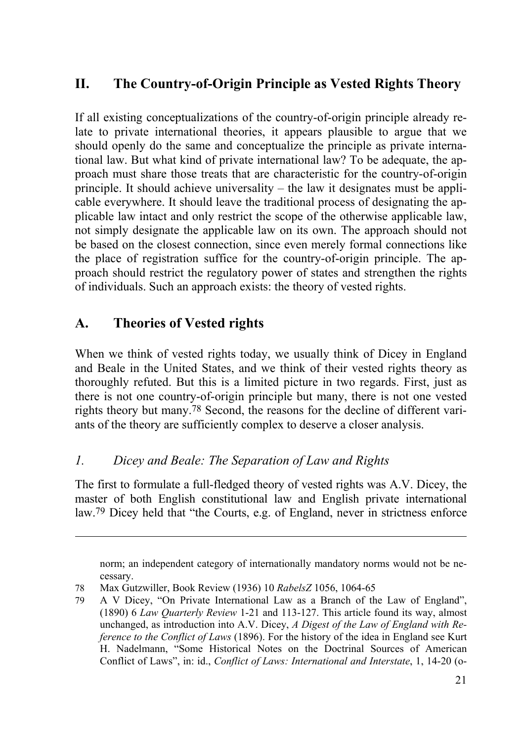## II. The Country-of-Origin Principle as Vested Rights Theory

If all existing conceptualizations of the country-of-origin principle already relate to private international theories, it appears plausible to argue that we should openly do the same and conceptualize the principle as private international law. But what kind of private international law? To be adequate, the approach must share those treats that are characteristic for the country-of-origin principle. It should achieve universality – the law it designates must be applicable everywhere. It should leave the traditional process of designating the applicable law intact and only restrict the scope of the otherwise applicable law, not simply designate the applicable law on its own. The approach should not be based on the closest connection, since even merely formal connections like the place of registration suffice for the country-of-origin principle. The approach should restrict the regulatory power of states and strengthen the rights of individuals. Such an approach exists: the theory of vested rights.

### A. Theories of Vested rights

When we think of vested rights today, we usually think of Dicey in England and Beale in the United States, and we think of their vested rights theory as thoroughly refuted. But this is a limited picture in two regards. First, just as there is not one country-of-origin principle but many, there is not one vested rights theory but many.[78] Second, the reasons for the decline of different variants of the theory are sufficiently complex to deserve a closer analysis.

#### *1. Dicey and Beale: The Separation of Law and Rights*

The first to formulate a full-fledged theory of vested rights was A.V. Dicey, the master of both English constitutional law and English private international law.[79] Dicey held that "the Courts, e.g. of England, never in strictness enforce

---

norm; an independent category of internationally mandatory norms would not be necessary.

78 Max Gutzwiller, Book Review (1936) 10 *RabelsZ* 1056, 1064-65

79 A V Dicey, "On Private International Law as a Branch of the Law of England", (1890) 6 *Law Quarterly Review* 1-21 and 113-127. This article found its way, almost unchanged, as introduction into A.V. Dicey, *A Digest of the Law of England with Reference to the Conflict of Laws* (1896). For the history of the idea in England see Kurt H. Nadelmann, "Some Historical Notes on the Doctrinal Sources of American Conflict of Laws", in: id., *Conflict of Laws: International and Interstate*, 1, 14-20 (o-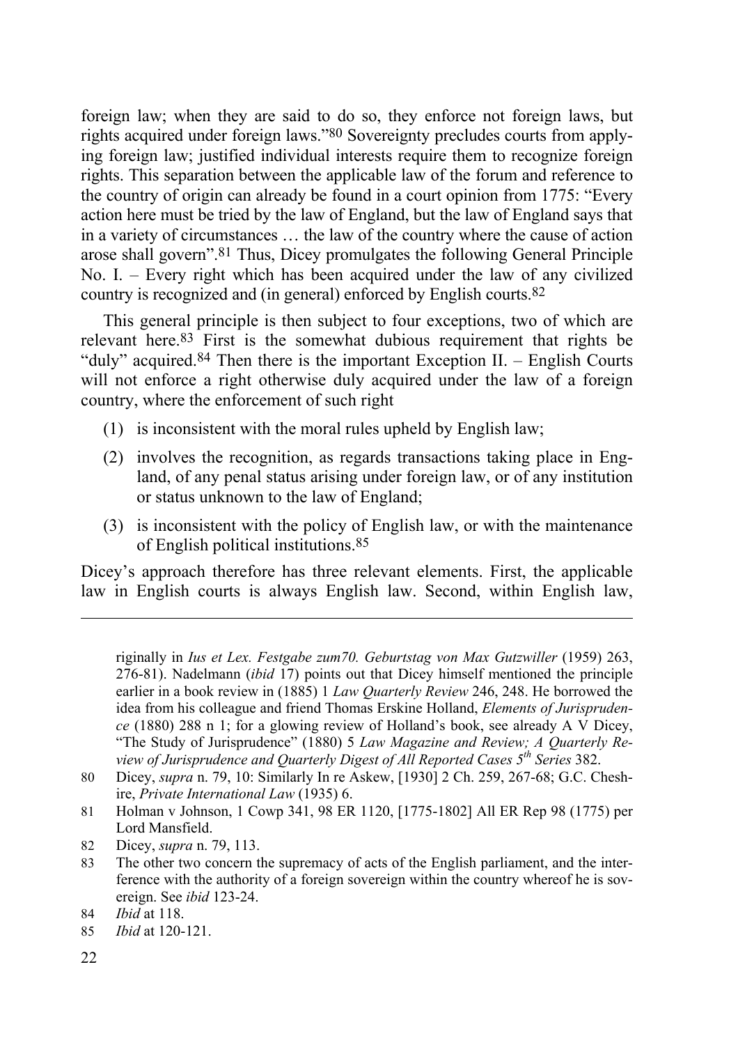foreign law; when they are said to do so, they enforce not foreign laws, but rights acquired under foreign laws."[80] Sovereignty precludes courts from applying foreign law; justified individual interests require them to recognize foreign rights. This separation between the applicable law of the forum and reference to the country of origin can already be found in a court opinion from 1775: "Every action here must be tried by the law of England, but the law of England says that in a variety of circumstances … the law of the country where the cause of action arose shall govern".[81] Thus, Dicey promulgates the following General Principle No. I. – Every right which has been acquired under the law of any civilized country is recognized and (in general) enforced by English courts.[82]

This general principle is then subject to four exceptions, two of which are relevant here.[83] First is the somewhat dubious requirement that rights be "duly" acquired.[84] Then there is the important Exception II. – English Courts will not enforce a right otherwise duly acquired under the law of a foreign country, where the enforcement of such right

(1) is inconsistent with the moral rules upheld by English law;

(2) involves the recognition, as regards transactions taking place in England, of any penal status arising under foreign law, or of any institution or status unknown to the law of England;

(3) is inconsistent with the policy of English law, or with the maintenance of English political institutions.[85]

Dicey's approach therefore has three relevant elements. First, the applicable law in English courts is always English law. Second, within English law,

---

riginally in *Ius et Lex. Festgabe zum70. Geburtstag von Max Gutzwiller* (1959) 263, 276-81). Nadelmann (*ibid* 17) points out that Dicey himself mentioned the principle earlier in a book review in (1885) 1 *Law Quarterly Review* 246, 248. He borrowed the idea from his colleague and friend Thomas Erskine Holland, *Elements of Jurisprudence* (1880) 288 n 1; for a glowing review of Holland's book, see already A V Dicey, "The Study of Jurisprudence" (1880) 5 *Law Magazine and Review; A Quarterly Review of Jurisprudence and Quarterly Digest of All Reported Cases 5th Series* 382.

80 Dicey, *supra* n. 79, 10: Similarly In re Askew, [1930] 2 Ch. 259, 267-68; G.C. Cheshire, *Private International Law* (1935) 6.

81 Holman v Johnson, 1 Cowp 341, 98 ER 1120, [1775-1802] All ER Rep 98 (1775) per Lord Mansfield.

82 Dicey, *supra* n. 79, 113.

83 The other two concern the supremacy of acts of the English parliament, and the interference with the authority of a foreign sovereign within the country whereof he is sovereign. See *ibid* 123-24.

84 *Ibid* at 118.

85 *Ibid* at 120-121.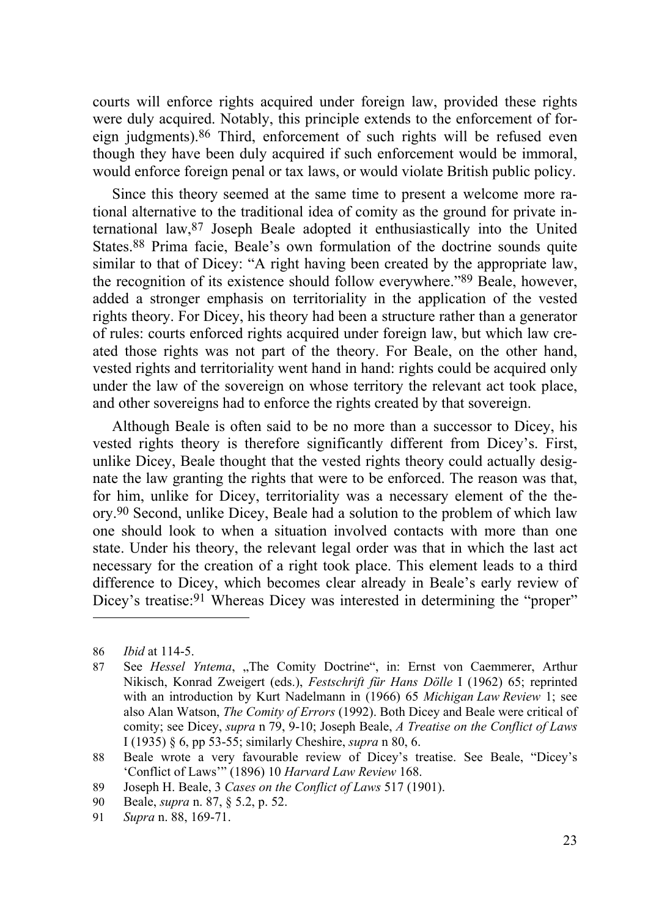courts will enforce rights acquired under foreign law, provided these rights were duly acquired. Notably, this principle extends to the enforcement of foreign judgments).[86] Third, enforcement of such rights will be refused even though they have been duly acquired if such enforcement would be immoral, would enforce foreign penal or tax laws, or would violate British public policy.

Since this theory seemed at the same time to present a welcome more rational alternative to the traditional idea of comity as the ground for private international law,[87] Joseph Beale adopted it enthusiastically into the United States.[88] Prima facie, Beale's own formulation of the doctrine sounds quite similar to that of Dicey: "A right having been created by the appropriate law, the recognition of its existence should follow everywhere."[89] Beale, however, added a stronger emphasis on territoriality in the application of the vested rights theory. For Dicey, his theory had been a structure rather than a generator of rules: courts enforced rights acquired under foreign law, but which law created those rights was not part of the theory. For Beale, on the other hand, vested rights and territoriality went hand in hand: rights could be acquired only under the law of the sovereign on whose territory the relevant act took place, and other sovereigns had to enforce the rights created by that sovereign.

Although Beale is often said to be no more than a successor to Dicey, his vested rights theory is therefore significantly different from Dicey's. First, unlike Dicey, Beale thought that the vested rights theory could actually designate the law granting the rights that were to be enforced. The reason was that, for him, unlike for Dicey, territoriality was a necessary element of the theory.[90] Second, unlike Dicey, Beale had a solution to the problem of which law one should look to when a situation involved contacts with more than one state. Under his theory, the relevant legal order was that in which the last act necessary for the creation of a right took place. This element leads to a third difference to Dicey, which becomes clear already in Beale's early review of Dicey's treatise:[91] Whereas Dicey was interested in determining the "proper"

---

86 *Ibid* at 114-5.

87 See *Hessel Yntema*, „The Comity Doctrine", in: Ernst von Caemmerer, Arthur Nikisch, Konrad Zweigert (eds.), *Festschrift für Hans Dölle* I (1962) 65; reprinted with an introduction by Kurt Nadelmann in (1966) 65 *Michigan Law Review* 1; see also Alan Watson, *The Comity of Errors* (1992). Both Dicey and Beale were critical of comity; see Dicey, *supra* n 79, 9-10; Joseph Beale, *A Treatise on the Conflict of Laws* I (1935) § 6, pp 53-55; similarly Cheshire, *supra* n 80, 6.

88 Beale wrote a very favourable review of Dicey's treatise. See Beale, "Dicey's 'Conflict of Laws'" (1896) 10 *Harvard Law Review* 168.

89 Joseph H. Beale, 3 *Cases on the Conflict of Laws* 517 (1901).

90 Beale, *supra* n. 87, § 5.2, p. 52.

91 *Supra* n. 88, 169-71.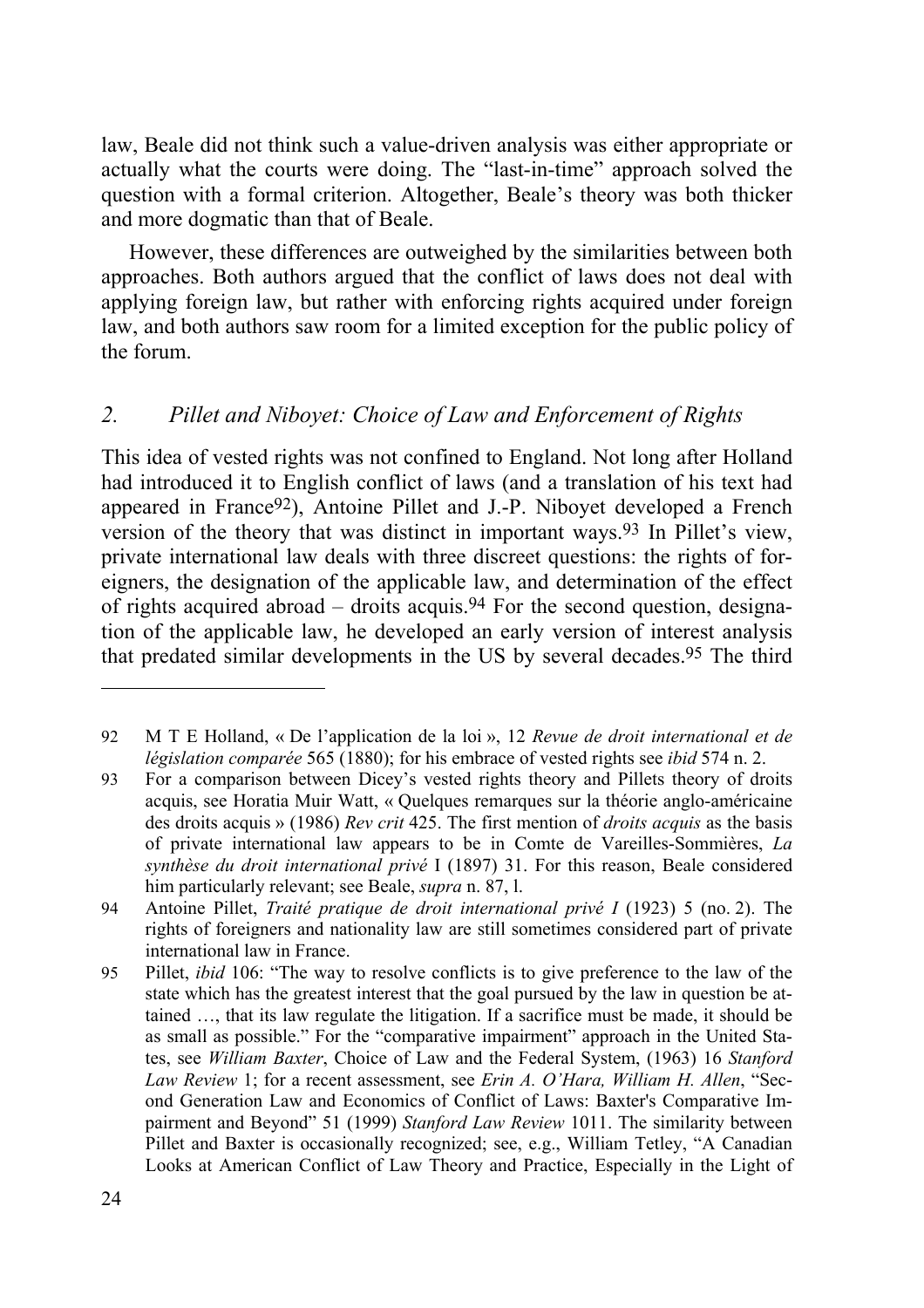law, Beale did not think such a value-driven analysis was either appropriate or actually what the courts were doing. The "last-in-time" approach solved the question with a formal criterion. Altogether, Beale's theory was both thicker and more dogmatic than that of Beale.

However, these differences are outweighed by the similarities between both approaches. Both authors argued that the conflict of laws does not deal with applying foreign law, but rather with enforcing rights acquired under foreign law, and both authors saw room for a limited exception for the public policy of the forum.

## *2. Pillet and Niboyet: Choice of Law and Enforcement of Rights*

This idea of vested rights was not confined to England. Not long after Holland had introduced it to English conflict of laws (and a translation of his text had appeared in France[92]), Antoine Pillet and J.-P. Niboyet developed a French version of the theory that was distinct in important ways.[93] In Pillet's view, private international law deals with three discreet questions: the rights of foreigners, the designation of the applicable law, and determination of the effect of rights acquired abroad – droits acquis.[94] For the second question, designation of the applicable law, he developed an early version of interest analysis that predated similar developments in the US by several decades.[95] The third

---

92 M T E Holland, « De l'application de la loi », 12 *Revue de droit international et de législation comparée* 565 (1880); for his embrace of vested rights see *ibid* 574 n. 2.

93 For a comparison between Dicey's vested rights theory and Pillets theory of droits acquis, see Horatia Muir Watt, « Quelques remarques sur la théorie anglo-américaine des droits acquis » (1986) *Rev crit* 425. The first mention of *droits acquis* as the basis of private international law appears to be in Comte de Vareilles-Sommières, *La synthèse du droit international privé* I (1897) 31. For this reason, Beale considered him particularly relevant; see Beale, *supra* n. 87, l.

94 Antoine Pillet, *Traité pratique de droit international privé I* (1923) 5 (no. 2). The rights of foreigners and nationality law are still sometimes considered part of private international law in France.

95 Pillet, *ibid* 106: "The way to resolve conflicts is to give preference to the law of the state which has the greatest interest that the goal pursued by the law in question be attained …, that its law regulate the litigation. If a sacrifice must be made, it should be as small as possible." For the "comparative impairment" approach in the United States, see *William Baxter*, Choice of Law and the Federal System, (1963) 16 *Stanford Law Review* 1; for a recent assessment, see *Erin A. O'Hara, William H. Allen*, "Second Generation Law and Economics of Conflict of Laws: Baxter's Comparative Impairment and Beyond" 51 (1999) *Stanford Law Review* 1011. The similarity between Pillet and Baxter is occasionally recognized; see, e.g., William Tetley, "A Canadian Looks at American Conflict of Law Theory and Practice, Especially in the Light of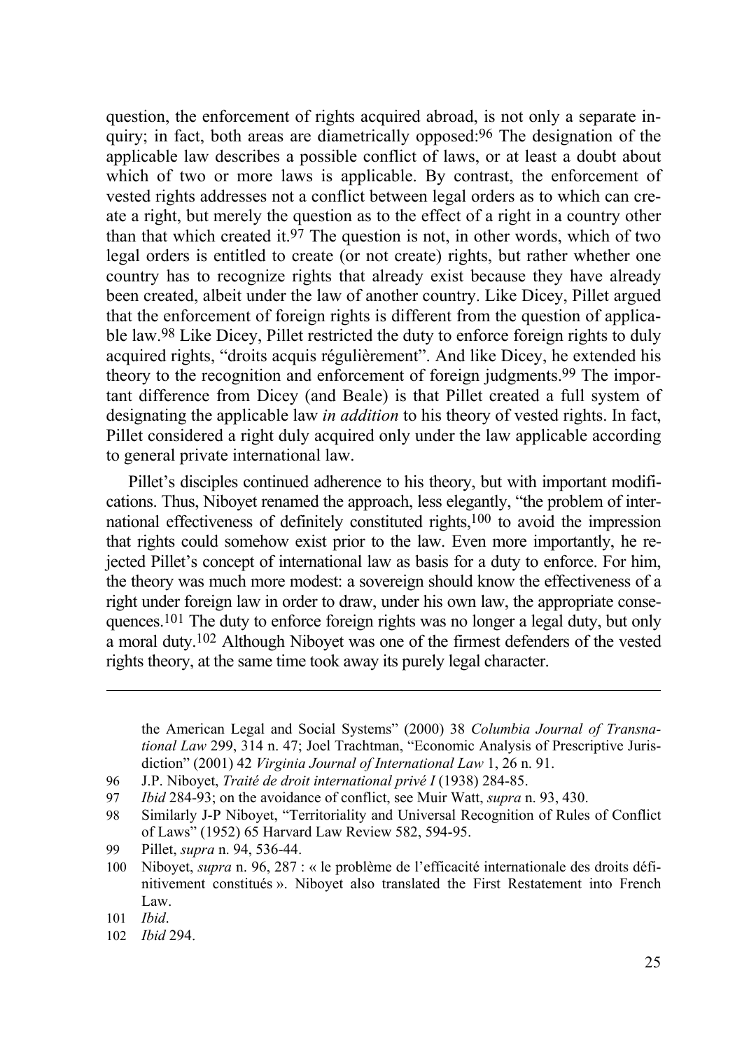question, the enforcement of rights acquired abroad, is not only a separate inquiry; in fact, both areas are diametrically opposed:[96] The designation of the applicable law describes a possible conflict of laws, or at least a doubt about which of two or more laws is applicable. By contrast, the enforcement of vested rights addresses not a conflict between legal orders as to which can create a right, but merely the question as to the effect of a right in a country other than that which created it.[97] The question is not, in other words, which of two legal orders is entitled to create (or not create) rights, but rather whether one country has to recognize rights that already exist because they have already been created, albeit under the law of another country. Like Dicey, Pillet argued that the enforcement of foreign rights is different from the question of applicable law.[98] Like Dicey, Pillet restricted the duty to enforce foreign rights to duly acquired rights, "droits acquis régulièrement". And like Dicey, he extended his theory to the recognition and enforcement of foreign judgments.[99] The important difference from Dicey (and Beale) is that Pillet created a full system of designating the applicable law *in addition* to his theory of vested rights. In fact, Pillet considered a right duly acquired only under the law applicable according to general private international law.

Pillet's disciples continued adherence to his theory, but with important modifications. Thus, Niboyet renamed the approach, less elegantly, "the problem of international effectiveness of definitely constituted rights,[100] to avoid the impression that rights could somehow exist prior to the law. Even more importantly, he rejected Pillet's concept of international law as basis for a duty to enforce. For him, the theory was much more modest: a sovereign should know the effectiveness of a right under foreign law in order to draw, under his own law, the appropriate consequences.[101] The duty to enforce foreign rights was no longer a legal duty, but only a moral duty.[102] Although Niboyet was one of the firmest defenders of the vested rights theory, at the same time took away its purely legal character.

---

the American Legal and Social Systems" (2000) 38 *Columbia Journal of Transnational Law* 299, 314 n. 47; Joel Trachtman, "Economic Analysis of Prescriptive Jurisdiction" (2001) 42 *Virginia Journal of International Law* 1, 26 n. 91.

96 J.P. Niboyet, *Traité de droit international privé I* (1938) 284-85.

97 *Ibid* 284-93; on the avoidance of conflict, see Muir Watt, *supra* n. 93, 430.

98 Similarly J-P Niboyet, "Territoriality and Universal Recognition of Rules of Conflict of Laws" (1952) 65 Harvard Law Review 582, 594-95.

99 Pillet, *supra* n. 94, 536-44.

100 Niboyet, *supra* n. 96, 287 : « le problème de l'efficacité internationale des droits définitivement constitués ». Niboyet also translated the First Restatement into French Law.

101 *Ibid*.

102 *Ibid* 294.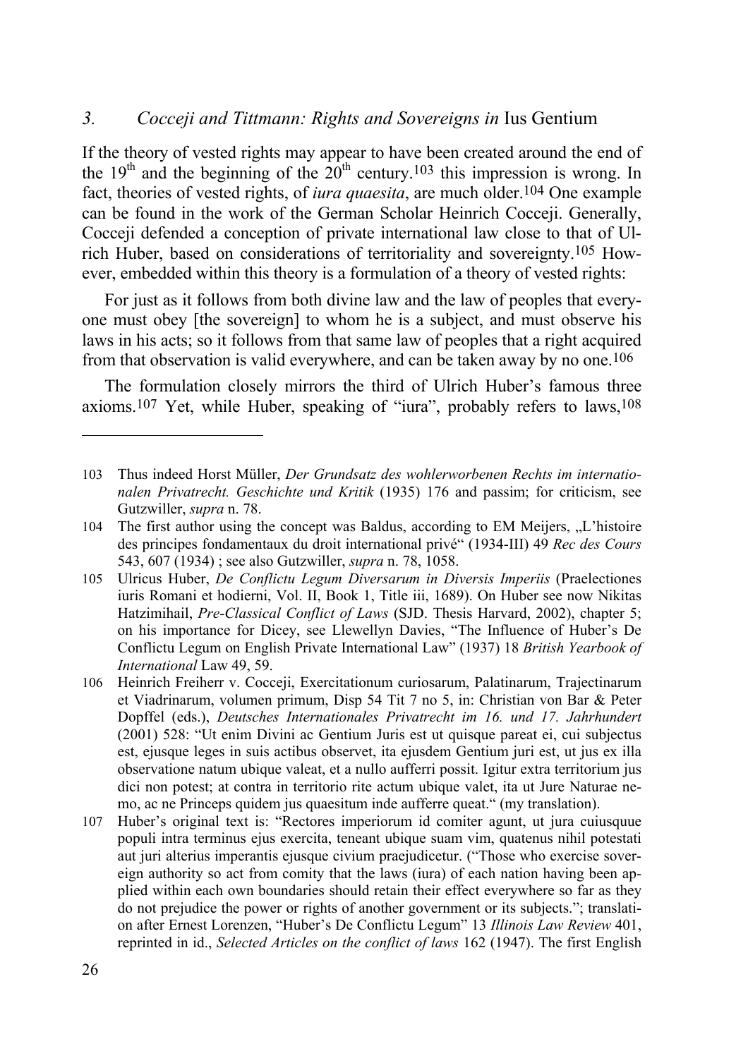## *3. Cocceji and Tittmann: Rights and Sovereigns in* Ius Gentium

If the theory of vested rights may appear to have been created around the end of the 19th and the beginning of the 20th century.[103] this impression is wrong. In fact, theories of vested rights, of *iura quaesita*, are much older.[104] One example can be found in the work of the German Scholar Heinrich Cocceji. Generally, Cocceji defended a conception of private international law close to that of Ulrich Huber, based on considerations of territoriality and sovereignty.[105] However, embedded within this theory is a formulation of a theory of vested rights:

> For just as it follows from both divine law and the law of peoples that everyone must obey [the sovereign] to whom he is a subject, and must observe his laws in his acts; so it follows from that same law of peoples that a right acquired from that observation is valid everywhere, and can be taken away by no one.[106]

The formulation closely mirrors the third of Ulrich Huber's famous three axioms.[107] Yet, while Huber, speaking of "iura", probably refers to laws,[108]

---

103 Thus indeed Horst Müller, *Der Grundsatz des wohlerworbenen Rechts im internationalen Privatrecht. Geschichte und Kritik* (1935) 176 and passim; for criticism, see Gutzwiller, *supra* n. 78.

104 The first author using the concept was Baldus, according to EM Meijers, „L'histoire des principes fondamentaux du droit international privé" (1934-III) 49 *Rec des Cours* 543, 607 (1934) ; see also Gutzwiller, *supra* n. 78, 1058.

105 Ulricus Huber, *De Conflictu Legum Diversarum in Diversis Imperiis* (Praelectiones iuris Romani et hodierni, Vol. II, Book 1, Title iii, 1689). On Huber see now Nikitas Hatzimihail, *Pre-Classical Conflict of Laws* (SJD. Thesis Harvard, 2002), chapter 5; on his importance for Dicey, see Llewellyn Davies, "The Influence of Huber's De Conflictu Legum on English Private International Law" (1937) 18 *British Yearbook of International* Law 49, 59.

106 Heinrich Freiherr v. Cocceji, Exercitationum curiosarum, Palatinarum, Trajectinarum et Viadrinarum, volumen primum, Disp 54 Tit 7 no 5, in: Christian von Bar & Peter Dopffel (eds.), *Deutsches Internationales Privatrecht im 16. und 17. Jahrhundert* (2001) 528: "Ut enim Divini ac Gentium Juris est ut quisque pareat ei, cui subjectus est, ejusque leges in suis actibus observet, ita ejusdem Gentium juri est, ut jus ex illa observatione natum ubique valeat, et a nullo aufferri possit. Igitur extra territorium jus dici non potest; at contra in territorio rite actum ubique valet, ita ut Jure Naturae nemo, ac ne Princeps quidem jus quaesitum inde aufferre queat." (my translation).

107 Huber's original text is: "Rectores imperiorum id comiter agunt, ut jura cuiusquue populi intra terminus ejus exercita, teneant ubique suam vim, quatenus nihil potestati aut juri alterius imperantis ejusque civium praejudicetur. ("Those who exercise sovereign authority so act from comity that the laws (iura) of each nation having been applied within each own boundaries should retain their effect everywhere so far as they do not prejudice the power or rights of another government or its subjects."; translation after Ernest Lorenzen, "Huber's De Conflictu Legum" 13 *Illinois Law Review* 401, reprinted in id., *Selected Articles on the conflict of laws* 162 (1947). The first English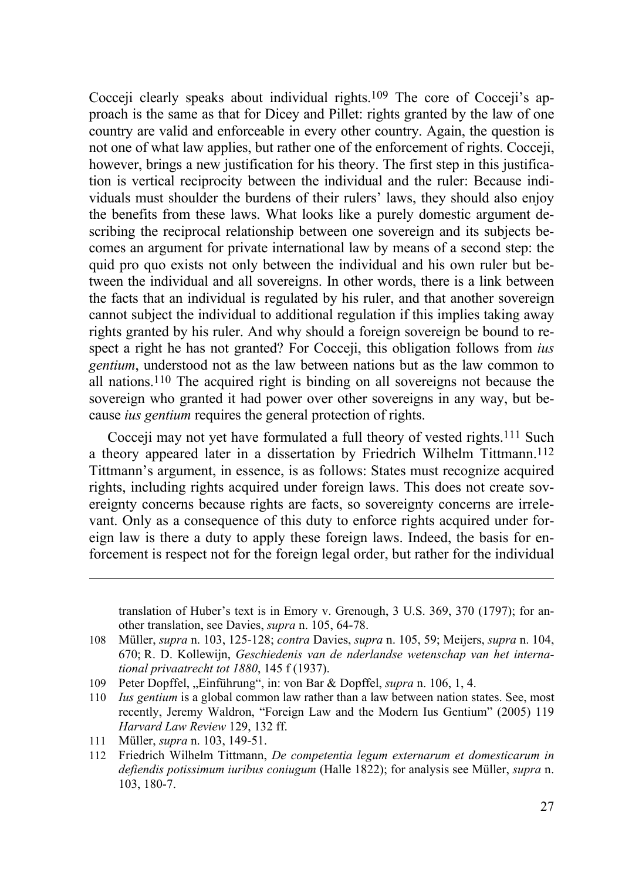Cocceji clearly speaks about individual rights.[109] The core of Cocceji's approach is the same as that for Dicey and Pillet: rights granted by the law of one country are valid and enforceable in every other country. Again, the question is not one of what law applies, but rather one of the enforcement of rights. Cocceji, however, brings a new justification for his theory. The first step in this justification is vertical reciprocity between the individual and the ruler: Because individuals must shoulder the burdens of their rulers' laws, they should also enjoy the benefits from these laws. What looks like a purely domestic argument describing the reciprocal relationship between one sovereign and its subjects becomes an argument for private international law by means of a second step: the quid pro quo exists not only between the individual and his own ruler but between the individual and all sovereigns. In other words, there is a link between the facts that an individual is regulated by his ruler, and that another sovereign cannot subject the individual to additional regulation if this implies taking away rights granted by his ruler. And why should a foreign sovereign be bound to respect a right he has not granted? For Cocceji, this obligation follows from *ius gentium*, understood not as the law between nations but as the law common to all nations.[110] The acquired right is binding on all sovereigns not because the sovereign who granted it had power over other sovereigns in any way, but because *ius gentium* requires the general protection of rights.

Cocceji may not yet have formulated a full theory of vested rights.[111] Such a theory appeared later in a dissertation by Friedrich Wilhelm Tittmann.[112] Tittmann's argument, in essence, is as follows: States must recognize acquired rights, including rights acquired under foreign laws. This does not create sovereignty concerns because rights are facts, so sovereignty concerns are irrelevant. Only as a consequence of this duty to enforce rights acquired under foreign law is there a duty to apply these foreign laws. Indeed, the basis for enforcement is respect not for the foreign legal order, but rather for the individual

---

translation of Huber's text is in Emory v. Grenough, 3 U.S. 369, 370 (1797); for another translation, see Davies, *supra* n. 105, 64-78.

108 Müller, *supra* n. 103, 125-128; *contra* Davies, *supra* n. 105, 59; Meijers, *supra* n. 104, 670; R. D. Kollewijn, *Geschiedenis van de nderlandse wetenschap van het internationale privaatrecht tot 1880*, 145 f (1937).

109 Peter Dopffel, „Einführung", in: von Bar & Dopffel, *supra* n. 106, 1, 4.

110 *Ius gentium* is a global common law rather than a law between nation states. See, most recently, Jeremy Waldron, "Foreign Law and the Modern Ius Gentium" (2005) 119 *Harvard Law Review* 129, 132 ff.

111 Müller, *supra* n. 103, 149-51.

112 Friedrich Wilhelm Tittmann, *De competentia legum externarum et domesticarum in defiendis potissimum iuribus coniugum* (Halle 1822); for analysis see Müller, *supra* n. 103, 180-7.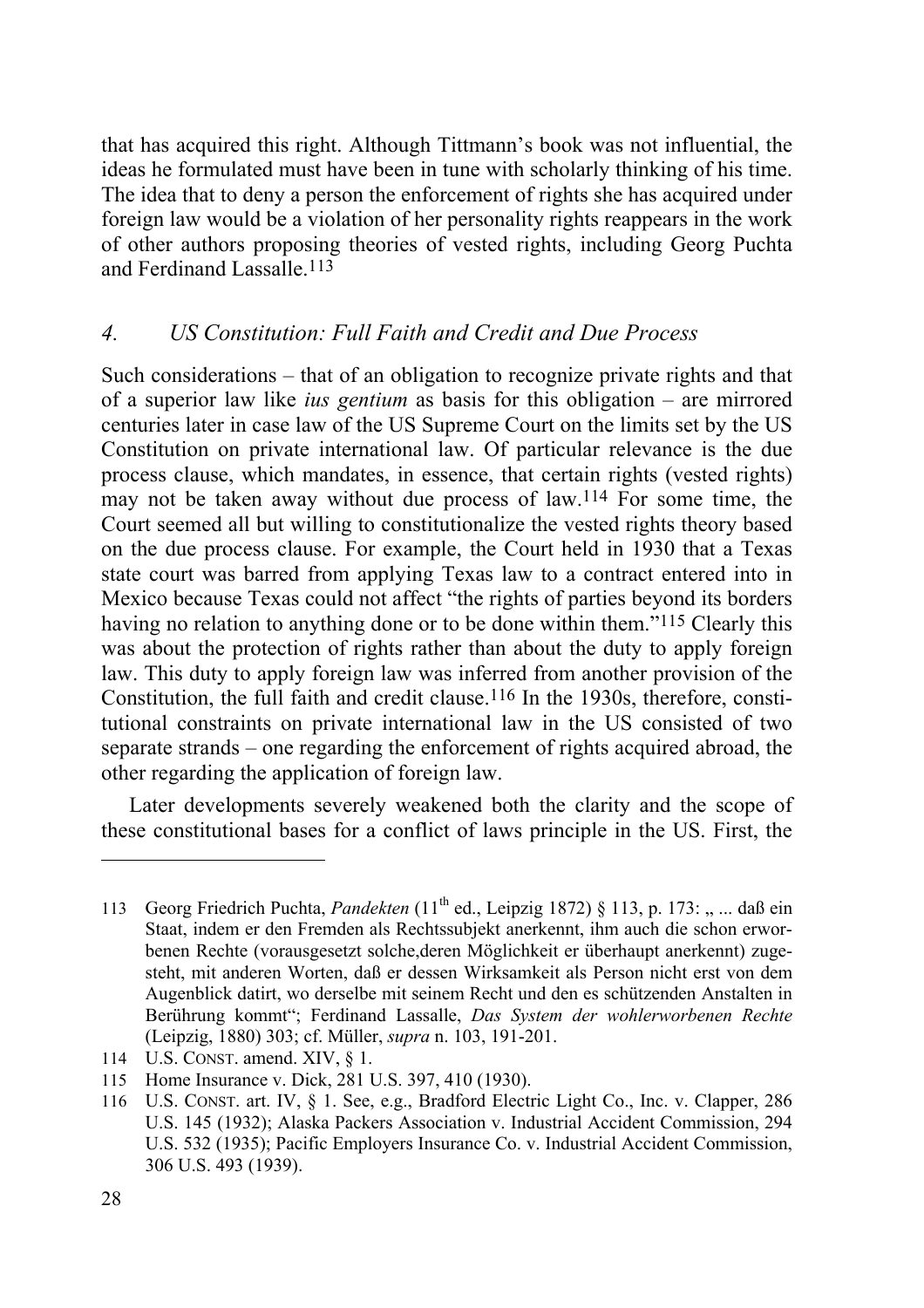that has acquired this right. Although Tittmann's book was not influential, the ideas he formulated must have been in tune with scholarly thinking of his time. The idea that to deny a person the enforcement of rights she has acquired under foreign law would be a violation of her personality rights reappears in the work of other authors proposing theories of vested rights, including Georg Puchta and Ferdinand Lassalle.[113]

### *4. US Constitution: Full Faith and Credit and Due Process*

Such considerations – that of an obligation to recognize private rights and that of a superior law like *ius gentium* as basis for this obligation – are mirrored centuries later in case law of the US Supreme Court on the limits set by the US Constitution on private international law. Of particular relevance is the due process clause, which mandates, in essence, that certain rights (vested rights) may not be taken away without due process of law.[114] For some time, the Court seemed all but willing to constitutionalize the vested rights theory based on the due process clause. For example, the Court held in 1930 that a Texas state court was barred from applying Texas law to a contract entered into in Mexico because Texas could not affect "the rights of parties beyond its borders having no relation to anything done or to be done within them."[115] Clearly this was about the protection of rights rather than about the duty to apply foreign law. This duty to apply foreign law was inferred from another provision of the Constitution, the full faith and credit clause.[116] In the 1930s, therefore, constitutional constraints on private international law in the US consisted of two separate strands – one regarding the enforcement of rights acquired abroad, the other regarding the application of foreign law.

Later developments severely weakened both the clarity and the scope of these constitutional bases for a conflict of laws principle in the US. First, the

---

113 Georg Friedrich Puchta, *Pandekten* (11th ed., Leipzig 1872) § 113, p. 173: „ ... daß ein Staat, indem er den Fremden als Rechtssubjekt anerkennt, ihm auch die schon erworbenen Rechte (vorausgesetzt solche,deren Möglichkeit er überhaupt anerkennt) zugesteht, mit anderen Worten, daß er dessen Wirksamkeit als Person nicht erst von dem Augenblick datirt, wo derselbe mit seinem Recht und den es schützenden Anstalten in Berührung kommt"; Ferdinand Lassalle, *Das System der wohlerworbenen Rechte* (Leipzig, 1880) 303; cf. Müller, *supra* n. 103, 191-201.

114 U.S. CONST. amend. XIV, § 1.

115 Home Insurance v. Dick, 281 U.S. 397, 410 (1930).

116 U.S. CONST. art. IV, § 1. See, e.g., Bradford Electric Light Co., Inc. v. Clapper, 286 U.S. 145 (1932); Alaska Packers Association v. Industrial Accident Commission, 294 U.S. 532 (1935); Pacific Employers Insurance Co. v. Industrial Accident Commission, 306 U.S. 493 (1939).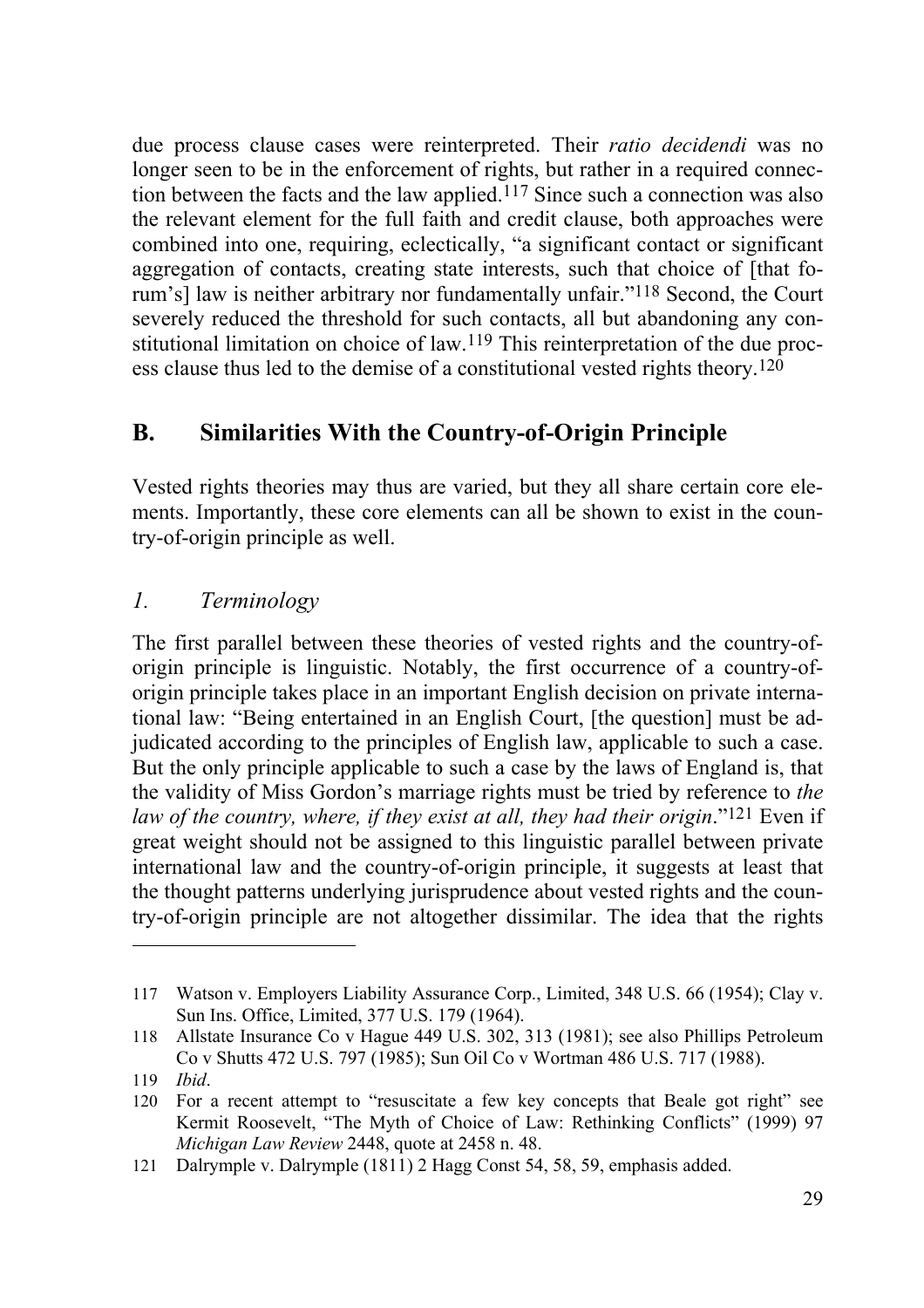due process clause cases were reinterpreted. Their *ratio decidendi* was no longer seen to be in the enforcement of rights, but rather in a required connection between the facts and the law applied.[117] Since such a connection was also the relevant element for the full faith and credit clause, both approaches were combined into one, requiring, eclectically, "a significant contact or significant aggregation of contacts, creating state interests, such that choice of [that forum's] law is neither arbitrary nor fundamentally unfair."[118] Second, the Court severely reduced the threshold for such contacts, all but abandoning any constitutional limitation on choice of law.[119] This reinterpretation of the due process clause thus led to the demise of a constitutional vested rights theory.[120]

## B. Similarities With the Country-of-Origin Principle

Vested rights theories may thus are varied, but they all share certain core elements. Importantly, these core elements can all be shown to exist in the country-of-origin principle as well.

### *1. Terminology*

The first parallel between these theories of vested rights and the country-of-origin principle is linguistic. Notably, the first occurrence of a country-of-origin principle takes place in an important English decision on private international law: "Being entertained in an English Court, [the question] must be adjudicated according to the principles of English law, applicable to such a case. But the only principle applicable to such a case by the laws of England is, that the validity of Miss Gordon's marriage rights must be tried by reference to *the law of the country, where, if they exist at all, they had their origin*."[121] Even if great weight should not be assigned to this linguistic parallel between private international law and the country-of-origin principle, it suggests at least that the thought patterns underlying jurisprudence about vested rights and the country-of-origin principle are not altogether dissimilar. The idea that the rights

---

117 Watson v. Employers Liability Assurance Corp., Limited, 348 U.S. 66 (1954); Clay v. Sun Ins. Office, Limited, 377 U.S. 179 (1964).

118 Allstate Insurance Co v Hague 449 U.S. 302, 313 (1981); see also Phillips Petroleum Co v Shutts 472 U.S. 797 (1985); Sun Oil Co v Wortman 486 U.S. 717 (1988).

119 *Ibid*.

120 For a recent attempt to "resuscitate a few key concepts that Beale got right" see Kermit Roosevelt, "The Myth of Choice of Law: Rethinking Conflicts" (1999) 97 *Michigan Law Review* 2448, quote at 2458 n. 48.

121 Dalrymple v. Dalrymple (1811) 2 Hagg Const 54, 58, 59, emphasis added.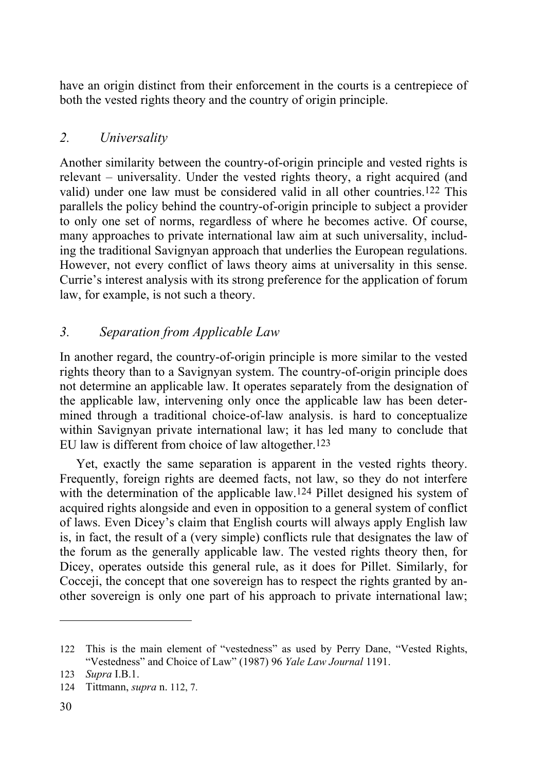have an origin distinct from their enforcement in the courts is a centrepiece of both the vested rights theory and the country of origin principle.

### 2. *Universality*

Another similarity between the country-of-origin principle and vested rights is relevant – universality. Under the vested rights theory, a right acquired (and valid) under one law must be considered valid in all other countries.[122] This parallels the policy behind the country-of-origin principle to subject a provider to only one set of norms, regardless of where he becomes active. Of course, many approaches to private international law aim at such universality, including the traditional Savignyan approach that underlies the European regulations. However, not every conflict of laws theory aims at universality in this sense. Currie's interest analysis with its strong preference for the application of forum law, for example, is not such a theory.

### 3. *Separation from Applicable Law*

In another regard, the country-of-origin principle is more similar to the vested rights theory than to a Savignyan system. The country-of-origin principle does not determine an applicable law. It operates separately from the designation of the applicable law, intervening only once the applicable law has been determined through a traditional choice-of-law analysis. is hard to conceptualize within Savignyan private international law; it has led many to conclude that EU law is different from choice of law altogether.[123]

Yet, exactly the same separation is apparent in the vested rights theory. Frequently, foreign rights are deemed facts, not law, so they do not interfere with the determination of the applicable law.[124] Pillet designed his system of acquired rights alongside and even in opposition to a general system of conflict of laws. Even Dicey's claim that English courts will always apply English law is, in fact, the result of a (very simple) conflicts rule that designates the law of the forum as the generally applicable law. The vested rights theory then, for Dicey, operates outside this general rule, as it does for Pillet. Similarly, for Cocceji, the concept that one sovereign has to respect the rights granted by another sovereign is only one part of his approach to private international law;

---

122 This is the main element of "vestedness" as used by Perry Dane, "Vested Rights, "Vestedness" and Choice of Law" (1987) 96 *Yale Law Journal* 1191.

123 *Supra* I.B.1.

124 Tittmann, *supra* n. 112, 7.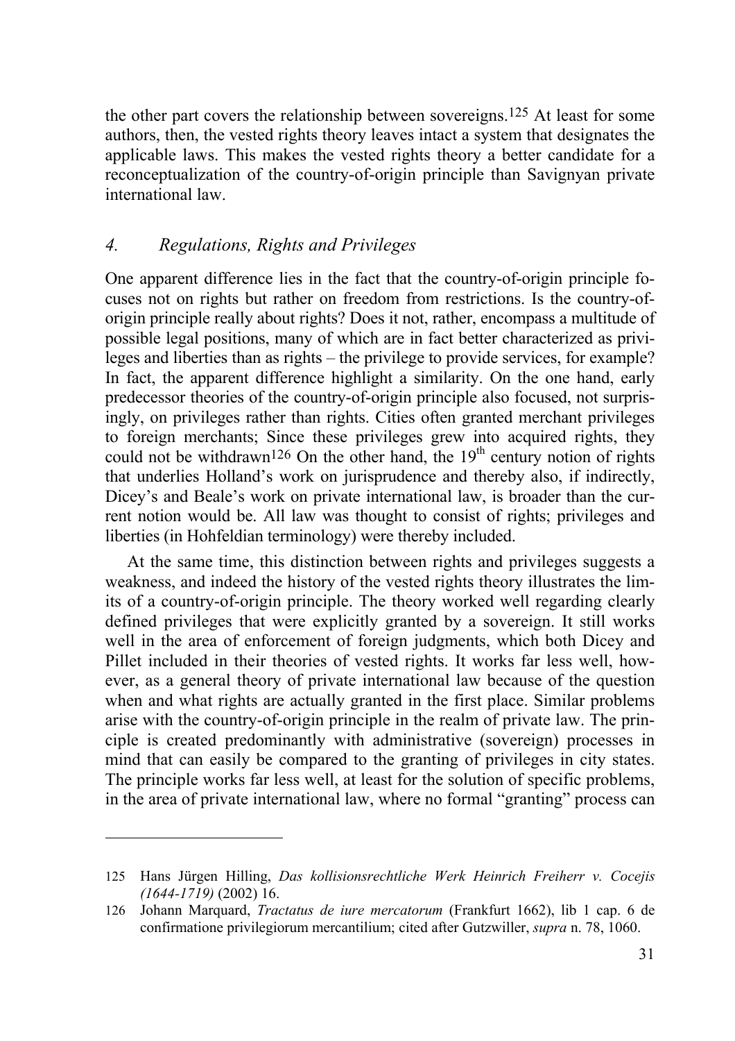the other part covers the relationship between sovereigns.[125] At least for some authors, then, the vested rights theory leaves intact a system that designates the applicable laws. This makes the vested rights theory a better candidate for a reconceptualization of the country-of-origin principle than Savignyan private international law.

### *4. Regulations, Rights and Privileges*

One apparent difference lies in the fact that the country-of-origin principle focuses not on rights but rather on freedom from restrictions. Is the country-of-origin principle really about rights? Does it not, rather, encompass a multitude of possible legal positions, many of which are in fact better characterized as privileges and liberties than as rights – the privilege to provide services, for example? In fact, the apparent difference highlight a similarity. On the one hand, early predecessor theories of the country-of-origin principle also focused, not surprisingly, on privileges rather than rights. Cities often granted merchant privileges to foreign merchants; Since these privileges grew into acquired rights, they could not be withdrawn[126] On the other hand, the 19th century notion of rights that underlies Holland's work on jurisprudence and thereby also, if indirectly, Dicey's and Beale's work on private international law, is broader than the current notion would be. All law was thought to consist of rights; privileges and liberties (in Hohfeldian terminology) were thereby included.

At the same time, this distinction between rights and privileges suggests a weakness, and indeed the history of the vested rights theory illustrates the limits of a country-of-origin principle. The theory worked well regarding clearly defined privileges that were explicitly granted by a sovereign. It still works well in the area of enforcement of foreign judgments, which both Dicey and Pillet included in their theories of vested rights. It works far less well, however, as a general theory of private international law because of the question when and what rights are actually granted in the first place. Similar problems arise with the country-of-origin principle in the realm of private law. The principle is created predominantly with administrative (sovereign) processes in mind that can easily be compared to the granting of privileges in city states. The principle works far less well, at least for the solution of specific problems, in the area of private international law, where no formal "granting" process can

---

125 Hans Jürgen Hilling, *Das kollisionsrechtliche Werk Heinrich Freiherr v. Cocejis (1644-1719)* (2002) 16.

126 Johann Marquard, *Tractatus de iure mercatorum* (Frankfurt 1662), lib 1 cap. 6 de confirmatione privilegiorum mercantilium; cited after Gutzwiller, *supra* n. 78, 1060.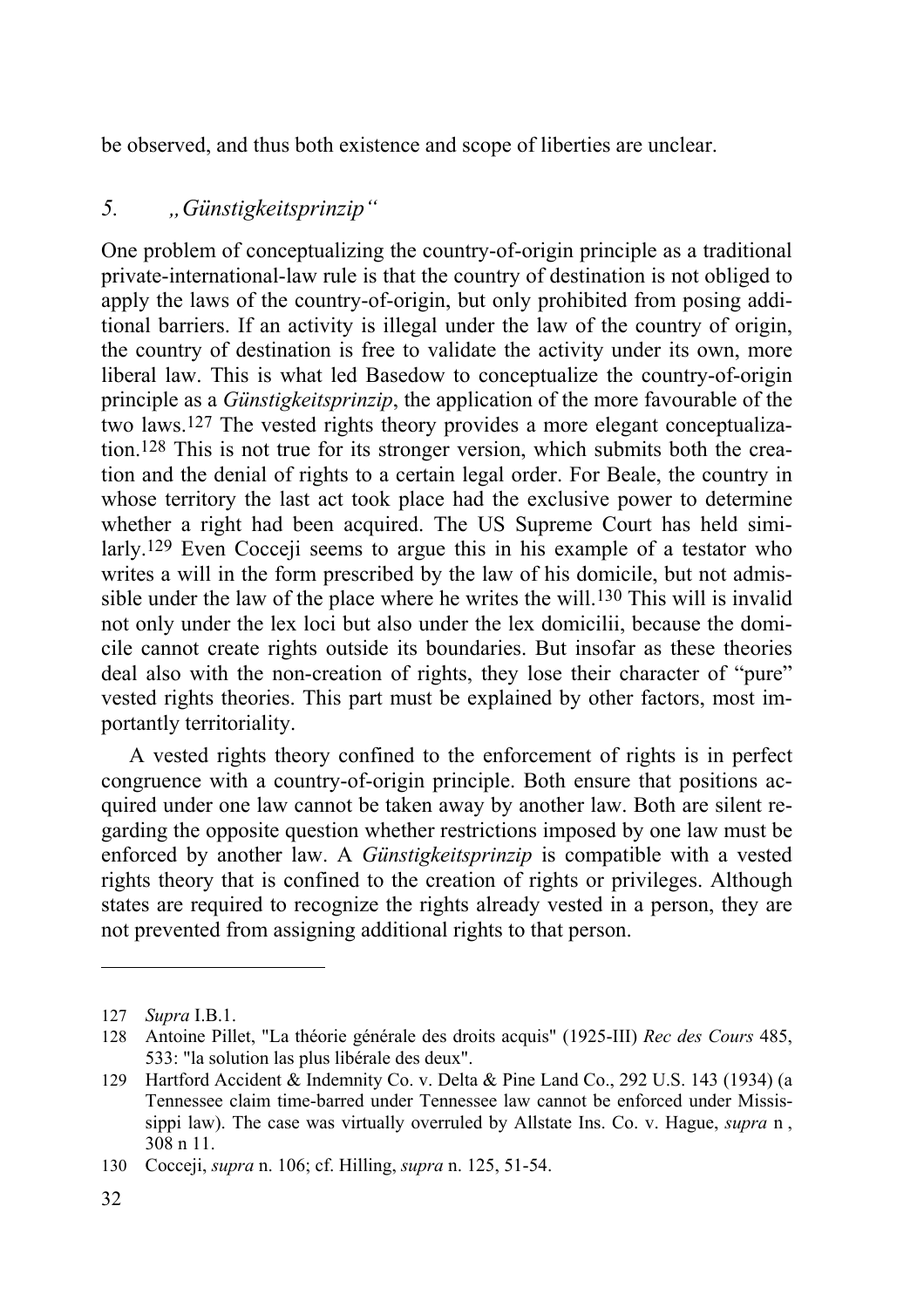be observed, and thus both existence and scope of liberties are unclear.

### 5. *„Günstigkeitsprinzip“*

One problem of conceptualizing the country-of-origin principle as a traditional private-international-law rule is that the country of destination is not obliged to apply the laws of the country-of-origin, but only prohibited from posing additional barriers. If an activity is illegal under the law of the country of origin, the country of destination is free to validate the activity under its own, more liberal law. This is what led Basedow to conceptualize the country-of-origin principle as a *Günstigkeitsprinzip*, the application of the more favourable of the two laws.[127] The vested rights theory provides a more elegant conceptualization.[128] This is not true for its stronger version, which submits both the creation and the denial of rights to a certain legal order. For Beale, the country in whose territory the last act took place had the exclusive power to determine whether a right had been acquired. The US Supreme Court has held similarly.[129] Even Cocceji seems to argue this in his example of a testator who writes a will in the form prescribed by the law of his domicile, but not admissible under the law of the place where he writes the will.[130] This will is invalid not only under the lex loci but also under the lex domicilii, because the domicile cannot create rights outside its boundaries. But insofar as these theories deal also with the non-creation of rights, they lose their character of "pure" vested rights theories. This part must be explained by other factors, most importantly territoriality.

A vested rights theory confined to the enforcement of rights is in perfect congruence with a country-of-origin principle. Both ensure that positions acquired under one law cannot be taken away by another law. Both are silent regarding the opposite question whether restrictions imposed by one law must be enforced by another law. A *Günstigkeitsprinzip* is compatible with a vested rights theory that is confined to the creation of rights or privileges. Although states are required to recognize the rights already vested in a person, they are not prevented from assigning additional rights to that person.

---

127 *Supra* I.B.1.

128 Antoine Pillet, "La théorie générale des droits acquis" (1925-III) *Rec des Cours* 485, 533: "la solution las plus libérale des deux".

129 Hartford Accident & Indemnity Co. v. Delta & Pine Land Co., 292 U.S. 143 (1934) (a Tennessee claim time-barred under Tennessee law cannot be enforced under Mississippi law). The case was virtually overruled by Allstate Ins. Co. v. Hague, *supra* n , 308 n 11.

130 Cocceji, *supra* n. 106; cf. Hilling, *supra* n. 125, 51-54.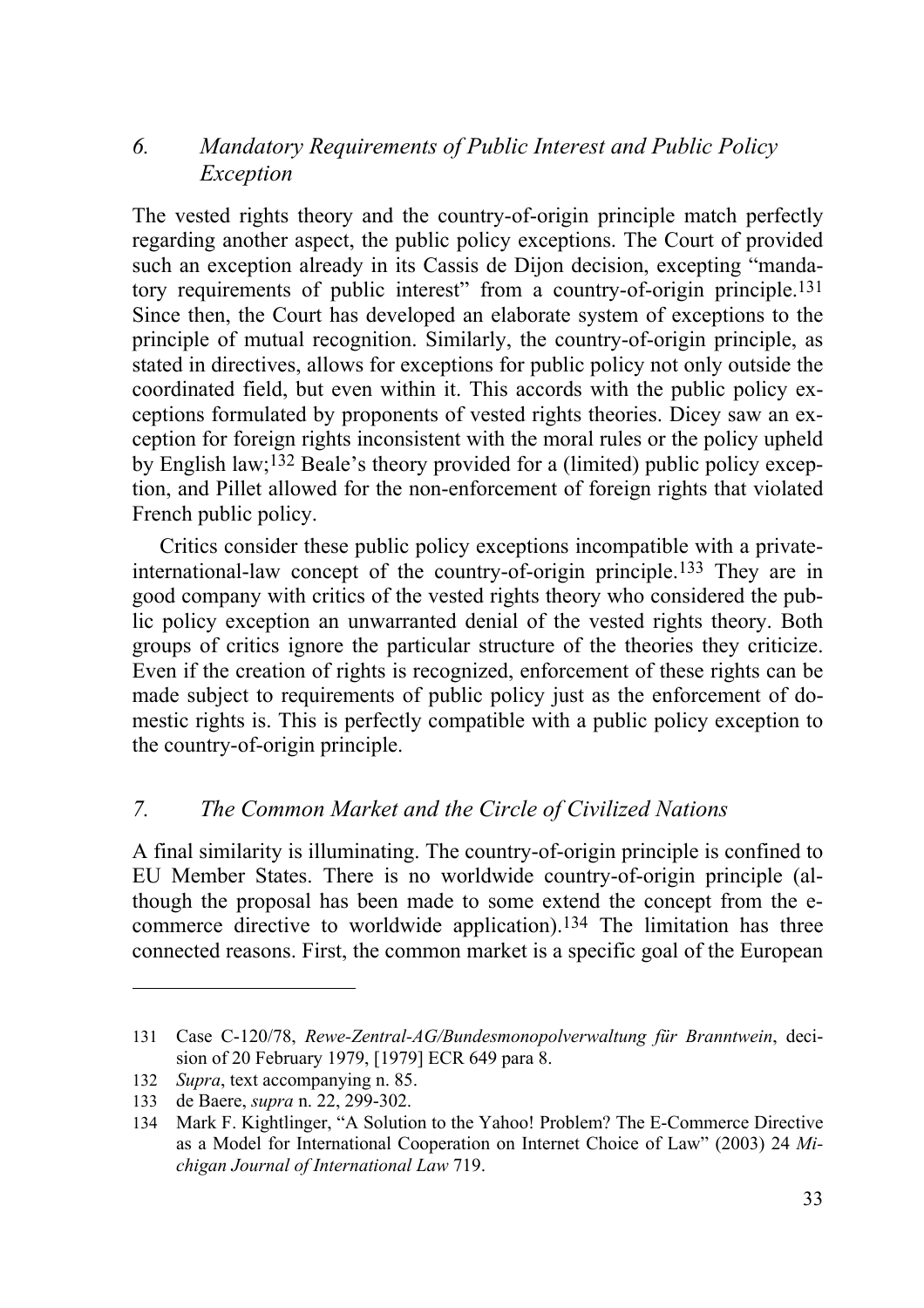### *6. Mandatory Requirements of Public Interest and Public Policy Exception*

The vested rights theory and the country-of-origin principle match perfectly regarding another aspect, the public policy exceptions. The Court of provided such an exception already in its Cassis de Dijon decision, excepting "mandatory requirements of public interest" from a country-of-origin principle.[131] Since then, the Court has developed an elaborate system of exceptions to the principle of mutual recognition. Similarly, the country-of-origin principle, as stated in directives, allows for exceptions for public policy not only outside the coordinated field, but even within it. This accords with the public policy exceptions formulated by proponents of vested rights theories. Dicey saw an exception for foreign rights inconsistent with the moral rules or the policy upheld by English law;[132] Beale's theory provided for a (limited) public policy exception, and Pillet allowed for the non-enforcement of foreign rights that violated French public policy.

Critics consider these public policy exceptions incompatible with a private-international-law concept of the country-of-origin principle.[133] They are in good company with critics of the vested rights theory who considered the public policy exception an unwarranted denial of the vested rights theory. Both groups of critics ignore the particular structure of the theories they criticize. Even if the creation of rights is recognized, enforcement of these rights can be made subject to requirements of public policy just as the enforcement of domestic rights is. This is perfectly compatible with a public policy exception to the country-of-origin principle.

### *7. The Common Market and the Circle of Civilized Nations*

A final similarity is illuminating. The country-of-origin principle is confined to EU Member States. There is no worldwide country-of-origin principle (although the proposal has been made to some extend the concept from the e-commerce directive to worldwide application).[134] The limitation has three connected reasons. First, the common market is a specific goal of the European

---

131 Case C-120/78, *Rewe-Zentral-AG/Bundesmonopolverwaltung für Branntwein*, decision of 20 February 1979, [1979] ECR 649 para 8.

132 *Supra*, text accompanying n. 85.

133 de Baere, *supra* n. 22, 299-302.

134 Mark F. Kightlinger, "A Solution to the Yahoo! Problem? The E-Commerce Directive as a Model for International Cooperation on Internet Choice of Law" (2003) 24 *Michigan Journal of International Law* 719.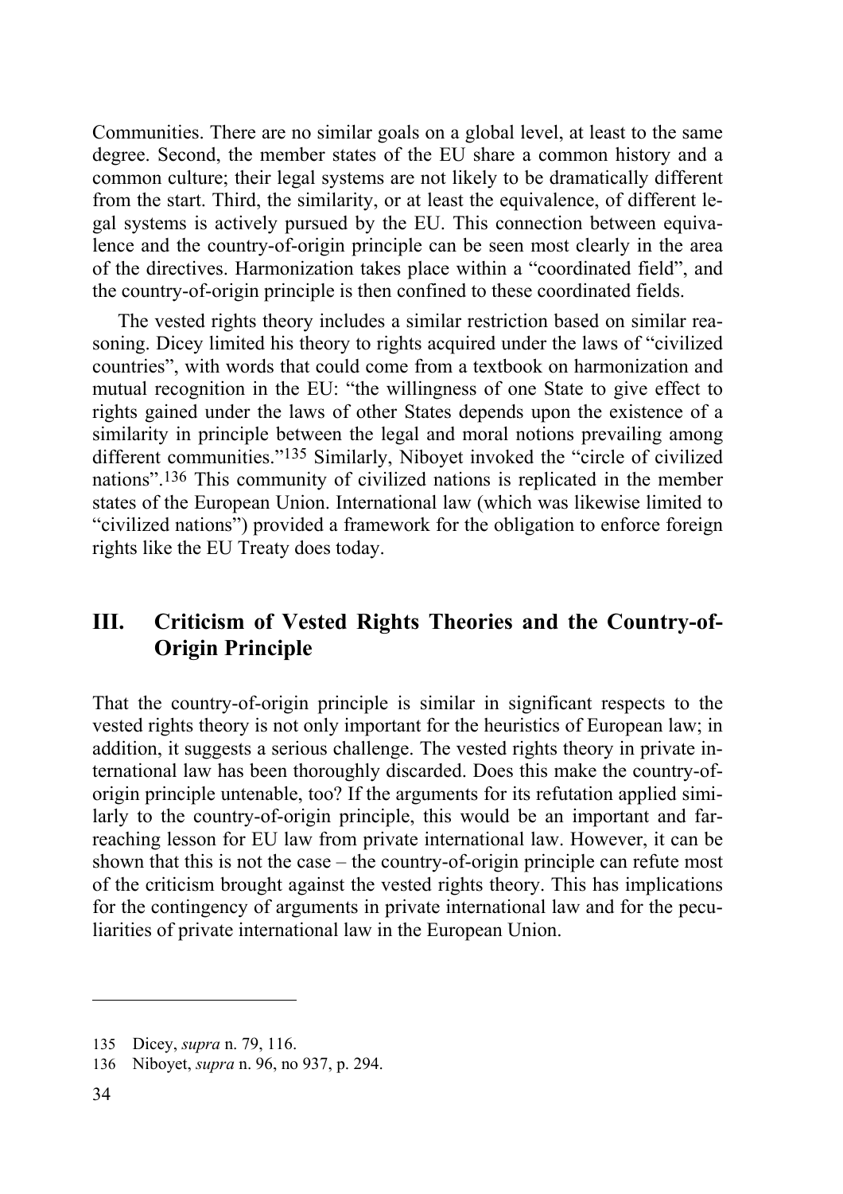Communities. There are no similar goals on a global level, at least to the same degree. Second, the member states of the EU share a common history and a common culture; their legal systems are not likely to be dramatically different from the start. Third, the similarity, or at least the equivalence, of different legal systems is actively pursued by the EU. This connection between equivalence and the country-of-origin principle can be seen most clearly in the area of the directives. Harmonization takes place within a "coordinated field", and the country-of-origin principle is then confined to these coordinated fields.

The vested rights theory includes a similar restriction based on similar reasoning. Dicey limited his theory to rights acquired under the laws of "civilized countries", with words that could come from a textbook on harmonization and mutual recognition in the EU: "the willingness of one State to give effect to rights gained under the laws of other States depends upon the existence of a similarity in principle between the legal and moral notions prevailing among different communities."[135] Similarly, Niboyet invoked the "circle of civilized nations".[136] This community of civilized nations is replicated in the member states of the European Union. International law (which was likewise limited to "civilized nations") provided a framework for the obligation to enforce foreign rights like the EU Treaty does today.

## III. Criticism of Vested Rights Theories and the Country-of-Origin Principle

That the country-of-origin principle is similar in significant respects to the vested rights theory is not only important for the heuristics of European law; in addition, it suggests a serious challenge. The vested rights theory in private international law has been thoroughly discarded. Does this make the country-of-origin principle untenable, too? If the arguments for its refutation applied similarly to the country-of-origin principle, this would be an important and far-reaching lesson for EU law from private international law. However, it can be shown that this is not the case – the country-of-origin principle can refute most of the criticism brought against the vested rights theory. This has implications for the contingency of arguments in private international law and for the peculiarities of private international law in the European Union.

---

135 Dicey, *supra* n. 79, 116.

136 Niboyet, *supra* n. 96, no 937, p. 294.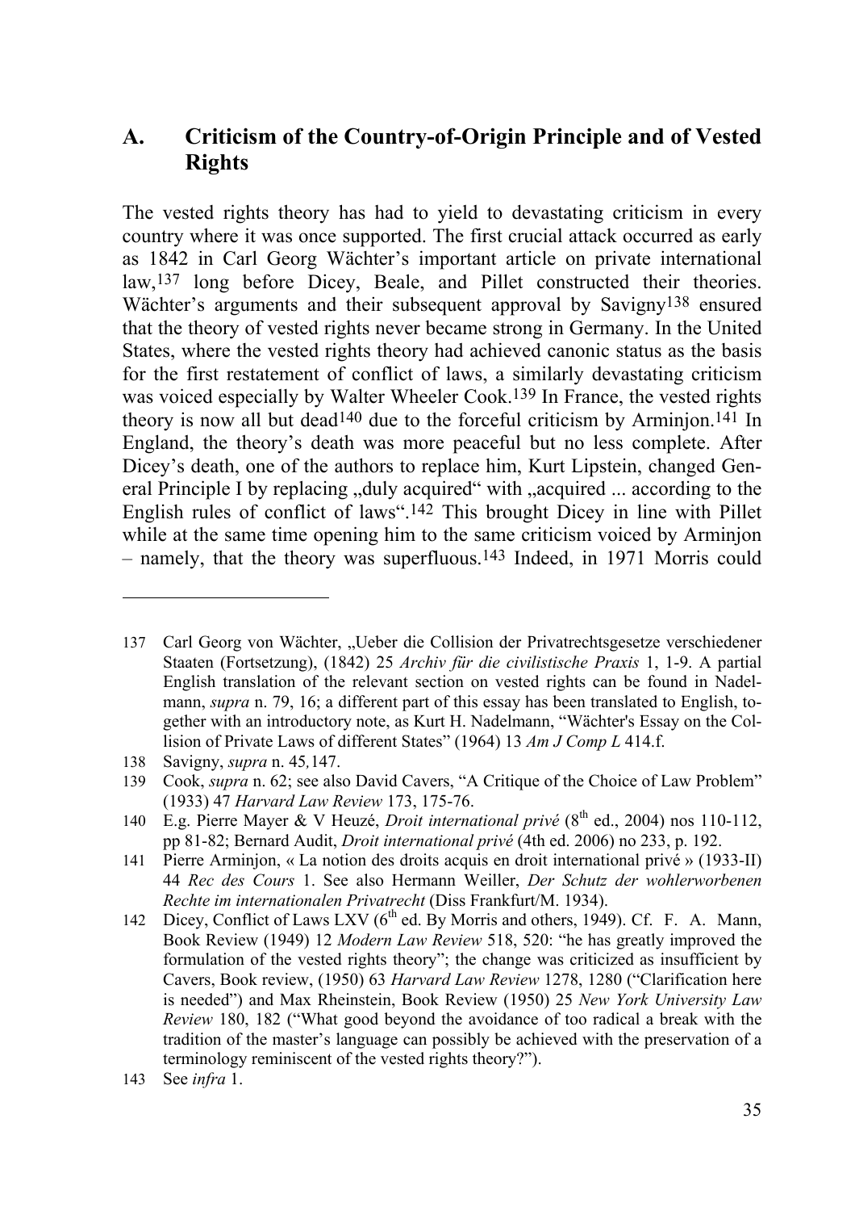## A. Criticism of the Country-of-Origin Principle and of Vested Rights

The vested rights theory has had to yield to devastating criticism in every country where it was once supported. The first crucial attack occurred as early as 1842 in Carl Georg Wächter's important article on private international law,[137] long before Dicey, Beale, and Pillet constructed their theories. Wächter's arguments and their subsequent approval by Savigny[138] ensured that the theory of vested rights never became strong in Germany. In the United States, where the vested rights theory had achieved canonic status as the basis for the first restatement of conflict of laws, a similarly devastating criticism was voiced especially by Walter Wheeler Cook.[139] In France, the vested rights theory is now all but dead[140] due to the forceful criticism by Arminjon.[141] In England, the theory's death was more peaceful but no less complete. After Dicey's death, one of the authors to replace him, Kurt Lipstein, changed General Principle I by replacing „duly acquired" with „acquired ... according to the English rules of conflict of laws".[142] This brought Dicey in line with Pillet while at the same time opening him to the same criticism voiced by Arminjon – namely, that the theory was superfluous.[143] Indeed, in 1971 Morris could

---

137 Carl Georg von Wächter, „Ueber die Collision der Privatrechtsgesetze verschiedener Staaten (Fortsetzung), (1842) 25 *Archiv für die civilistische Praxis* 1, 1-9. A partial English translation of the relevant section on vested rights can be found in Nadelmann, *supra* n. 79, 16; a different part of this essay has been translated to English, together with an introductory note, as Kurt H. Nadelmann, "Wächter's Essay on the Collision of Private Laws of different States" (1964) 13 *Am J Comp L* 414.f.

138 Savigny, *supra* n. 45*,*147.

139 Cook, *supra* n. 62; see also David Cavers, "A Critique of the Choice of Law Problem" (1933) 47 *Harvard Law Review* 173, 175-76.

140 E.g. Pierre Mayer & V Heuzé, *Droit international privé* (8th ed., 2004) nos 110-112, pp 81-82; Bernard Audit, *Droit international privé* (4th ed. 2006) no 233, p. 192.

141 Pierre Arminjon, « La notion des droits acquis en droit international privé » (1933-II) 44 *Rec des Cours* 1. See also Hermann Weiller, *Der Schutz der wohlerworbenen Rechte im internationalen Privatrecht* (Diss Frankfurt/M. 1934).

142 Dicey, Conflict of Laws LXV (6th ed. By Morris and others, 1949). Cf. F. A. Mann, Book Review (1949) 12 *Modern Law Review* 518, 520: "he has greatly improved the formulation of the vested rights theory"; the change was criticized as insufficient by Cavers, Book review, (1950) 63 *Harvard Law Review* 1278, 1280 ("Clarification here is needed") and Max Rheinstein, Book Review (1950) 25 *New York University Law Review* 180, 182 ("What good beyond the avoidance of too radical a break with the tradition of the master's language can possibly be achieved with the preservation of a terminology reminiscent of the vested rights theory?").

143 See *infra* 1.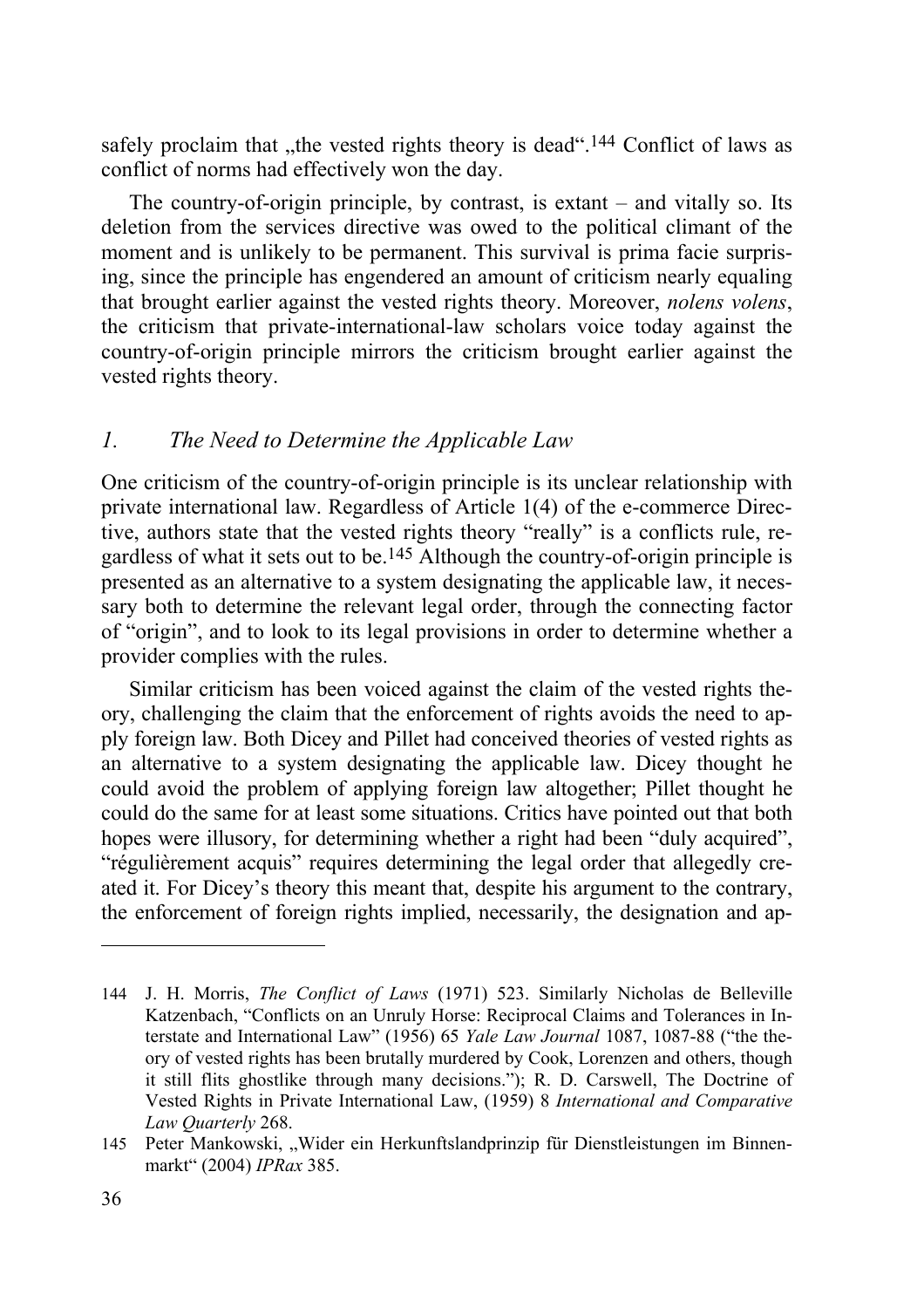safely proclaim that „the vested rights theory is dead".[144] Conflict of laws as conflict of norms had effectively won the day.

The country-of-origin principle, by contrast, is extant – and vitally so. Its deletion from the services directive was owed to the political climant of the moment and is unlikely to be permanent. This survival is prima facie surprising, since the principle has engendered an amount of criticism nearly equaling that brought earlier against the vested rights theory. Moreover, *nolens volens*, the criticism that private-international-law scholars voice today against the country-of-origin principle mirrors the criticism brought earlier against the vested rights theory.

## *1. The Need to Determine the Applicable Law*

One criticism of the country-of-origin principle is its unclear relationship with private international law. Regardless of Article 1(4) of the e-commerce Directive, authors state that the vested rights theory "really" is a conflicts rule, regardless of what it sets out to be.[145] Although the country-of-origin principle is presented as an alternative to a system designating the applicable law, it necessary both to determine the relevant legal order, through the connecting factor of "origin", and to look to its legal provisions in order to determine whether a provider complies with the rules.

Similar criticism has been voiced against the claim of the vested rights theory, challenging the claim that the enforcement of rights avoids the need to apply foreign law. Both Dicey and Pillet had conceived theories of vested rights as an alternative to a system designating the applicable law. Dicey thought he could avoid the problem of applying foreign law altogether; Pillet thought he could do the same for at least some situations. Critics have pointed out that both hopes were illusory, for determining whether a right had been "duly acquired", "régulièrement acquis" requires determining the legal order that allegedly created it. For Dicey's theory this meant that, despite his argument to the contrary, the enforcement of foreign rights implied, necessarily, the designation and ap-

---

144 J. H. Morris, *The Conflict of Laws* (1971) 523. Similarly Nicholas de Belleville Katzenbach, "Conflicts on an Unruly Horse: Reciprocal Claims and Tolerances in Interstate and International Law" (1956) 65 *Yale Law Journal* 1087, 1087-88 ("the theory of vested rights has been brutally murdered by Cook, Lorenzen and others, though it still flits ghostlike through many decisions."); R. D. Carswell, The Doctrine of Vested Rights in Private International Law, (1959) 8 *International and Comparative Law Quarterly* 268.

145 Peter Mankowski, „Wider ein Herkunftslandprinzip für Dienstleistungen im Binnenmarkt" (2004) *IPRax* 385.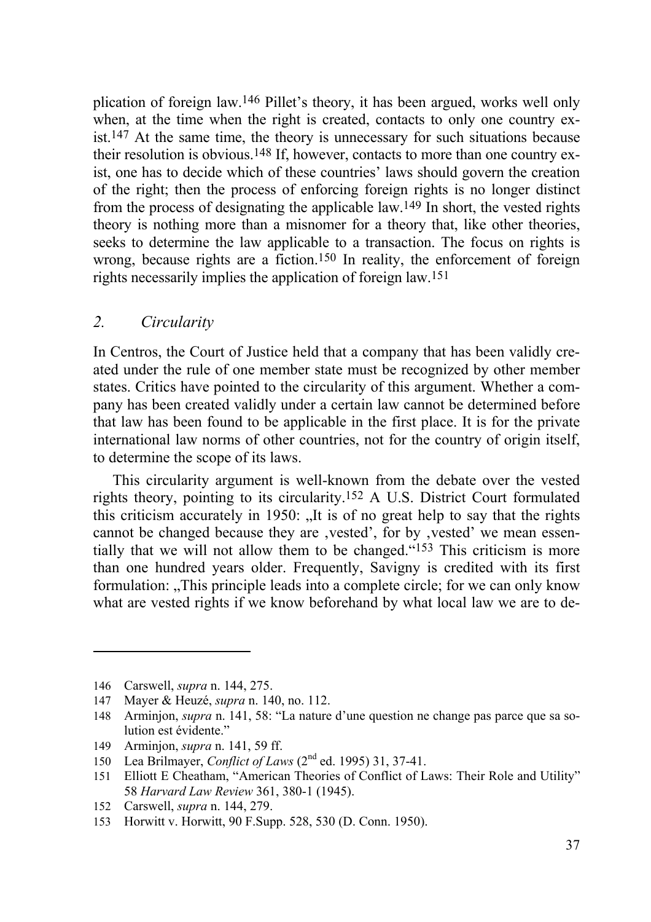plication of foreign law.[146] Pillet's theory, it has been argued, works well only when, at the time when the right is created, contacts to only one country exist.[147] At the same time, the theory is unnecessary for such situations because their resolution is obvious.[148] If, however, contacts to more than one country exist, one has to decide which of these countries' laws should govern the creation of the right; then the process of enforcing foreign rights is no longer distinct from the process of designating the applicable law.[149] In short, the vested rights theory is nothing more than a misnomer for a theory that, like other theories, seeks to determine the law applicable to a transaction. The focus on rights is wrong, because rights are a fiction.[150] In reality, the enforcement of foreign rights necessarily implies the application of foreign law.[151]

## *2. Circularity*

In Centros, the Court of Justice held that a company that has been validly created under the rule of one member state must be recognized by other member states. Critics have pointed to the circularity of this argument. Whether a company has been created validly under a certain law cannot be determined before that law has been found to be applicable in the first place. It is for the private international law norms of other countries, not for the country of origin itself, to determine the scope of its laws.

This circularity argument is well-known from the debate over the vested rights theory, pointing to its circularity.[152] A U.S. District Court formulated this criticism accurately in 1950: „It is of no great help to say that the rights cannot be changed because they are ‚vested', for by ‚vested' we mean essentially that we will not allow them to be changed."[153] This criticism is more than one hundred years older. Frequently, Savigny is credited with its first formulation: „This principle leads into a complete circle; for we can only know what are vested rights if we know beforehand by what local law we are to de-

---

146 Carswell, *supra* n. 144, 275.

147 Mayer & Heuzé, *supra* n. 140, no. 112.

148 Arminjon, *supra* n. 141, 58: "La nature d'une question ne change pas parce que sa solution est évidente."

149 Arminjon, *supra* n. 141, 59 ff.

150 Lea Brilmayer, *Conflict of Laws* (2nd ed. 1995) 31, 37-41.

151 Elliott E Cheatham, "American Theories of Conflict of Laws: Their Role and Utility" 58 *Harvard Law Review* 361, 380-1 (1945).

152 Carswell, *supra* n. 144, 279.

153 Horwitt v. Horwitt, 90 F.Supp. 528, 530 (D. Conn. 1950).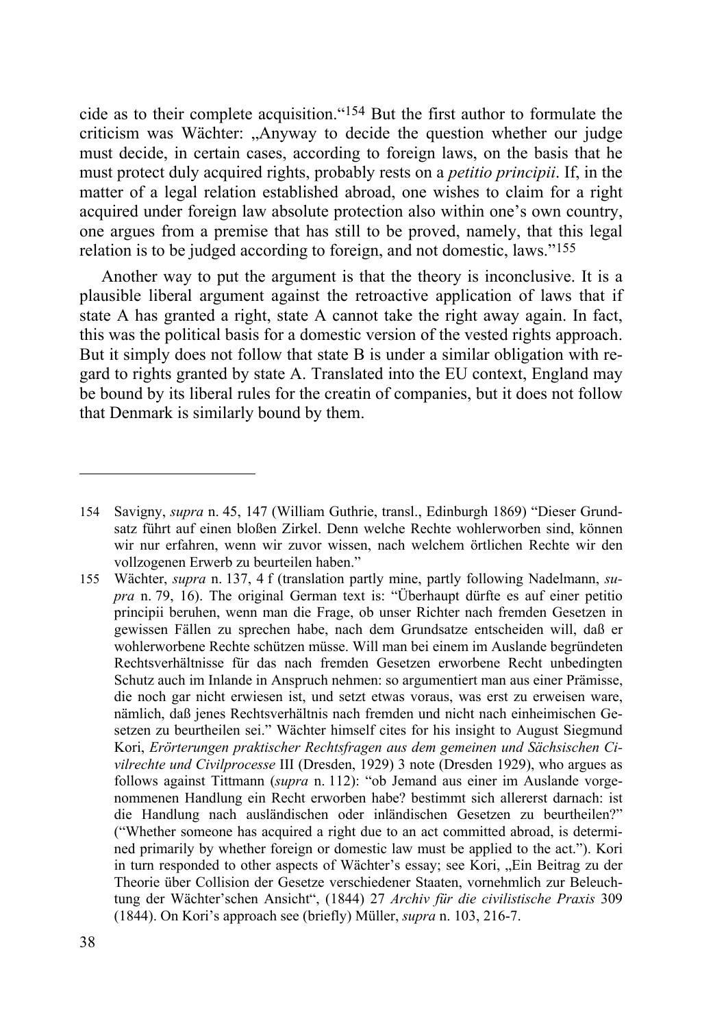cide as to their complete acquisition."[154] But the first author to formulate the criticism was Wächter: „Anyway to decide the question whether our judge must decide, in certain cases, according to foreign laws, on the basis that he must protect duly acquired rights, probably rests on a *petitio principii*. If, in the matter of a legal relation established abroad, one wishes to claim for a right acquired under foreign law absolute protection also within one's own country, one argues from a premise that has still to be proved, namely, that this legal relation is to be judged according to foreign, and not domestic, laws."[155]

Another way to put the argument is that the theory is inconclusive. It is a plausible liberal argument against the retroactive application of laws that if state A has granted a right, state A cannot take the right away again. In fact, this was the political basis for a domestic version of the vested rights approach. But it simply does not follow that state B is under a similar obligation with regard to rights granted by state A. Translated into the EU context, England may be bound by its liberal rules for the creatin of companies, but it does not follow that Denmark is similarly bound by them.

---

154 Savigny, *supra* n. 45, 147 (William Guthrie, transl., Edinburgh 1869) "Dieser Grundsatz führt auf einen bloßen Zirkel. Denn welche Rechte wohlerworben sind, können wir nur erfahren, wenn wir zuvor wissen, nach welchem örtlichen Rechte wir den vollzogenen Erwerb zu beurteilen haben."

155 Wächter, *supra* n. 137, 4 f (translation partly mine, partly following Nadelmann, *supra* n. 79, 16). The original German text is: "Überhaupt dürfte es auf einer petitio principii beruhen, wenn man die Frage, ob unser Richter nach fremden Gesetzen in gewissen Fällen zu sprechen habe, nach dem Grundsatze entscheiden will, daß er wohlerworbene Rechte schützen müsse. Will man bei einem im Auslande begründeten Rechtsverhältnisse für das nach fremden Gesetzen erworbene Recht unbedingten Schutz auch im Inlande in Anspruch nehmen: so argumentiert man aus einer Prämisse, die noch gar nicht erwiesen ist, und setzt etwas voraus, was erst zu erweisen ware, nämlich, daß jenes Rechtsverhältnis nach fremden und nicht nach einheimischen Gesetzen zu beurtheilen sei." Wächter himself cites for his insight to August Siegmund Kori, *Erörterungen praktischer Rechtsfragen aus dem gemeinen und Sächsischen Civilrechte und Civilprocesse* III (Dresden, 1929) 3 note (Dresden 1929), who argues as follows against Tittmann (*supra* n. 112): "ob Jemand aus einer im Auslande vorgenommenen Handlung ein Recht erworben habe? bestimmt sich allererst darnach: ist die Handlung nach ausländischen oder inländischen Gesetzen zu beurtheilen?" ("Whether someone has acquired a right due to an act committed abroad, is determined primarily by whether foreign or domestic law must be applied to the act."). Kori in turn responded to other aspects of Wächter's essay; see Kori, „Ein Beitrag zu der Theorie über Collision der Gesetze verschiedener Staaten, vornehmlich zur Beleuchtung der Wächter'schen Ansicht", (1844) 27 *Archiv für die civilistische Praxis* 309 (1844). On Kori's approach see (briefly) Müller, *supra* n. 103, 216-7.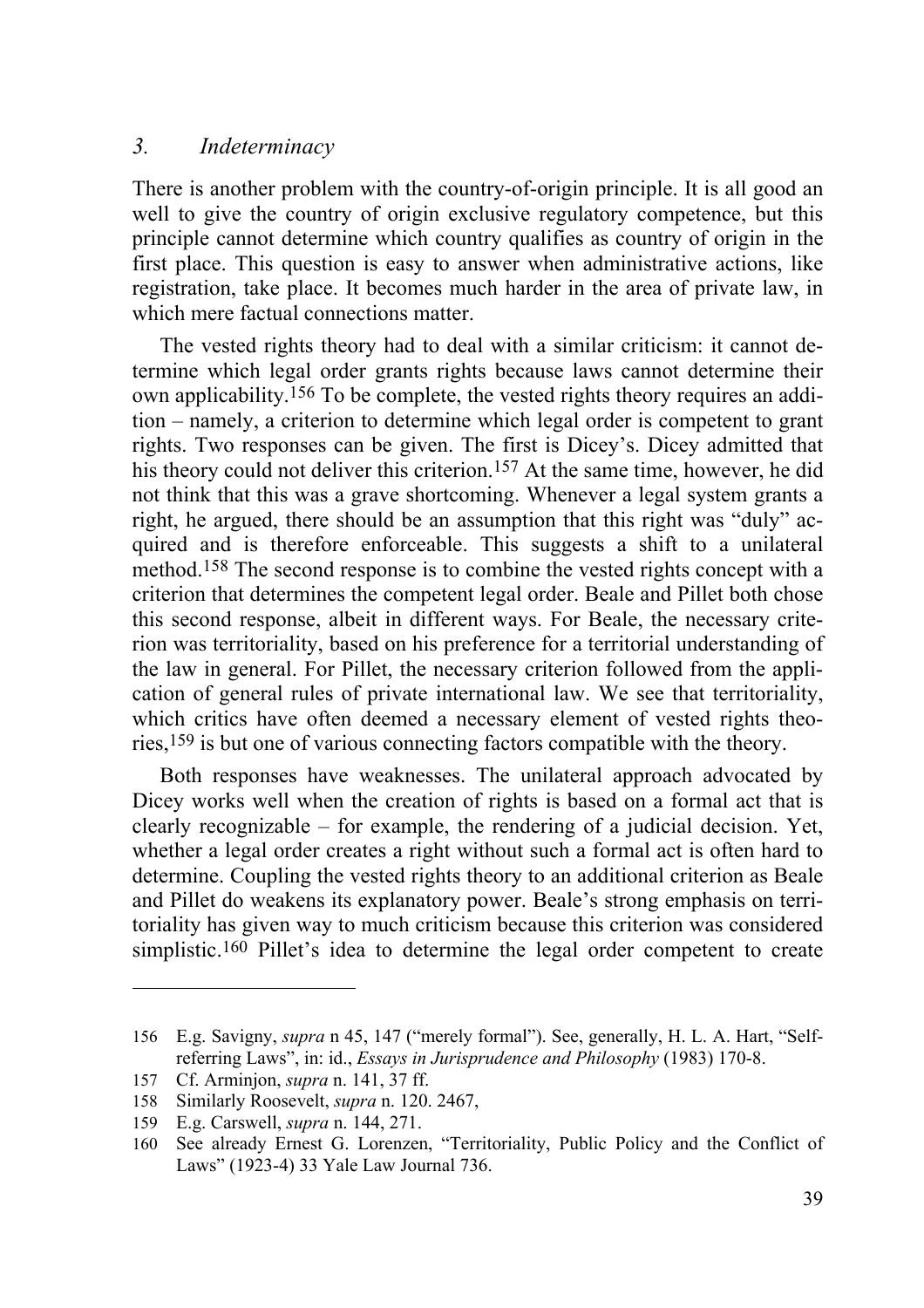### *3. Indeterminacy*

There is another problem with the country-of-origin principle. It is all good an well to give the country of origin exclusive regulatory competence, but this principle cannot determine which country qualifies as country of origin in the first place. This question is easy to answer when administrative actions, like registration, take place. It becomes much harder in the area of private law, in which mere factual connections matter.

The vested rights theory had to deal with a similar criticism: it cannot determine which legal order grants rights because laws cannot determine their own applicability.[156] To be complete, the vested rights theory requires an addition – namely, a criterion to determine which legal order is competent to grant rights. Two responses can be given. The first is Dicey's. Dicey admitted that his theory could not deliver this criterion.[157] At the same time, however, he did not think that this was a grave shortcoming. Whenever a legal system grants a right, he argued, there should be an assumption that this right was "duly" acquired and is therefore enforceable. This suggests a shift to a unilateral method.[158] The second response is to combine the vested rights concept with a criterion that determines the competent legal order. Beale and Pillet both chose this second response, albeit in different ways. For Beale, the necessary criterion was territoriality, based on his preference for a territorial understanding of the law in general. For Pillet, the necessary criterion followed from the application of general rules of private international law. We see that territoriality, which critics have often deemed a necessary element of vested rights theories,[159] is but one of various connecting factors compatible with the theory.

Both responses have weaknesses. The unilateral approach advocated by Dicey works well when the creation of rights is based on a formal act that is clearly recognizable – for example, the rendering of a judicial decision. Yet, whether a legal order creates a right without such a formal act is often hard to determine. Coupling the vested rights theory to an additional criterion as Beale and Pillet do weakens its explanatory power. Beale's strong emphasis on territoriality has given way to much criticism because this criterion was considered simplistic.[160] Pillet's idea to determine the legal order competent to create

---

156 E.g. Savigny, *supra* n 45, 147 ("merely formal"). See, generally, H. L. A. Hart, "Self-referring Laws", in: id., *Essays in Jurisprudence and Philosophy* (1983) 170-8.

157 Cf. Arminjon, *supra* n. 141, 37 ff.

158 Similarly Roosevelt, *supra* n. 120. 2467,

159 E.g. Carswell, *supra* n. 144, 271.

160 See already Ernest G. Lorenzen, "Territoriality, Public Policy and the Conflict of Laws" (1923-4) 33 Yale Law Journal 736.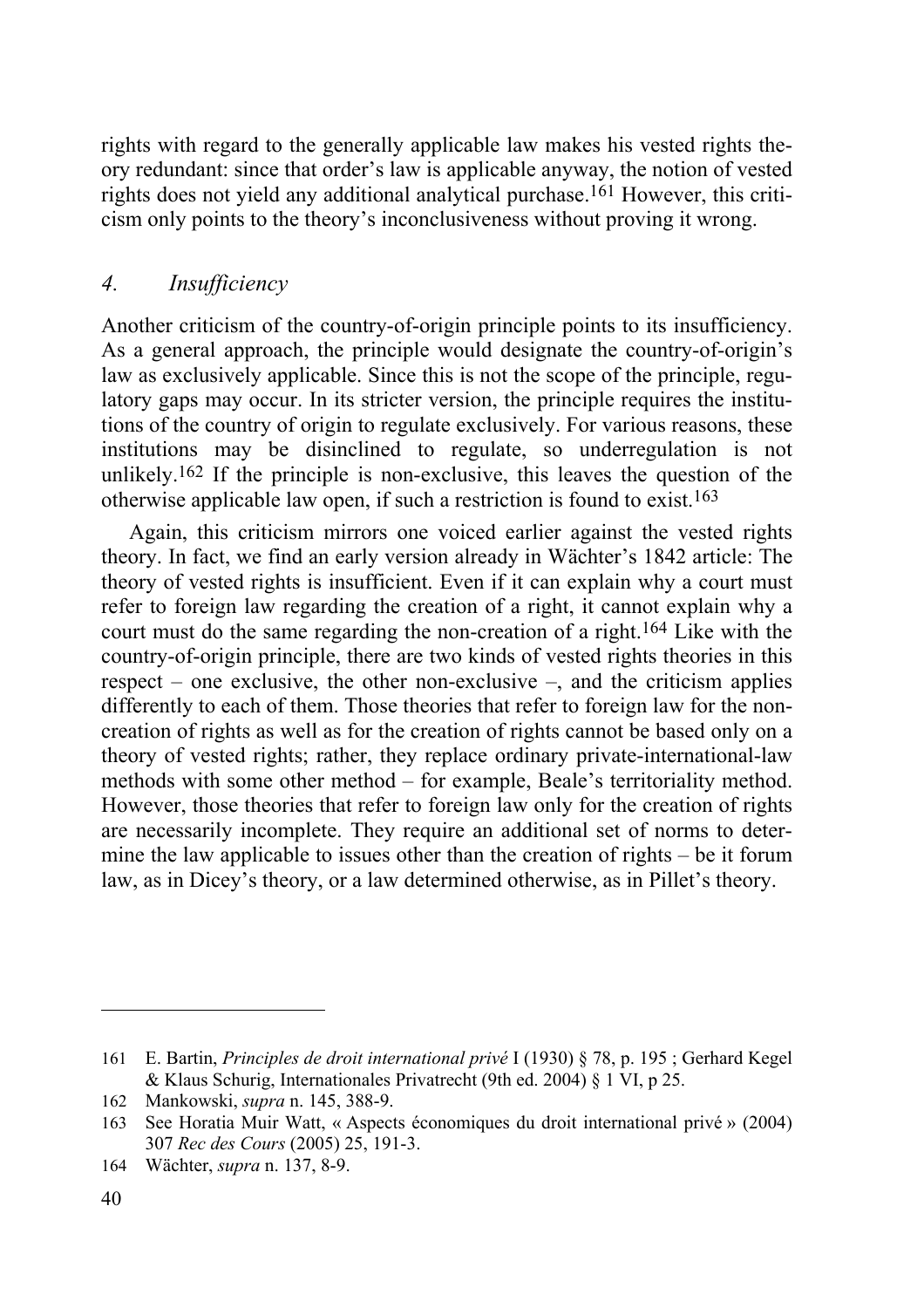rights with regard to the generally applicable law makes his vested rights theory redundant: since that order's law is applicable anyway, the notion of vested rights does not yield any additional analytical purchase.[161] However, this criticism only points to the theory's inconclusiveness without proving it wrong.

### *4. Insufficiency*

Another criticism of the country-of-origin principle points to its insufficiency. As a general approach, the principle would designate the country-of-origin's law as exclusively applicable. Since this is not the scope of the principle, regulatory gaps may occur. In its stricter version, the principle requires the institutions of the country of origin to regulate exclusively. For various reasons, these institutions may be disinclined to regulate, so underregulation is not unlikely.[162] If the principle is non-exclusive, this leaves the question of the otherwise applicable law open, if such a restriction is found to exist.[163]

Again, this criticism mirrors one voiced earlier against the vested rights theory. In fact, we find an early version already in Wächter's 1842 article: The theory of vested rights is insufficient. Even if it can explain why a court must refer to foreign law regarding the creation of a right, it cannot explain why a court must do the same regarding the non-creation of a right.[164] Like with the country-of-origin principle, there are two kinds of vested rights theories in this respect – one exclusive, the other non-exclusive –, and the criticism applies differently to each of them. Those theories that refer to foreign law for the non-creation of rights as well as for the creation of rights cannot be based only on a theory of vested rights; rather, they replace ordinary private-international-law methods with some other method – for example, Beale's territoriality method. However, those theories that refer to foreign law only for the creation of rights are necessarily incomplete. They require an additional set of norms to determine the law applicable to issues other than the creation of rights – be it forum law, as in Dicey's theory, or a law determined otherwise, as in Pillet's theory.

---

161 E. Bartin, *Principles de droit international privé* I (1930) § 78, p. 195 ; Gerhard Kegel & Klaus Schurig, Internationales Privatrecht (9th ed. 2004) § 1 VI, p 25.

162 Mankowski, *supra* n. 145, 388-9.

163 See Horatia Muir Watt, « Aspects économiques du droit international privé » (2004) 307 *Rec des Cours* (2005) 25, 191-3.

164 Wächter, *supra* n. 137, 8-9.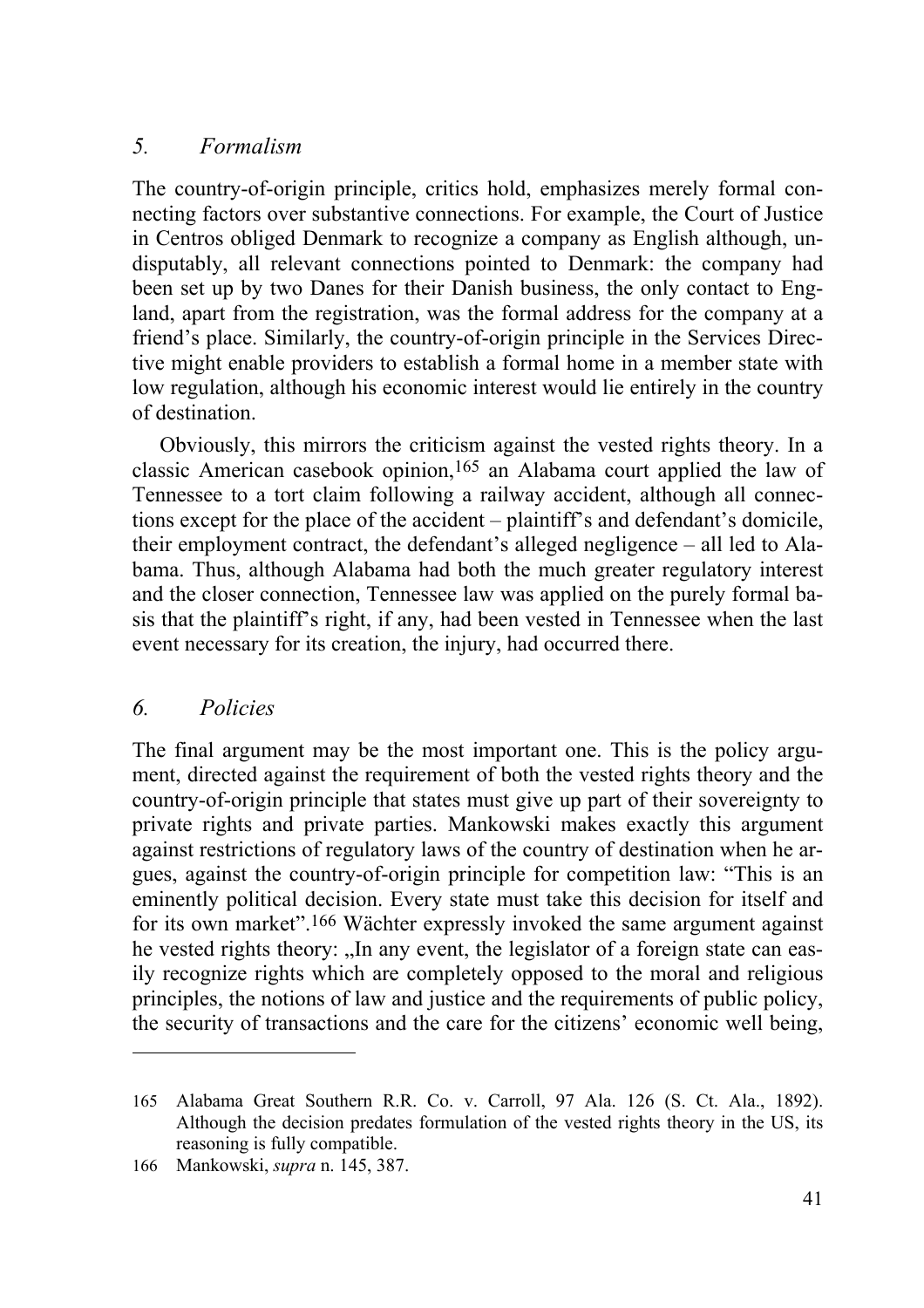### *5. Formalism*

The country-of-origin principle, critics hold, emphasizes merely formal connecting factors over substantive connections. For example, the Court of Justice in Centros obliged Denmark to recognize a company as English although, undisputably, all relevant connections pointed to Denmark: the company had been set up by two Danes for their Danish business, the only contact to England, apart from the registration, was the formal address for the company at a friend's place. Similarly, the country-of-origin principle in the Services Directive might enable providers to establish a formal home in a member state with low regulation, although his economic interest would lie entirely in the country of destination.

Obviously, this mirrors the criticism against the vested rights theory. In a classic American casebook opinion,[165] an Alabama court applied the law of Tennessee to a tort claim following a railway accident, although all connections except for the place of the accident – plaintiff's and defendant's domicile, their employment contract, the defendant's alleged negligence – all led to Alabama. Thus, although Alabama had both the much greater regulatory interest and the closer connection, Tennessee law was applied on the purely formal basis that the plaintiff's right, if any, had been vested in Tennessee when the last event necessary for its creation, the injury, had occurred there.

### *6. Policies*

The final argument may be the most important one. This is the policy argument, directed against the requirement of both the vested rights theory and the country-of-origin principle that states must give up part of their sovereignty to private rights and private parties. Mankowski makes exactly this argument against restrictions of regulatory laws of the country of destination when he argues, against the country-of-origin principle for competition law: "This is an eminently political decision. Every state must take this decision for itself and for its own market".[166] Wächter expressly invoked the same argument against he vested rights theory: „In any event, the legislator of a foreign state can easily recognize rights which are completely opposed to the moral and religious principles, the notions of law and justice and the requirements of public policy, the security of transactions and the care for the citizens' economic well being,

---

165 Alabama Great Southern R.R. Co. v. Carroll, 97 Ala. 126 (S. Ct. Ala., 1892). Although the decision predates formulation of the vested rights theory in the US, its reasoning is fully compatible.

166 Mankowski, *supra* n. 145, 387.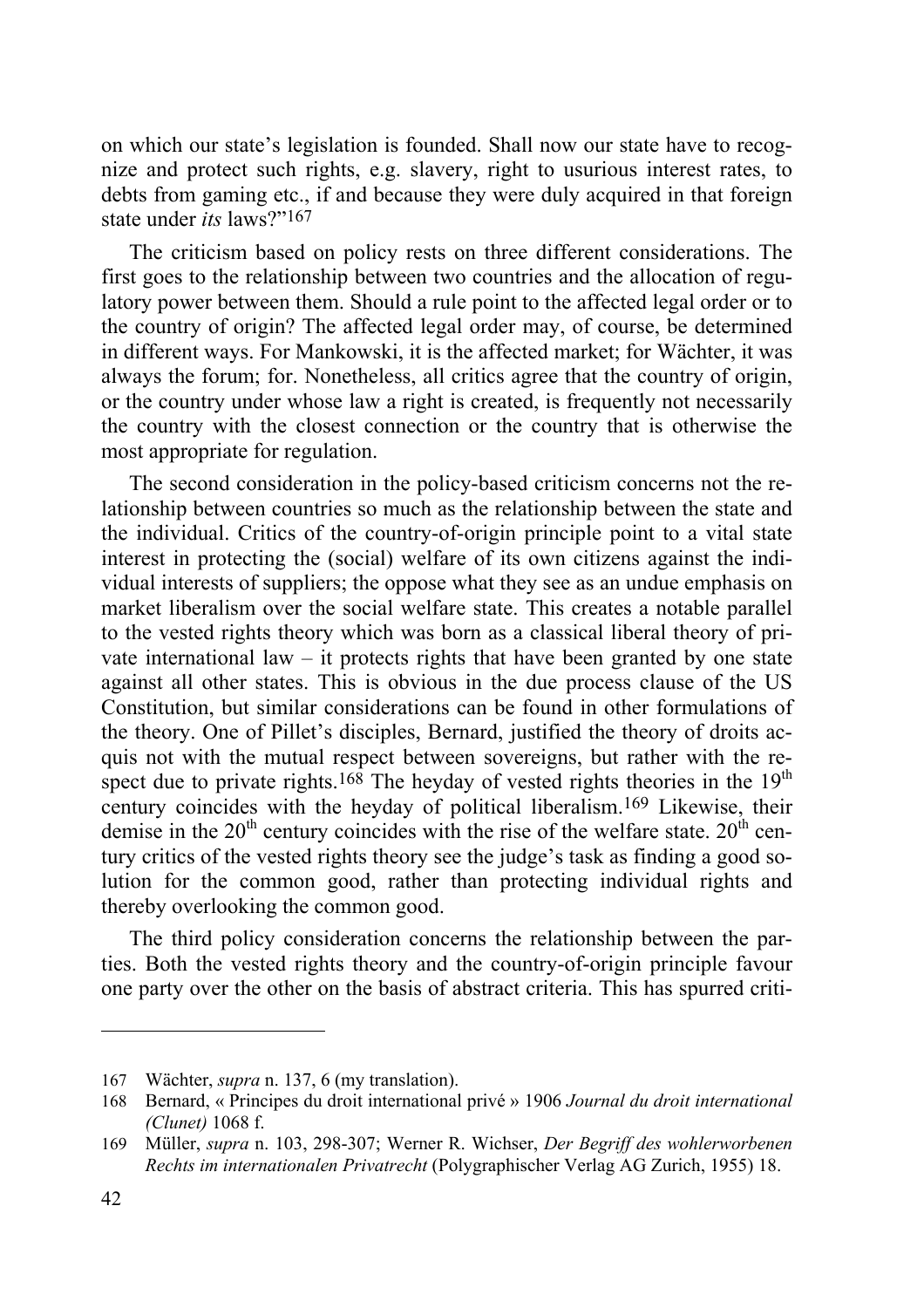on which our state's legislation is founded. Shall now our state have to recognize and protect such rights, e.g. slavery, right to usurious interest rates, to debts from gaming etc., if and because they were duly acquired in that foreign state under *its* laws?"[167]

The criticism based on policy rests on three different considerations. The first goes to the relationship between two countries and the allocation of regulatory power between them. Should a rule point to the affected legal order or to the country of origin? The affected legal order may, of course, be determined in different ways. For Mankowski, it is the affected market; for Wächter, it was always the forum; for. Nonetheless, all critics agree that the country of origin, or the country under whose law a right is created, is frequently not necessarily the country with the closest connection or the country that is otherwise the most appropriate for regulation.

The second consideration in the policy-based criticism concerns not the relationship between countries so much as the relationship between the state and the individual. Critics of the country-of-origin principle point to a vital state interest in protecting the (social) welfare of its own citizens against the individual interests of suppliers; the oppose what they see as an undue emphasis on market liberalism over the social welfare state. This creates a notable parallel to the vested rights theory which was born as a classical liberal theory of private international law – it protects rights that have been granted by one state against all other states. This is obvious in the due process clause of the US Constitution, but similar considerations can be found in other formulations of the theory. One of Pillet's disciples, Bernard, justified the theory of droits acquis not with the mutual respect between sovereigns, but rather with the respect due to private rights.[168] The heyday of vested rights theories in the 19th century coincides with the heyday of political liberalism.[169] Likewise, their demise in the 20th century coincides with the rise of the welfare state. 20th century critics of the vested rights theory see the judge's task as finding a good solution for the common good, rather than protecting individual rights and thereby overlooking the common good.

The third policy consideration concerns the relationship between the parties. Both the vested rights theory and the country-of-origin principle favour one party over the other on the basis of abstract criteria. This has spurred criti-

---

167 Wächter, *supra* n. 137, 6 (my translation).

168 Bernard, « Principes du droit international privé » 1906 *Journal du droit international (Clunet)* 1068 f.

169 Müller, *supra* n. 103, 298-307; Werner R. Wichser, *Der Begriff des wohlerworbenen Rechts im internationalen Privatrecht* (Polygraphischer Verlag AG Zurich, 1955) 18.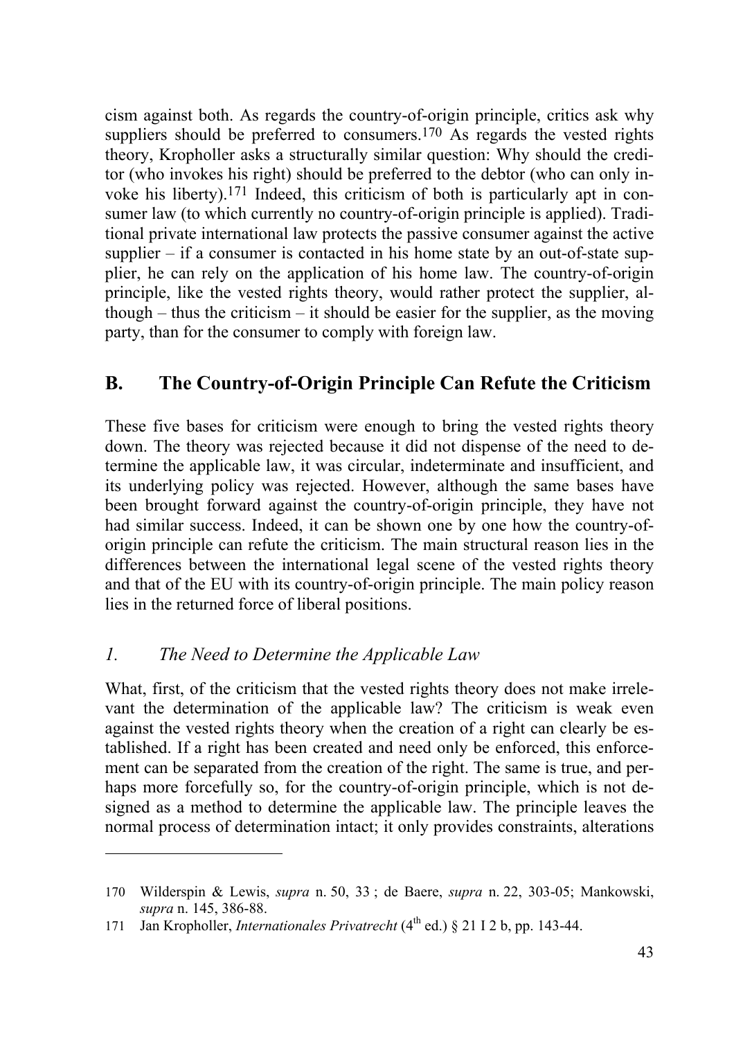cism against both. As regards the country-of-origin principle, critics ask why suppliers should be preferred to consumers.[170] As regards the vested rights theory, Kropholler asks a structurally similar question: Why should the creditor (who invokes his right) should be preferred to the debtor (who can only invoke his liberty).[171] Indeed, this criticism of both is particularly apt in consumer law (to which currently no country-of-origin principle is applied). Traditional private international law protects the passive consumer against the active supplier – if a consumer is contacted in his home state by an out-of-state supplier, he can rely on the application of his home law. The country-of-origin principle, like the vested rights theory, would rather protect the supplier, although – thus the criticism – it should be easier for the supplier, as the moving party, than for the consumer to comply with foreign law.

## B. The Country-of-Origin Principle Can Refute the Criticism

These five bases for criticism were enough to bring the vested rights theory down. The theory was rejected because it did not dispense of the need to determine the applicable law, it was circular, indeterminate and insufficient, and its underlying policy was rejected. However, although the same bases have been brought forward against the country-of-origin principle, they have not had similar success. Indeed, it can be shown one by one how the country-of-origin principle can refute the criticism. The main structural reason lies in the differences between the international legal scene of the vested rights theory and that of the EU with its country-of-origin principle. The main policy reason lies in the returned force of liberal positions.

### *1. The Need to Determine the Applicable Law*

What, first, of the criticism that the vested rights theory does not make irrelevant the determination of the applicable law? The criticism is weak even against the vested rights theory when the creation of a right can clearly be established. If a right has been created and need only be enforced, this enforcement can be separated from the creation of the right. The same is true, and perhaps more forcefully so, for the country-of-origin principle, which is not designed as a method to determine the applicable law. The principle leaves the normal process of determination intact; it only provides constraints, alterations

---

170 Wilderspin & Lewis, *supra* n. 50, 33 ; de Baere, *supra* n. 22, 303-05; Mankowski, *supra* n. 145, 386-88.

171 Jan Kropholler, *Internationales Privatrecht* (4th ed.) § 21 I 2 b, pp. 143-44.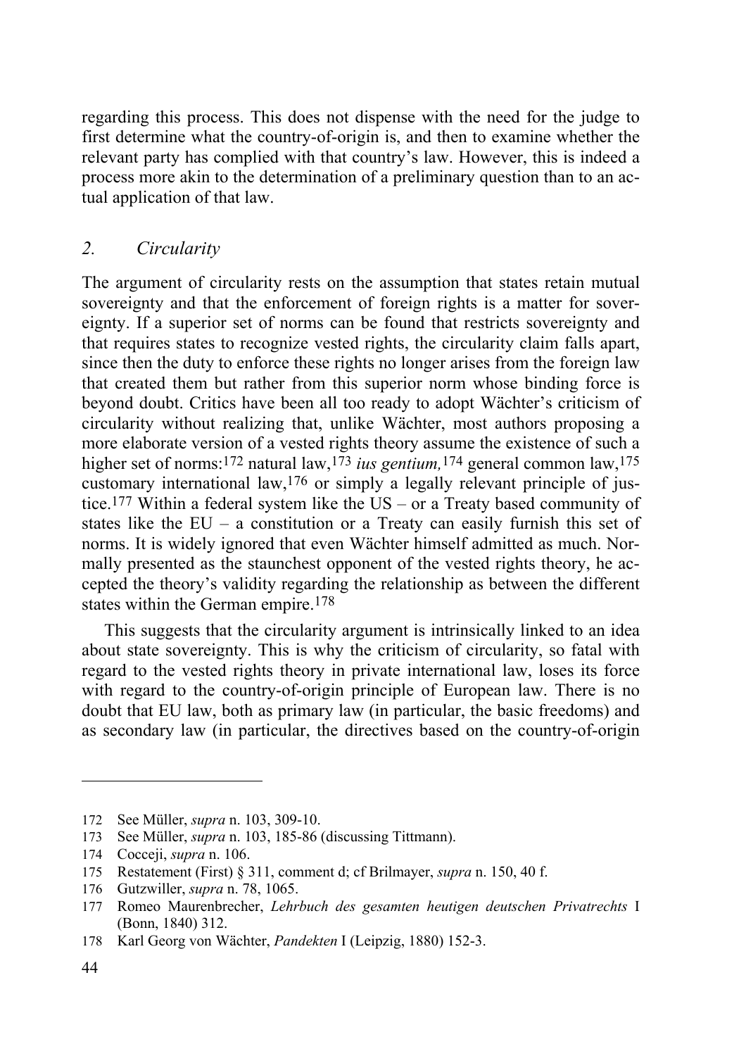regarding this process. This does not dispense with the need for the judge to first determine what the country-of-origin is, and then to examine whether the relevant party has complied with that country's law. However, this is indeed a process more akin to the determination of a preliminary question than to an actual application of that law.

## *2. Circularity*

The argument of circularity rests on the assumption that states retain mutual sovereignty and that the enforcement of foreign rights is a matter for sovereignty. If a superior set of norms can be found that restricts sovereignty and that requires states to recognize vested rights, the circularity claim falls apart, since then the duty to enforce these rights no longer arises from the foreign law that created them but rather from this superior norm whose binding force is beyond doubt. Critics have been all too ready to adopt Wächter's criticism of circularity without realizing that, unlike Wächter, most authors proposing a more elaborate version of a vested rights theory assume the existence of such a higher set of norms:[172] natural law,[173] *ius gentium,*[174] general common law,[175] customary international law,[176] or simply a legally relevant principle of justice.[177] Within a federal system like the US – or a Treaty based community of states like the EU – a constitution or a Treaty can easily furnish this set of norms. It is widely ignored that even Wächter himself admitted as much. Normally presented as the staunchest opponent of the vested rights theory, he accepted the theory's validity regarding the relationship as between the different states within the German empire.[178]

This suggests that the circularity argument is intrinsically linked to an idea about state sovereignty. This is why the criticism of circularity, so fatal with regard to the vested rights theory in private international law, loses its force with regard to the country-of-origin principle of European law. There is no doubt that EU law, both as primary law (in particular, the basic freedoms) and as secondary law (in particular, the directives based on the country-of-origin

---

172 See Müller, *supra* n. 103, 309-10.

173 See Müller, *supra* n. 103, 185-86 (discussing Tittmann).

174 Cocceji, *supra* n. 106.

175 Restatement (First) § 311, comment d; cf Brilmayer, *supra* n. 150, 40 f.

176 Gutzwiller, *supra* n. 78, 1065.

177 Romeo Maurenbrecher, *Lehrbuch des gesamten heutigen deutschen Privatrechts* I (Bonn, 1840) 312.

178 Karl Georg von Wächter, *Pandekten* I (Leipzig, 1880) 152-3.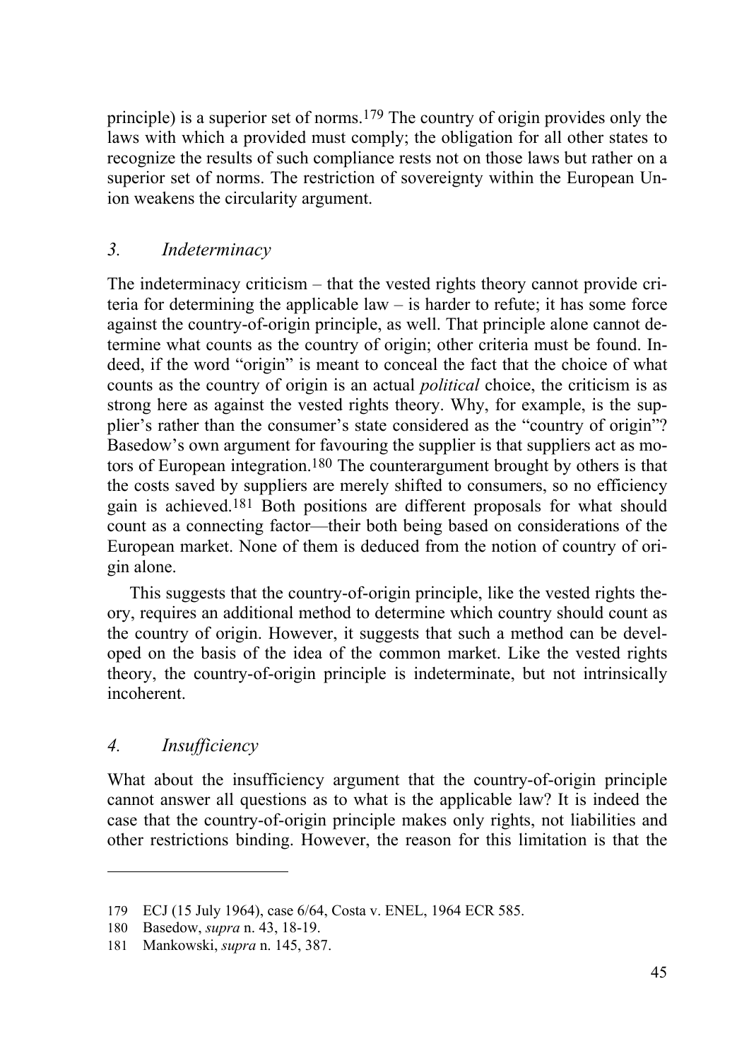principle) is a superior set of norms.[179] The country of origin provides only the laws with which a provided must comply; the obligation for all other states to recognize the results of such compliance rests not on those laws but rather on a superior set of norms. The restriction of sovereignty within the European Union weakens the circularity argument.

### 3. *Indeterminacy*

The indeterminacy criticism – that the vested rights theory cannot provide criteria for determining the applicable law – is harder to refute; it has some force against the country-of-origin principle, as well. That principle alone cannot determine what counts as the country of origin; other criteria must be found. Indeed, if the word "origin" is meant to conceal the fact that the choice of what counts as the country of origin is an actual *political* choice, the criticism is as strong here as against the vested rights theory. Why, for example, is the supplier's rather than the consumer's state considered as the "country of origin"? Basedow's own argument for favouring the supplier is that suppliers act as motors of European integration.[180] The counterargument brought by others is that the costs saved by suppliers are merely shifted to consumers, so no efficiency gain is achieved.[181] Both positions are different proposals for what should count as a connecting factor—their both being based on considerations of the European market. None of them is deduced from the notion of country of origin alone.

This suggests that the country-of-origin principle, like the vested rights theory, requires an additional method to determine which country should count as the country of origin. However, it suggests that such a method can be developed on the basis of the idea of the common market. Like the vested rights theory, the country-of-origin principle is indeterminate, but not intrinsically incoherent.

### 4. *Insufficiency*

What about the insufficiency argument that the country-of-origin principle cannot answer all questions as to what is the applicable law? It is indeed the case that the country-of-origin principle makes only rights, not liabilities and other restrictions binding. However, the reason for this limitation is that the

---

179 ECJ (15 July 1964), case 6/64, Costa v. ENEL, 1964 ECR 585.

180 Basedow, *supra* n. 43, 18-19.

181 Mankowski, *supra* n. 145, 387.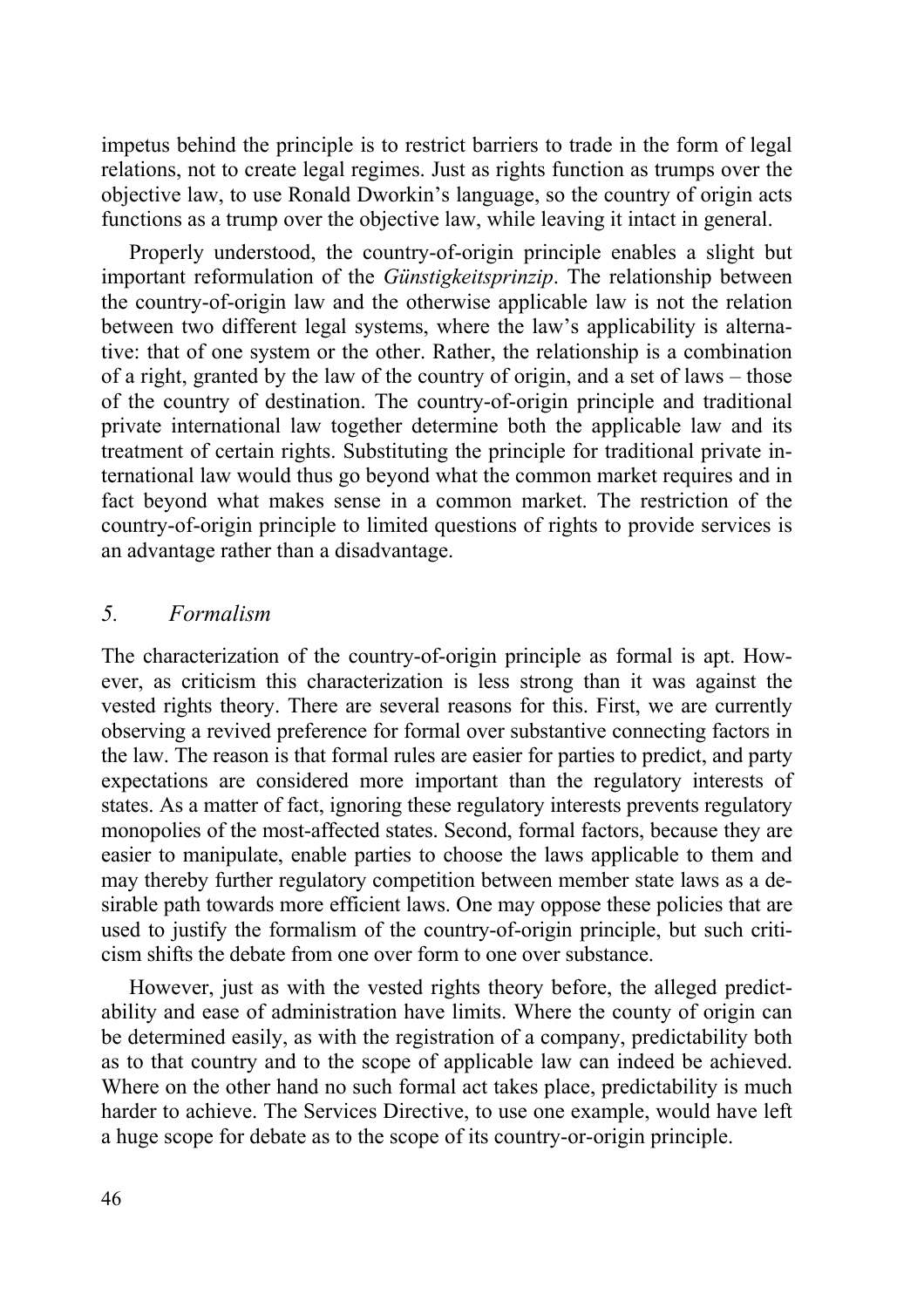impetus behind the principle is to restrict barriers to trade in the form of legal relations, not to create legal regimes. Just as rights function as trumps over the objective law, to use Ronald Dworkin's language, so the country of origin acts functions as a trump over the objective law, while leaving it intact in general.

Properly understood, the country-of-origin principle enables a slight but important reformulation of the *Günstigkeitsprinzip*. The relationship between the country-of-origin law and the otherwise applicable law is not the relation between two different legal systems, where the law's applicability is alternative: that of one system or the other. Rather, the relationship is a combination of a right, granted by the law of the country of origin, and a set of laws – those of the country of destination. The country-of-origin principle and traditional private international law together determine both the applicable law and its treatment of certain rights. Substituting the principle for traditional private international law would thus go beyond what the common market requires and in fact beyond what makes sense in a common market. The restriction of the country-of-origin principle to limited questions of rights to provide services is an advantage rather than a disadvantage.

## 5. *Formalism*

The characterization of the country-of-origin principle as formal is apt. However, as criticism this characterization is less strong than it was against the vested rights theory. There are several reasons for this. First, we are currently observing a revived preference for formal over substantive connecting factors in the law. The reason is that formal rules are easier for parties to predict, and party expectations are considered more important than the regulatory interests of states. As a matter of fact, ignoring these regulatory interests prevents regulatory monopolies of the most-affected states. Second, formal factors, because they are easier to manipulate, enable parties to choose the laws applicable to them and may thereby further regulatory competition between member state laws as a desirable path towards more efficient laws. One may oppose these policies that are used to justify the formalism of the country-of-origin principle, but such criticism shifts the debate from one over form to one over substance.

However, just as with the vested rights theory before, the alleged predictability and ease of administration have limits. Where the county of origin can be determined easily, as with the registration of a company, predictability both as to that country and to the scope of applicable law can indeed be achieved. Where on the other hand no such formal act takes place, predictability is much harder to achieve. The Services Directive, to use one example, would have left a huge scope for debate as to the scope of its country-or-origin principle.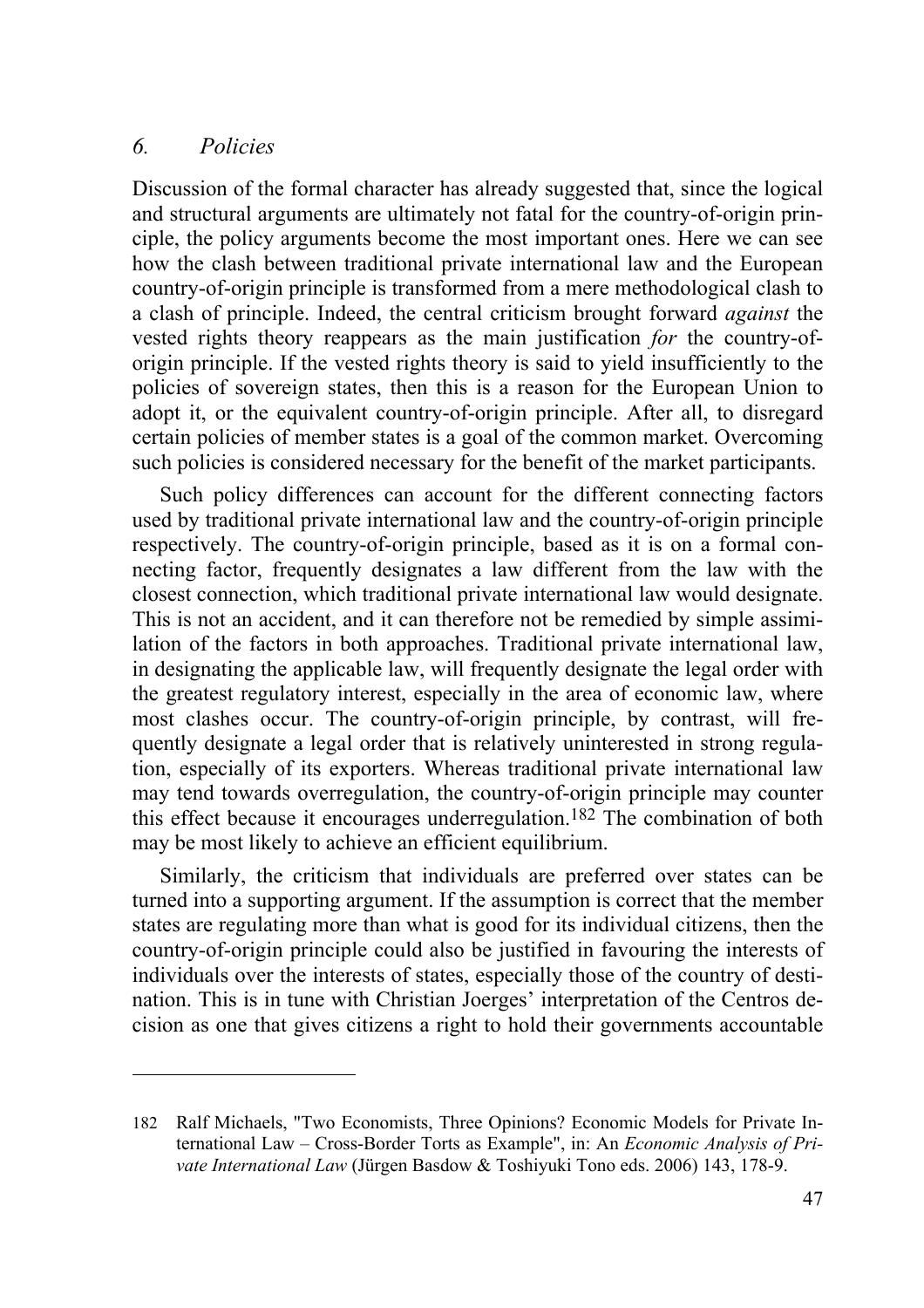### *6. Policies*

Discussion of the formal character has already suggested that, since the logical and structural arguments are ultimately not fatal for the country-of-origin principle, the policy arguments become the most important ones. Here we can see how the clash between traditional private international law and the European country-of-origin principle is transformed from a mere methodological clash to a clash of principle. Indeed, the central criticism brought forward *against* the vested rights theory reappears as the main justification *for* the country-of-origin principle. If the vested rights theory is said to yield insufficiently to the policies of sovereign states, then this is a reason for the European Union to adopt it, or the equivalent country-of-origin principle. After all, to disregard certain policies of member states is a goal of the common market. Overcoming such policies is considered necessary for the benefit of the market participants.

Such policy differences can account for the different connecting factors used by traditional private international law and the country-of-origin principle respectively. The country-of-origin principle, based as it is on a formal connecting factor, frequently designates a law different from the law with the closest connection, which traditional private international law would designate. This is not an accident, and it can therefore not be remedied by simple assimilation of the factors in both approaches. Traditional private international law, in designating the applicable law, will frequently designate the legal order with the greatest regulatory interest, especially in the area of economic law, where most clashes occur. The country-of-origin principle, by contrast, will frequently designate a legal order that is relatively uninterested in strong regulation, especially of its exporters. Whereas traditional private international law may tend towards overregulation, the country-of-origin principle may counter this effect because it encourages underregulation.[182] The combination of both may be most likely to achieve an efficient equilibrium.

Similarly, the criticism that individuals are preferred over states can be turned into a supporting argument. If the assumption is correct that the member states are regulating more than what is good for its individual citizens, then the country-of-origin principle could also be justified in favouring the interests of individuals over the interests of states, especially those of the country of destination. This is in tune with Christian Joerges' interpretation of the Centros decision as one that gives citizens a right to hold their governments accountable

---

182 Ralf Michaels, "Two Economists, Three Opinions? Economic Models for Private International Law – Cross-Border Torts as Example", in: An *Economic Analysis of Private International Law* (Jürgen Basdow & Toshiyuki Tono eds. 2006) 143, 178-9.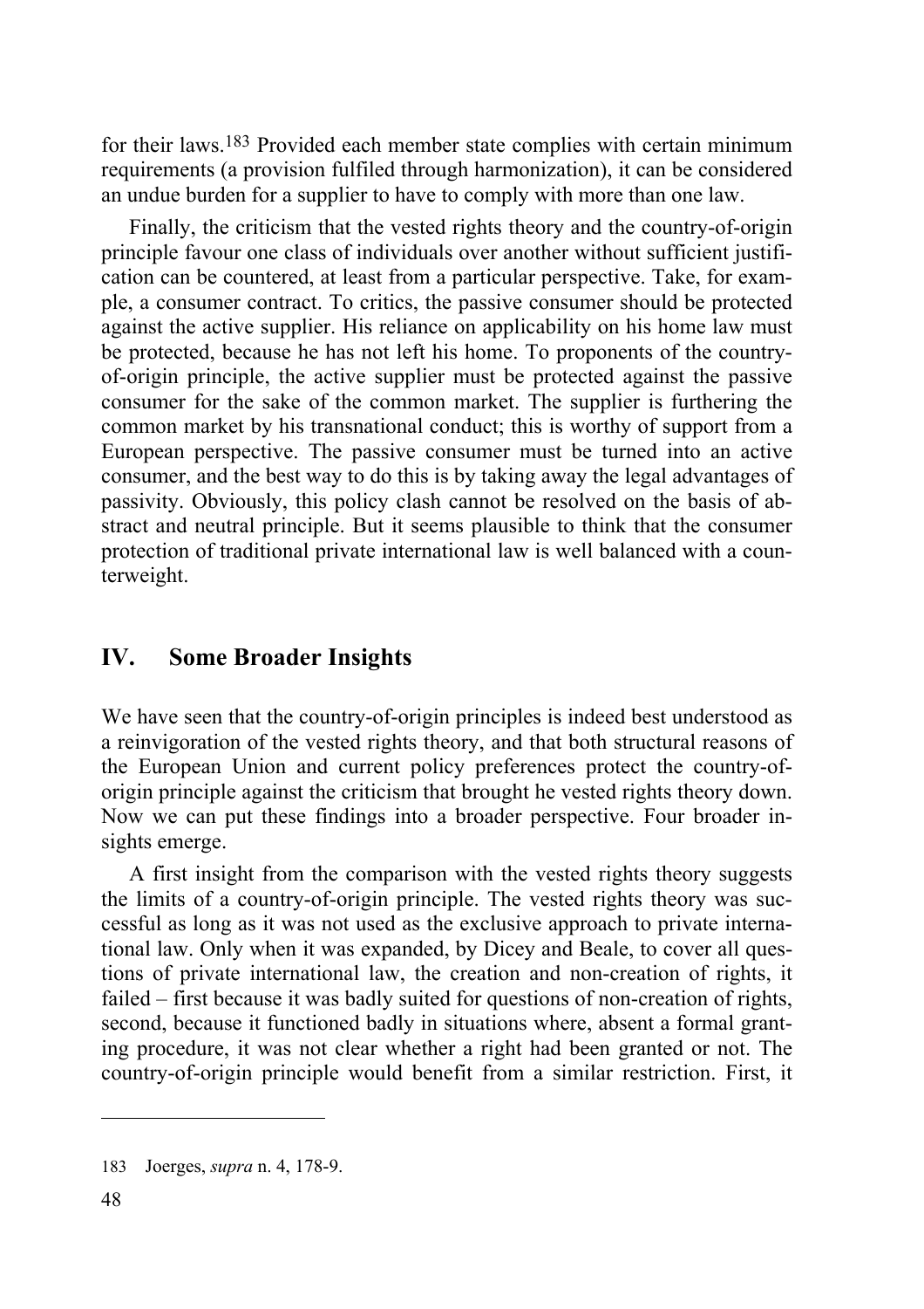for their laws.[183] Provided each member state complies with certain minimum requirements (a provision fulfiled through harmonization), it can be considered an undue burden for a supplier to have to comply with more than one law.

Finally, the criticism that the vested rights theory and the country-of-origin principle favour one class of individuals over another without sufficient justification can be countered, at least from a particular perspective. Take, for example, a consumer contract. To critics, the passive consumer should be protected against the active supplier. His reliance on applicability on his home law must be protected, because he has not left his home. To proponents of the country-of-origin principle, the active supplier must be protected against the passive consumer for the sake of the common market. The supplier is furthering the common market by his transnational conduct; this is worthy of support from a European perspective. The passive consumer must be turned into an active consumer, and the best way to do this is by taking away the legal advantages of passivity. Obviously, this policy clash cannot be resolved on the basis of abstract and neutral principle. But it seems plausible to think that the consumer protection of traditional private international law is well balanced with a counterweight.

## IV. Some Broader Insights

We have seen that the country-of-origin principles is indeed best understood as a reinvigoration of the vested rights theory, and that both structural reasons of the European Union and current policy preferences protect the country-of-origin principle against the criticism that brought he vested rights theory down. Now we can put these findings into a broader perspective. Four broader insights emerge.

A first insight from the comparison with the vested rights theory suggests the limits of a country-of-origin principle. The vested rights theory was successful as long as it was not used as the exclusive approach to private international law. Only when it was expanded, by Dicey and Beale, to cover all questions of private international law, the creation and non-creation of rights, it failed – first because it was badly suited for questions of non-creation of rights, second, because it functioned badly in situations where, absent a formal granting procedure, it was not clear whether a right had been granted or not. The country-of-origin principle would benefit from a similar restriction. First, it

---

183 Joerges, *supra* n. 4, 178-9.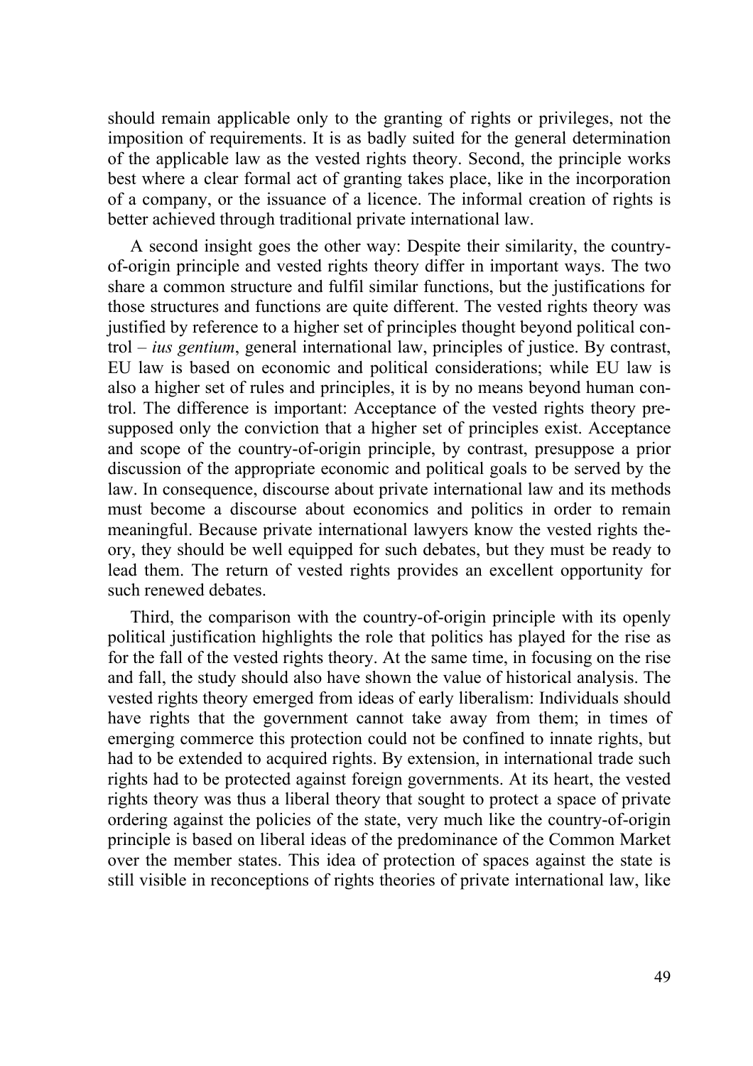should remain applicable only to the granting of rights or privileges, not the imposition of requirements. It is as badly suited for the general determination of the applicable law as the vested rights theory. Second, the principle works best where a clear formal act of granting takes place, like in the incorporation of a company, or the issuance of a licence. The informal creation of rights is better achieved through traditional private international law.

A second insight goes the other way: Despite their similarity, the country-of-origin principle and vested rights theory differ in important ways. The two share a common structure and fulfil similar functions, but the justifications for those structures and functions are quite different. The vested rights theory was justified by reference to a higher set of principles thought beyond political control – *ius gentium*, general international law, principles of justice. By contrast, EU law is based on economic and political considerations; while EU law is also a higher set of rules and principles, it is by no means beyond human control. The difference is important: Acceptance of the vested rights theory presupposed only the conviction that a higher set of principles exist. Acceptance and scope of the country-of-origin principle, by contrast, presuppose a prior discussion of the appropriate economic and political goals to be served by the law. In consequence, discourse about private international law and its methods must become a discourse about economics and politics in order to remain meaningful. Because private international lawyers know the vested rights theory, they should be well equipped for such debates, but they must be ready to lead them. The return of vested rights provides an excellent opportunity for such renewed debates.

Third, the comparison with the country-of-origin principle with its openly political justification highlights the role that politics has played for the rise as for the fall of the vested rights theory. At the same time, in focusing on the rise and fall, the study should also have shown the value of historical analysis. The vested rights theory emerged from ideas of early liberalism: Individuals should have rights that the government cannot take away from them; in times of emerging commerce this protection could not be confined to innate rights, but had to be extended to acquired rights. By extension, in international trade such rights had to be protected against foreign governments. At its heart, the vested rights theory was thus a liberal theory that sought to protect a space of private ordering against the policies of the state, very much like the country-of-origin principle is based on liberal ideas of the predominance of the Common Market over the member states. This idea of protection of spaces against the state is still visible in reconceptions of rights theories of private international law, like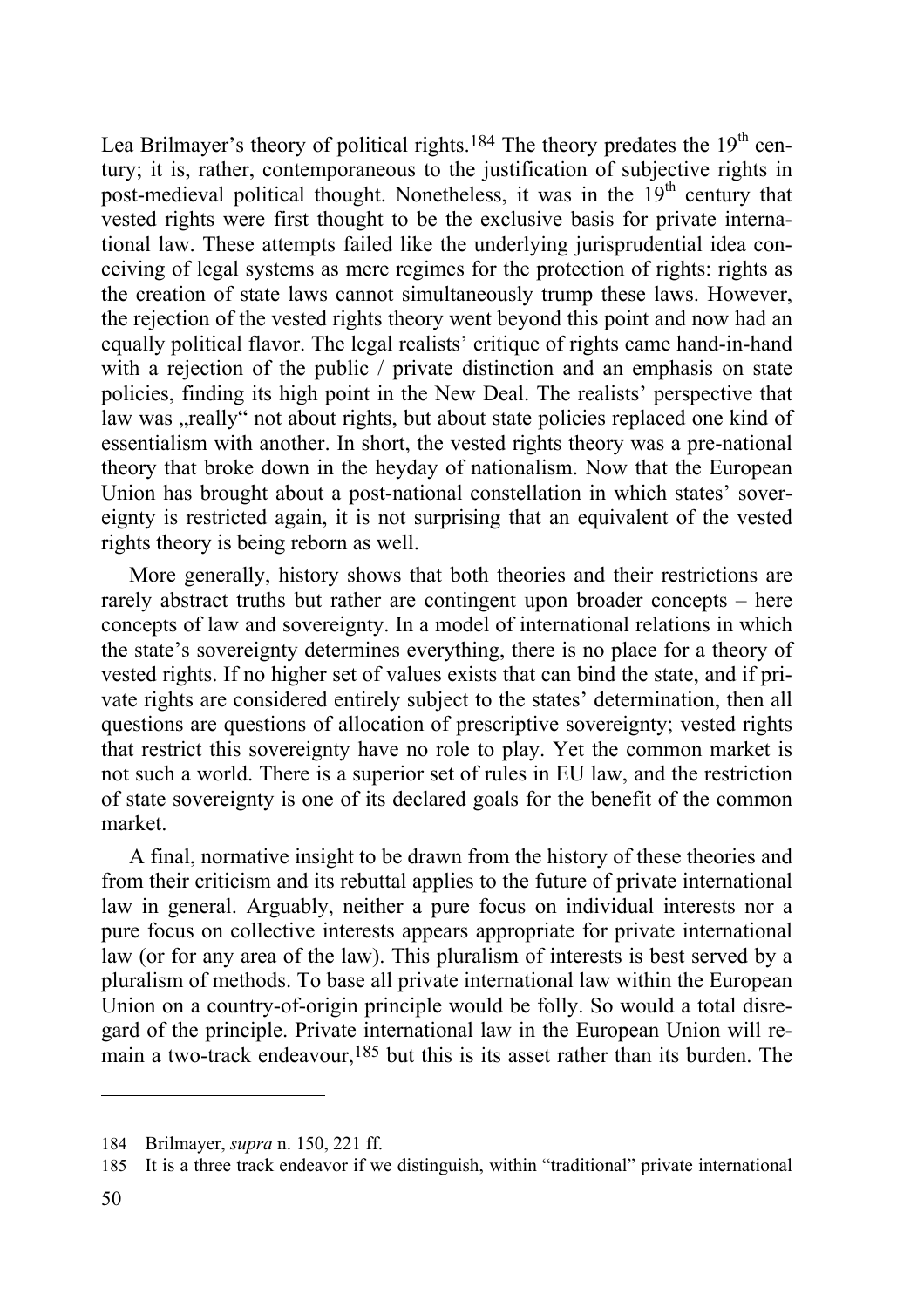Lea Brilmayer's theory of political rights.[184] The theory predates the $19^{th}$ century; it is, rather, contemporaneous to the justification of subjective rights in post-medieval political thought. Nonetheless, it was in the $19^{th}$ century that vested rights were first thought to be the exclusive basis for private international law. These attempts failed like the underlying jurisprudential idea conceiving of legal systems as mere regimes for the protection of rights: rights as the creation of state laws cannot simultaneously trump these laws. However, the rejection of the vested rights theory went beyond this point and now had an equally political flavor. The legal realists' critique of rights came hand-in-hand with a rejection of the public / private distinction and an emphasis on state policies, finding its high point in the New Deal. The realists' perspective that law was „really" not about rights, but about state policies replaced one kind of essentialism with another. In short, the vested rights theory was a pre-national theory that broke down in the heyday of nationalism. Now that the European Union has brought about a post-national constellation in which states' sovereignty is restricted again, it is not surprising that an equivalent of the vested rights theory is being reborn as well.

More generally, history shows that both theories and their restrictions are rarely abstract truths but rather are contingent upon broader concepts – here concepts of law and sovereignty. In a model of international relations in which the state's sovereignty determines everything, there is no place for a theory of vested rights. If no higher set of values exists that can bind the state, and if private rights are considered entirely subject to the states' determination, then all questions are questions of allocation of prescriptive sovereignty; vested rights that restrict this sovereignty have no role to play. Yet the common market is not such a world. There is a superior set of rules in EU law, and the restriction of state sovereignty is one of its declared goals for the benefit of the common market.

A final, normative insight to be drawn from the history of these theories and from their criticism and its rebuttal applies to the future of private international law in general. Arguably, neither a pure focus on individual interests nor a pure focus on collective interests appears appropriate for private international law (or for any area of the law). This pluralism of interests is best served by a pluralism of methods. To base all private international law within the European Union on a country-of-origin principle would be folly. So would a total disregard of the principle. Private international law in the European Union will remain a two-track endeavour,[185] but this is its asset rather than its burden. The

---

184 Brilmayer, *supra* n. 150, 221 ff.

185 It is a three track endeavor if we distinguish, within "traditional" private international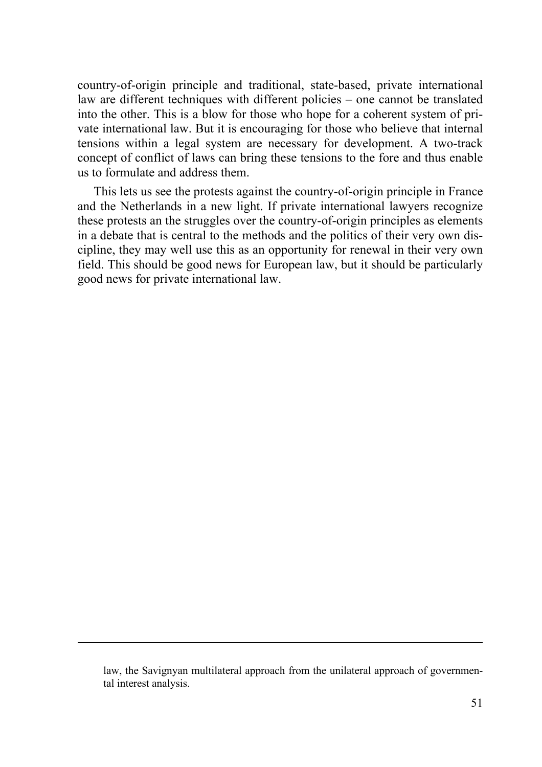country-of-origin principle and traditional, state-based, private international law are different techniques with different policies – one cannot be translated into the other. This is a blow for those who hope for a coherent system of private international law. But it is encouraging for those who believe that internal tensions within a legal system are necessary for development. A two-track concept of conflict of laws can bring these tensions to the fore and thus enable us to formulate and address them.

This lets us see the protests against the country-of-origin principle in France and the Netherlands in a new light. If private international lawyers recognize these protests an the struggles over the country-of-origin principles as elements in a debate that is central to the methods and the politics of their very own discipline, they may well use this as an opportunity for renewal in their very own field. This should be good news for European law, but it should be particularly good news for private international law.

---

law, the Savignyan multilateral approach from the unilateral approach of governmental interest analysis.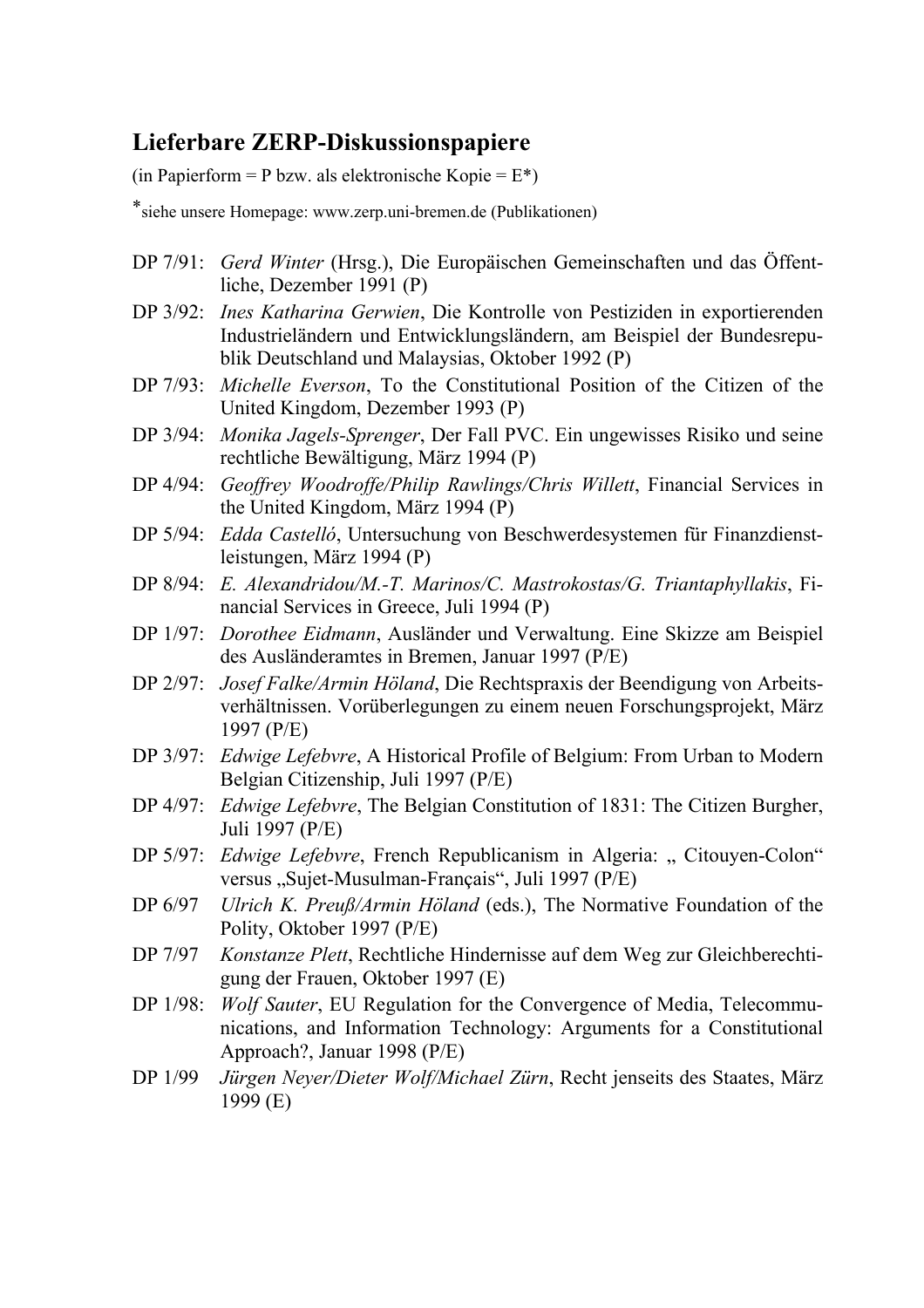## Lieferbare ZERP-Diskussionspapiere

(in Papierform = P bzw. als elektronische Kopie = E*)

*siehe unsere Homepage: www.zerp.uni-bremen.de (Publikationen)

- DP 7/91: *Gerd Winter* (Hrsg.), Die Europäischen Gemeinschaften und das Öffentliche, Dezember 1991 (P)
- DP 3/92: *Ines Katharina Gerwien*, Die Kontrolle von Pestiziden in exportierenden Industrieländern und Entwicklungsländern, am Beispiel der Bundesrepublik Deutschland und Malaysias, Oktober 1992 (P)
- DP 7/93: *Michelle Everson*, To the Constitutional Position of the Citizen of the United Kingdom, Dezember 1993 (P)
- DP 3/94: *Monika Jagels-Sprenger*, Der Fall PVC. Ein ungewisses Risiko und seine rechtliche Bewältigung, März 1994 (P)
- DP 4/94: *Geoffrey Woodroffe/Philip Rawlings/Chris Willett*, Financial Services in the United Kingdom, März 1994 (P)
- DP 5/94: *Edda Castelló*, Untersuchung von Beschwerdesystemen für Finanzdienstleistungen, März 1994 (P)
- DP 8/94: *E. Alexandridou/M.-T. Marinos/C. Mastrokostas/G. Triantaphyllakis*, Financial Services in Greece, Juli 1994 (P)
- DP 1/97: *Dorothee Eidmann*, Ausländer und Verwaltung. Eine Skizze am Beispiel des Ausländeramtes in Bremen, Januar 1997 (P/E)
- DP 2/97: *Josef Falke/Armin Höland*, Die Rechtspraxis der Beendigung von Arbeitsverhältnissen. Vorüberlegungen zu einem neuen Forschungsprojekt, März 1997 (P/E)
- DP 3/97: *Edwige Lefebvre*, A Historical Profile of Belgium: From Urban to Modern Belgian Citizenship, Juli 1997 (P/E)
- DP 4/97: *Edwige Lefebvre*, The Belgian Constitution of 1831: The Citizen Burgher, Juli 1997 (P/E)
- DP 5/97: *Edwige Lefebvre*, French Republicanism in Algeria: „ Citouyen-Colon“ versus „Sujet-Musulman-Français“, Juli 1997 (P/E)
- DP 6/97 *Ulrich K. Preuß/Armin Höland* (eds.), The Normative Foundation of the Polity, Oktober 1997 (P/E)
- DP 7/97 *Konstanze Plett*, Rechtliche Hindernisse auf dem Weg zur Gleichberechtigung der Frauen, Oktober 1997 (E)
- DP 1/98: *Wolf Sauter*, EU Regulation for the Convergence of Media, Telecommunications, and Information Technology: Arguments for a Constitutional Approach?, Januar 1998 (P/E)
- DP 1/99 *Jürgen Neyer/Dieter Wolf/Michael Zürn*, Recht jenseits des Staates, März 1999 (E)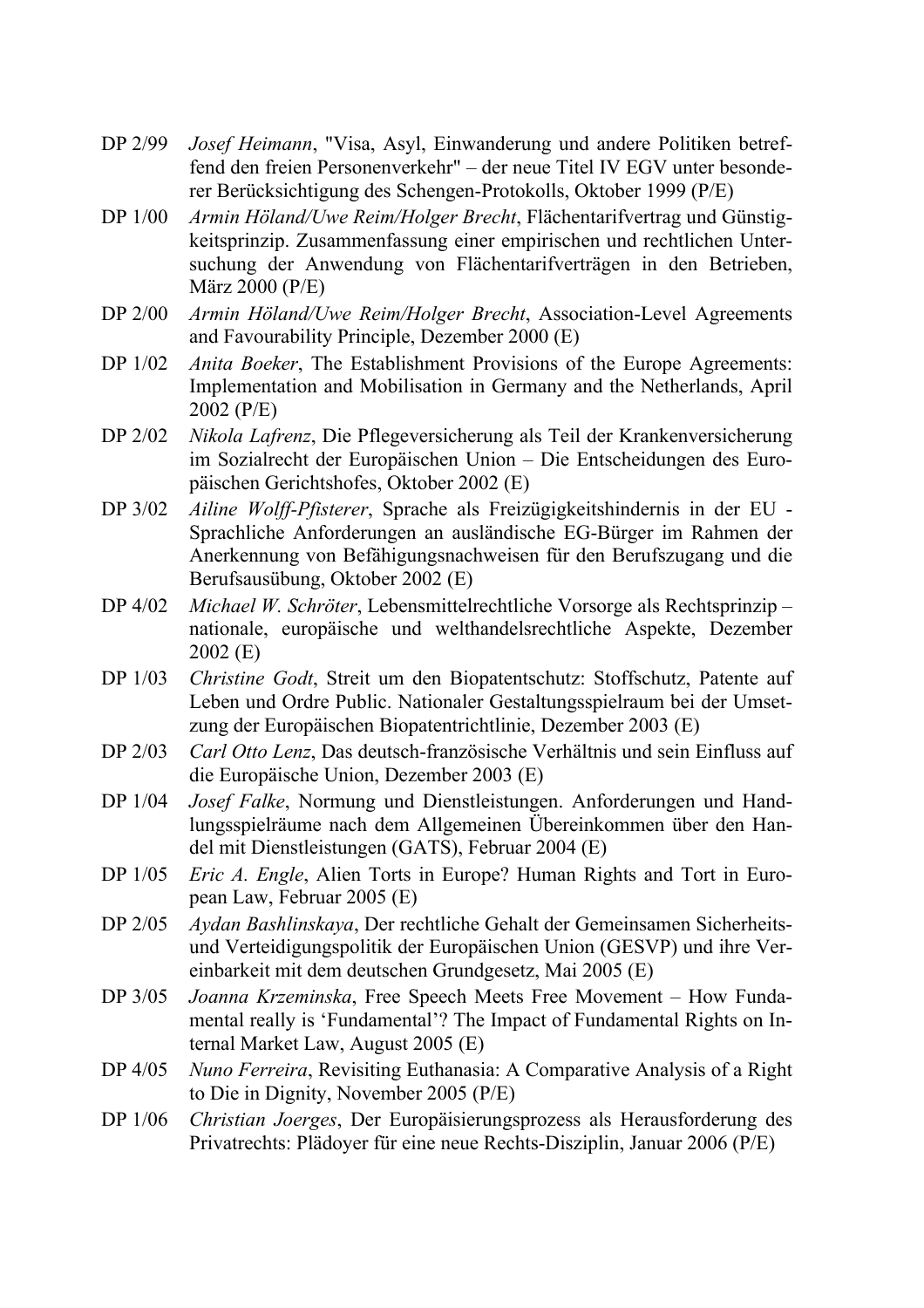DP 2/99 *Josef Heimann*, "Visa, Asyl, Einwanderung und andere Politiken betreffend den freien Personenverkehr" – der neue Titel IV EGV unter besonderer Berücksichtigung des Schengen-Protokolls, Oktober 1999 (P/E)

DP 1/00 *Armin Höland/Uwe Reim/Holger Brecht*, Flächentarifvertrag und Günstigkeitsprinzip. Zusammenfassung einer empirischen und rechtlichen Untersuchung der Anwendung von Flächentarifverträgen in den Betrieben, März 2000 (P/E)

DP 2/00 *Armin Höland/Uwe Reim/Holger Brecht*, Association-Level Agreements and Favourability Principle, Dezember 2000 (E)

DP 1/02 *Anita Boeker*, The Establishment Provisions of the Europe Agreements: Implementation and Mobilisation in Germany and the Netherlands, April 2002 (P/E)

DP 2/02 *Nikola Lafrenz*, Die Pflegeversicherung als Teil der Krankenversicherung im Sozialrecht der Europäischen Union – Die Entscheidungen des Europäischen Gerichtshofes, Oktober 2002 (E)

DP 3/02 *Ailine Wolff-Pfisterer*, Sprache als Freizügigkeitshindernis in der EU - Sprachliche Anforderungen an ausländische EG-Bürger im Rahmen der Anerkennung von Befähigungsnachweisen für den Berufszugang und die Berufsausübung, Oktober 2002 (E)

DP 4/02 *Michael W. Schröter*, Lebensmittelrechtliche Vorsorge als Rechtsprinzip – nationale, europäische und welthandelsrechtliche Aspekte, Dezember 2002 (E)

DP 1/03 *Christine Godt*, Streit um den Biopatentschutz: Stoffschutz, Patente auf Leben und Ordre Public. Nationaler Gestaltungsspielraum bei der Umsetzung der Europäischen Biopatentrichtlinie, Dezember 2003 (E)

DP 2/03 *Carl Otto Lenz*, Das deutsch-französische Verhältnis und sein Einfluss auf die Europäische Union, Dezember 2003 (E)

DP 1/04 *Josef Falke*, Normung und Dienstleistungen. Anforderungen und Handlungsspielräume nach dem Allgemeinen Übereinkommen über den Handel mit Dienstleistungen (GATS), Februar 2004 (E)

DP 1/05 *Eric A. Engle*, Alien Torts in Europe? Human Rights and Tort in European Law, Februar 2005 (E)

DP 2/05 *Aydan Bashlinskaya*, Der rechtliche Gehalt der Gemeinsamen Sicherheits- und Verteidigungspolitik der Europäischen Union (GESVP) und ihre Vereinbarkeit mit dem deutschen Grundgesetz, Mai 2005 (E)

DP 3/05 *Joanna Krzeminska*, Free Speech Meets Free Movement – How Fundamental really is 'Fundamental'? The Impact of Fundamental Rights on Internal Market Law, August 2005 (E)

DP 4/05 *Nuno Ferreira*, Revisiting Euthanasia: A Comparative Analysis of a Right to Die in Dignity, November 2005 (P/E)

DP 1/06 *Christian Joerges*, Der Europäisierungsprozess als Herausforderung des Privatrechts: Plädoyer für eine neue Rechts-Disziplin, Januar 2006 (P/E)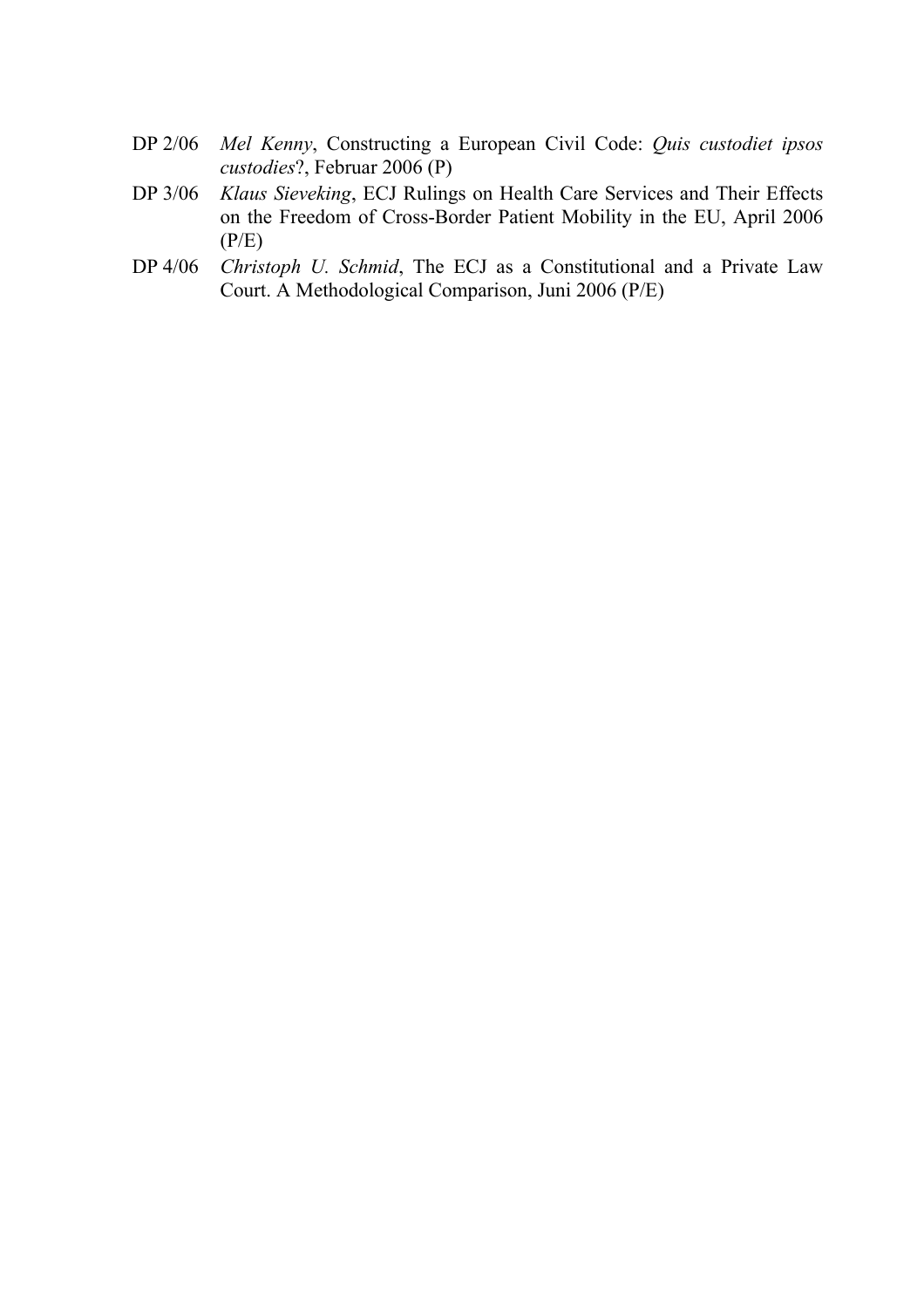DP 2/06 *Mel Kenny*, Constructing a European Civil Code: *Quis custodiet ipsos custodies*?, Februar 2006 (P)

DP 3/06 *Klaus Sieveking*, ECJ Rulings on Health Care Services and Their Effects on the Freedom of Cross-Border Patient Mobility in the EU, April 2006 (P/E)

DP 4/06 *Christoph U. Schmid*, The ECJ as a Constitutional and a Private Law Court. A Methodological Comparison, Juni 2006 (P/E)